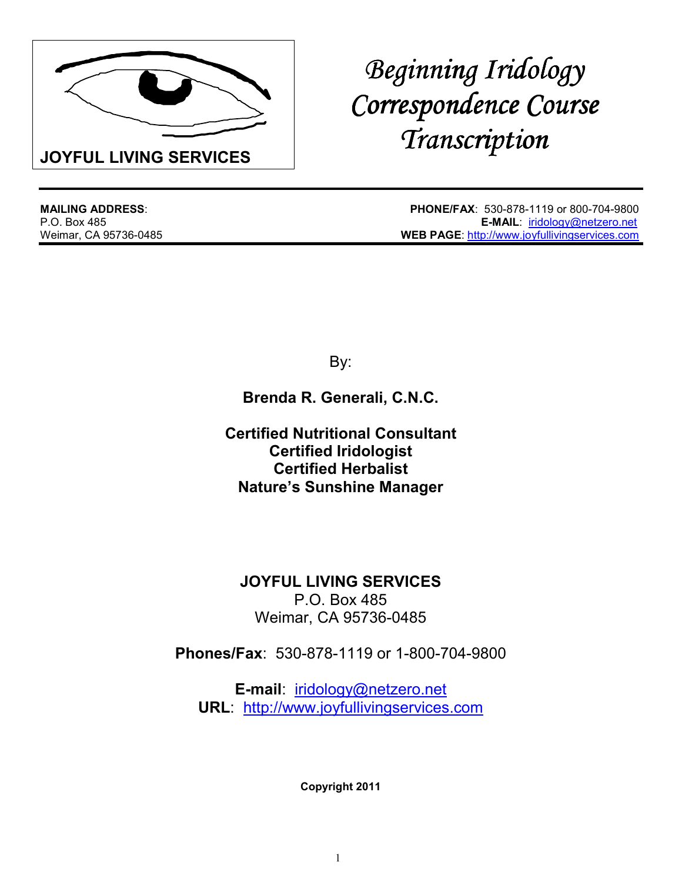**JOYFUL LIVING SERVICES**

# *Beginning Iridology Correspondence Course Transcription*

---

**MAILING ADDRESS**:
P.O. Box 485
Weimar, CA 95736-0485

**PHONE/FAX**: 530-878-1119 or 800-704-9800
**E-MAIL**: iridology@netzero.net
**WEB PAGE**: http://www.joyfullivingservices.com

---

By:

**Brenda R. Generali, C.N.C.**

**Certified Nutritional Consultant**
**Certified Iridologist**
**Certified Herbalist**
**Nature's Sunshine Manager**

**JOYFUL LIVING SERVICES**
P.O. Box 485
Weimar, CA 95736-0485

**Phones/Fax**: 530-878-1119 or 1-800-704-9800

**E-mail**: iridology@netzero.net
**URL**: http://www.joyfullivingservices.com

**Copyright 2011**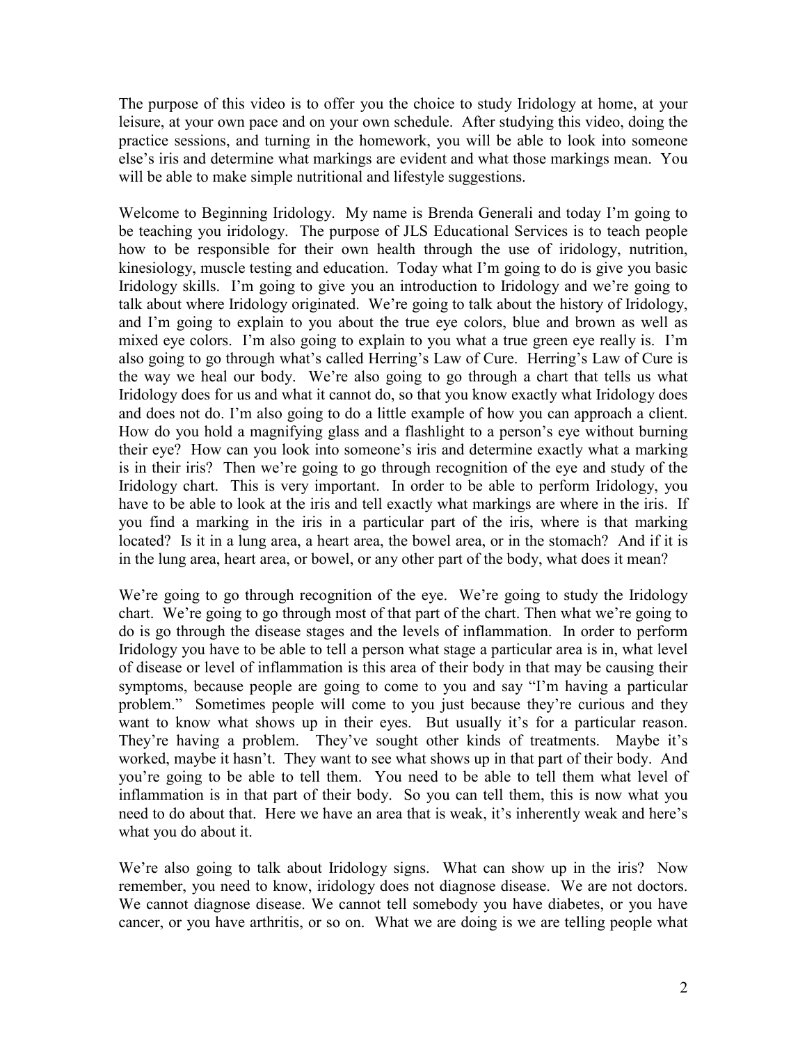The purpose of this video is to offer you the choice to study Iridology at home, at your leisure, at your own pace and on your own schedule. After studying this video, doing the practice sessions, and turning in the homework, you will be able to look into someone else's iris and determine what markings are evident and what those markings mean. You will be able to make simple nutritional and lifestyle suggestions.

Welcome to Beginning Iridology. My name is Brenda Generali and today I'm going to be teaching you iridology. The purpose of JLS Educational Services is to teach people how to be responsible for their own health through the use of iridology, nutrition, kinesiology, muscle testing and education. Today what I'm going to do is give you basic Iridology skills. I'm going to give you an introduction to Iridology and we're going to talk about where Iridology originated. We're going to talk about the history of Iridology, and I'm going to explain to you about the true eye colors, blue and brown as well as mixed eye colors. I'm also going to explain to you what a true green eye really is. I'm also going to go through what's called Herring's Law of Cure. Herring's Law of Cure is the way we heal our body. We're also going to go through a chart that tells us what Iridology does for us and what it cannot do, so that you know exactly what Iridology does and does not do. I'm also going to do a little example of how you can approach a client. How do you hold a magnifying glass and a flashlight to a person's eye without burning their eye? How can you look into someone's iris and determine exactly what a marking is in their iris? Then we're going to go through recognition of the eye and study of the Iridology chart. This is very important. In order to be able to perform Iridology, you have to be able to look at the iris and tell exactly what markings are where in the iris. If you find a marking in the iris in a particular part of the iris, where is that marking located? Is it in a lung area, a heart area, the bowel area, or in the stomach? And if it is in the lung area, heart area, or bowel, or any other part of the body, what does it mean?

We're going to go through recognition of the eye. We're going to study the Iridology chart. We're going to go through most of that part of the chart. Then what we're going to do is go through the disease stages and the levels of inflammation. In order to perform Iridology you have to be able to tell a person what stage a particular area is in, what level of disease or level of inflammation is this area of their body in that may be causing their symptoms, because people are going to come to you and say "I'm having a particular problem." Sometimes people will come to you just because they're curious and they want to know what shows up in their eyes. But usually it's for a particular reason. They're having a problem. They've sought other kinds of treatments. Maybe it's worked, maybe it hasn't. They want to see what shows up in that part of their body. And you're going to be able to tell them. You need to be able to tell them what level of inflammation is in that part of their body. So you can tell them, this is now what you need to do about that. Here we have an area that is weak, it's inherently weak and here's what you do about it.

We're also going to talk about Iridology signs. What can show up in the iris? Now remember, you need to know, iridology does not diagnose disease. We are not doctors. We cannot diagnose disease. We cannot tell somebody you have diabetes, or you have cancer, or you have arthritis, or so on. What we are doing is we are telling people what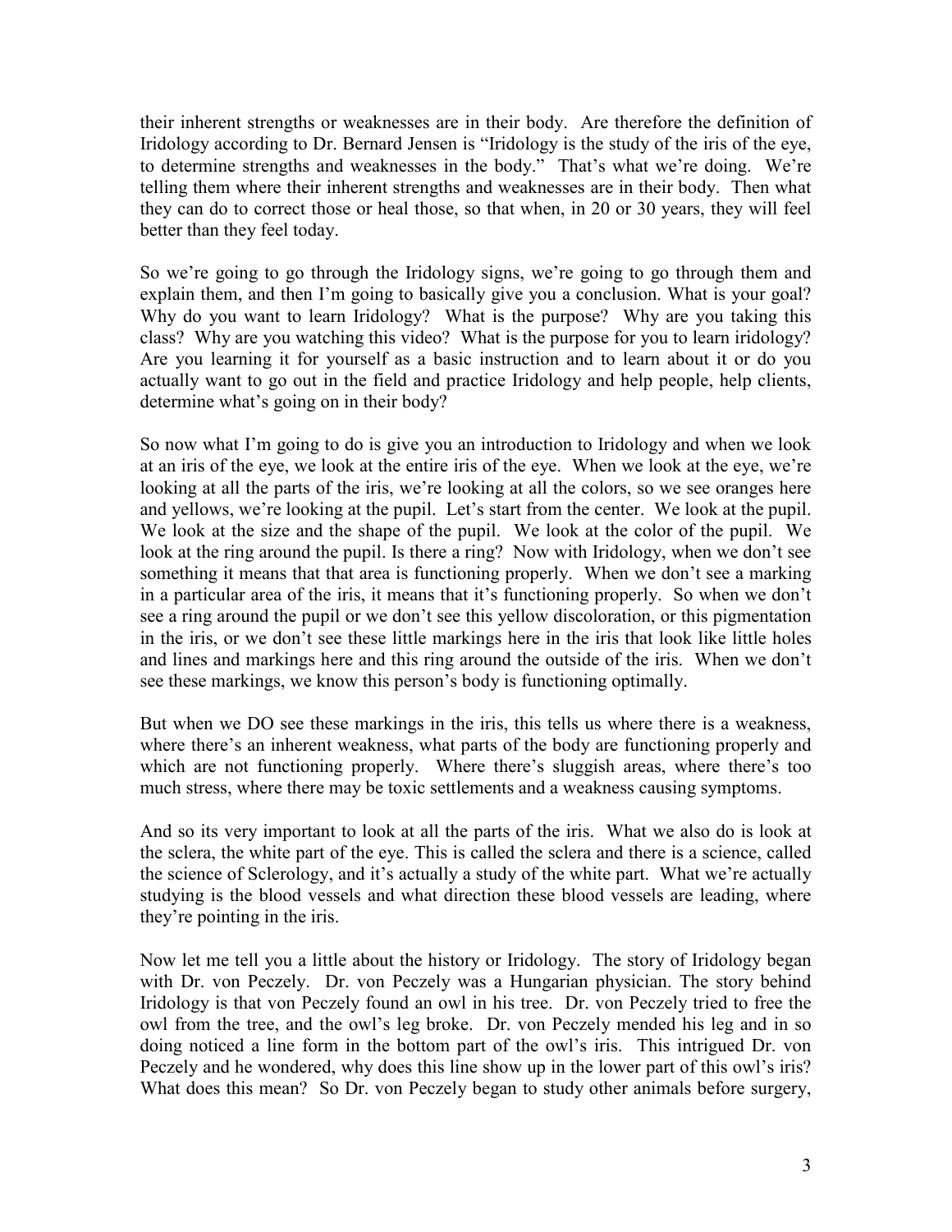their inherent strengths or weaknesses are in their body. Are therefore the definition of Iridology according to Dr. Bernard Jensen is "Iridology is the study of the iris of the eye, to determine strengths and weaknesses in the body." That's what we're doing. We're telling them where their inherent strengths and weaknesses are in their body. Then what they can do to correct those or heal those, so that when, in 20 or 30 years, they will feel better than they feel today.

So we're going to go through the Iridology signs, we're going to go through them and explain them, and then I'm going to basically give you a conclusion. What is your goal? Why do you want to learn Iridology? What is the purpose? Why are you taking this class? Why are you watching this video? What is the purpose for you to learn iridology? Are you learning it for yourself as a basic instruction and to learn about it or do you actually want to go out in the field and practice Iridology and help people, help clients, determine what's going on in their body?

So now what I'm going to do is give you an introduction to Iridology and when we look at an iris of the eye, we look at the entire iris of the eye. When we look at the eye, we're looking at all the parts of the iris, we're looking at all the colors, so we see oranges here and yellows, we're looking at the pupil. Let's start from the center. We look at the pupil. We look at the size and the shape of the pupil. We look at the color of the pupil. We look at the ring around the pupil. Is there a ring? Now with Iridology, when we don't see something it means that that area is functioning properly. When we don't see a marking in a particular area of the iris, it means that it's functioning properly. So when we don't see a ring around the pupil or we don't see this yellow discoloration, or this pigmentation in the iris, or we don't see these little markings here in the iris that look like little holes and lines and markings here and this ring around the outside of the iris. When we don't see these markings, we know this person's body is functioning optimally.

But when we DO see these markings in the iris, this tells us where there is a weakness, where there's an inherent weakness, what parts of the body are functioning properly and which are not functioning properly. Where there's sluggish areas, where there's too much stress, where there may be toxic settlements and a weakness causing symptoms.

And so its very important to look at all the parts of the iris. What we also do is look at the sclera, the white part of the eye. This is called the sclera and there is a science, called the science of Sclerology, and it's actually a study of the white part. What we're actually studying is the blood vessels and what direction these blood vessels are leading, where they're pointing in the iris.

Now let me tell you a little about the history or Iridology. The story of Iridology began with Dr. von Peczely. Dr. von Peczely was a Hungarian physician. The story behind Iridology is that von Peczely found an owl in his tree. Dr. von Peczely tried to free the owl from the tree, and the owl's leg broke. Dr. von Peczely mended his leg and in so doing noticed a line form in the bottom part of the owl's iris. This intrigued Dr. von Peczely and he wondered, why does this line show up in the lower part of this owl's iris? What does this mean? So Dr. von Peczely began to study other animals before surgery,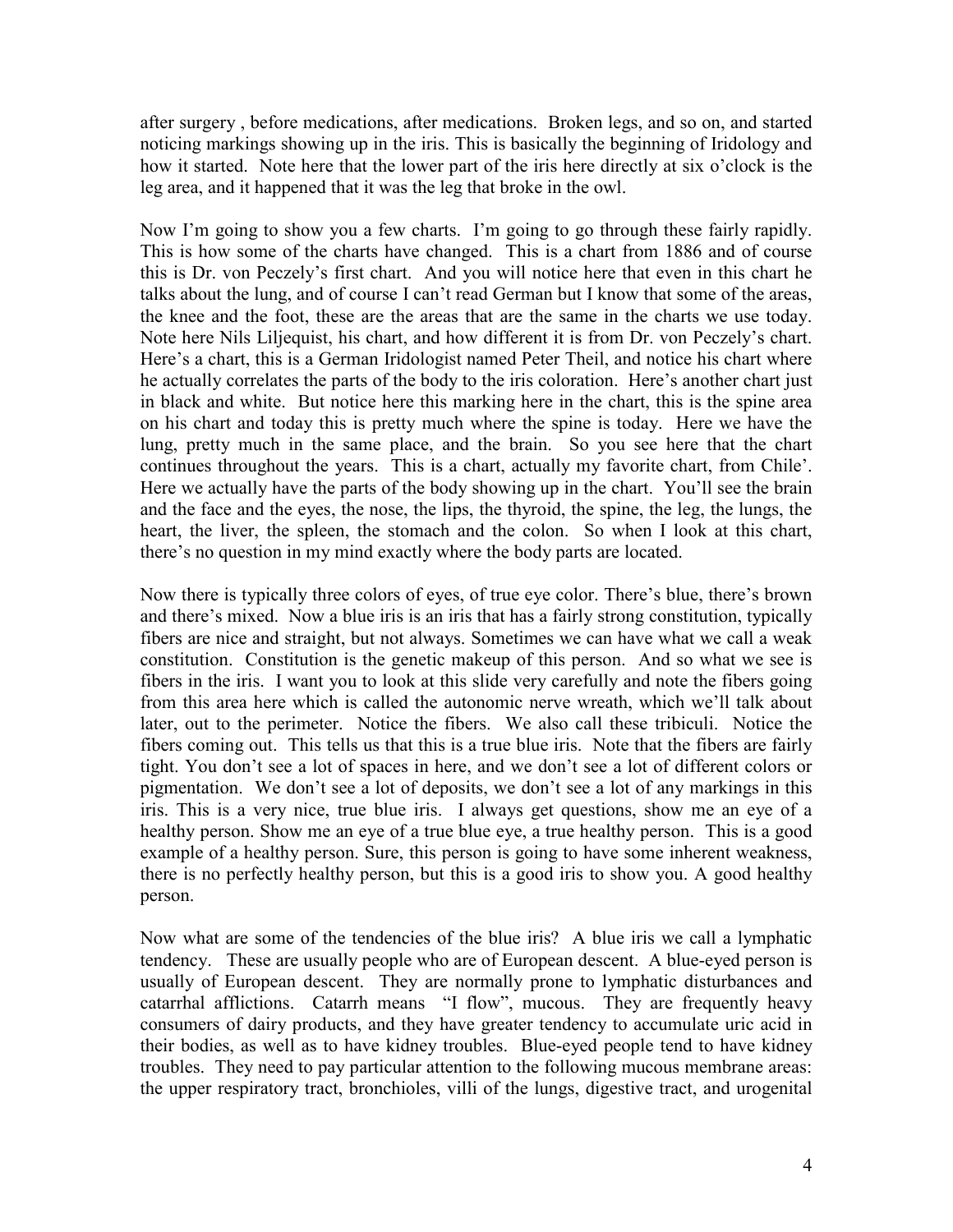after surgery , before medications, after medications. Broken legs, and so on, and started noticing markings showing up in the iris. This is basically the beginning of Iridology and how it started. Note here that the lower part of the iris here directly at six o'clock is the leg area, and it happened that it was the leg that broke in the owl.

Now I'm going to show you a few charts. I'm going to go through these fairly rapidly. This is how some of the charts have changed. This is a chart from 1886 and of course this is Dr. von Peczely's first chart. And you will notice here that even in this chart he talks about the lung, and of course I can't read German but I know that some of the areas, the knee and the foot, these are the areas that are the same in the charts we use today. Note here Nils Liljequist, his chart, and how different it is from Dr. von Peczely's chart. Here's a chart, this is a German Iridologist named Peter Theil, and notice his chart where he actually correlates the parts of the body to the iris coloration. Here's another chart just in black and white. But notice here this marking here in the chart, this is the spine area on his chart and today this is pretty much where the spine is today. Here we have the lung, pretty much in the same place, and the brain. So you see here that the chart continues throughout the years. This is a chart, actually my favorite chart, from Chile'. Here we actually have the parts of the body showing up in the chart. You'll see the brain and the face and the eyes, the nose, the lips, the thyroid, the spine, the leg, the lungs, the heart, the liver, the spleen, the stomach and the colon. So when I look at this chart, there's no question in my mind exactly where the body parts are located.

Now there is typically three colors of eyes, of true eye color. There's blue, there's brown and there's mixed. Now a blue iris is an iris that has a fairly strong constitution, typically fibers are nice and straight, but not always. Sometimes we can have what we call a weak constitution. Constitution is the genetic makeup of this person. And so what we see is fibers in the iris. I want you to look at this slide very carefully and note the fibers going from this area here which is called the autonomic nerve wreath, which we'll talk about later, out to the perimeter. Notice the fibers. We also call these tribiculi. Notice the fibers coming out. This tells us that this is a true blue iris. Note that the fibers are fairly tight. You don't see a lot of spaces in here, and we don't see a lot of different colors or pigmentation. We don't see a lot of deposits, we don't see a lot of any markings in this iris. This is a very nice, true blue iris. I always get questions, show me an eye of a healthy person. Show me an eye of a true blue eye, a true healthy person. This is a good example of a healthy person. Sure, this person is going to have some inherent weakness, there is no perfectly healthy person, but this is a good iris to show you. A good healthy person.

Now what are some of the tendencies of the blue iris? A blue iris we call a lymphatic tendency. These are usually people who are of European descent. A blue-eyed person is usually of European descent. They are normally prone to lymphatic disturbances and catarrhal afflictions. Catarrh means "I flow", mucous. They are frequently heavy consumers of dairy products, and they have greater tendency to accumulate uric acid in their bodies, as well as to have kidney troubles. Blue-eyed people tend to have kidney troubles. They need to pay particular attention to the following mucous membrane areas: the upper respiratory tract, bronchioles, villi of the lungs, digestive tract, and urogenital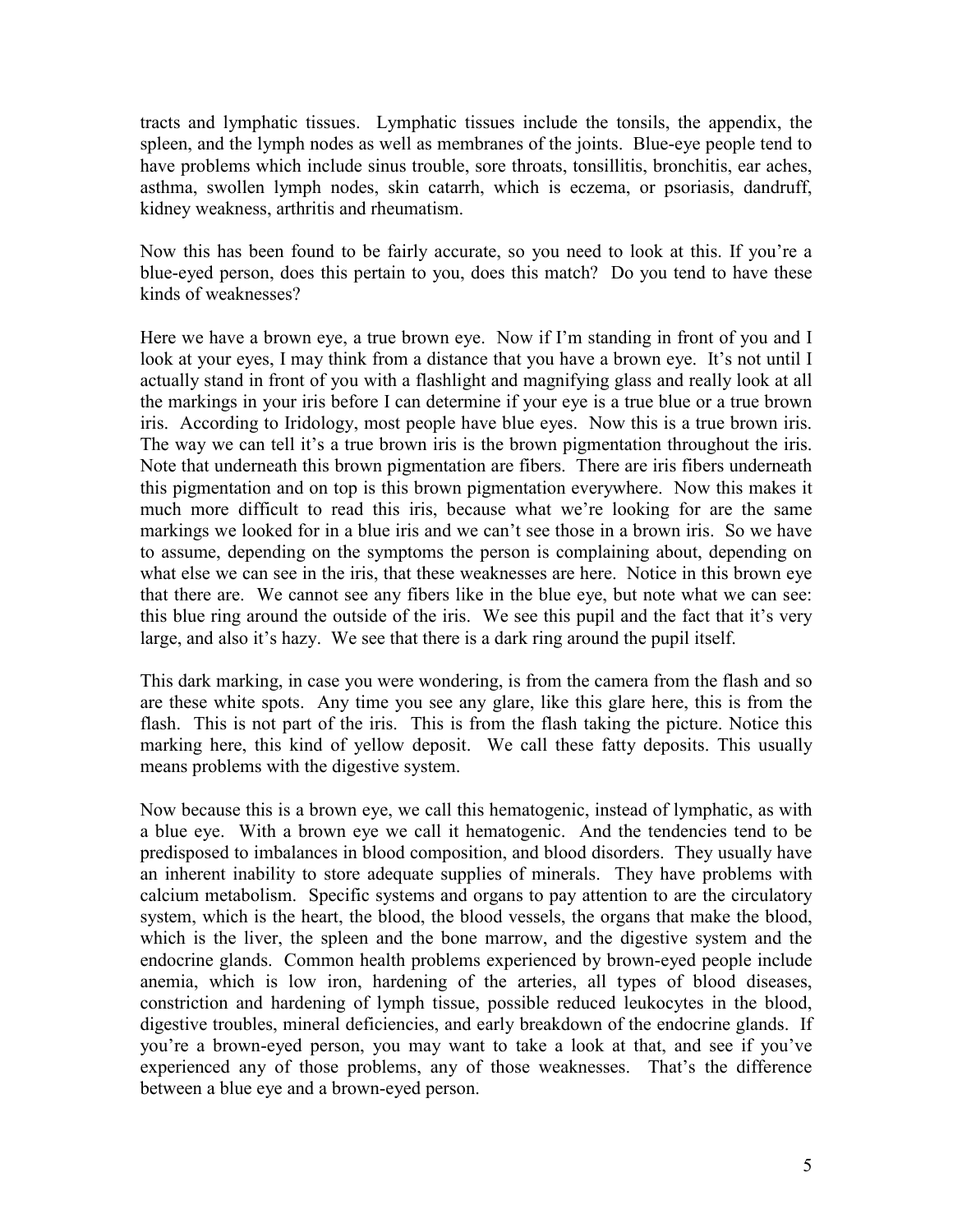tracts and lymphatic tissues. Lymphatic tissues include the tonsils, the appendix, the spleen, and the lymph nodes as well as membranes of the joints. Blue-eye people tend to have problems which include sinus trouble, sore throats, tonsillitis, bronchitis, ear aches, asthma, swollen lymph nodes, skin catarrh, which is eczema, or psoriasis, dandruff, kidney weakness, arthritis and rheumatism.

Now this has been found to be fairly accurate, so you need to look at this. If you're a blue-eyed person, does this pertain to you, does this match? Do you tend to have these kinds of weaknesses?

Here we have a brown eye, a true brown eye. Now if I'm standing in front of you and I look at your eyes, I may think from a distance that you have a brown eye. It's not until I actually stand in front of you with a flashlight and magnifying glass and really look at all the markings in your iris before I can determine if your eye is a true blue or a true brown iris. According to Iridology, most people have blue eyes. Now this is a true brown iris. The way we can tell it's a true brown iris is the brown pigmentation throughout the iris. Note that underneath this brown pigmentation are fibers. There are iris fibers underneath this pigmentation and on top is this brown pigmentation everywhere. Now this makes it much more difficult to read this iris, because what we're looking for are the same markings we looked for in a blue iris and we can't see those in a brown iris. So we have to assume, depending on the symptoms the person is complaining about, depending on what else we can see in the iris, that these weaknesses are here. Notice in this brown eye that there are. We cannot see any fibers like in the blue eye, but note what we can see: this blue ring around the outside of the iris. We see this pupil and the fact that it's very large, and also it's hazy. We see that there is a dark ring around the pupil itself.

This dark marking, in case you were wondering, is from the camera from the flash and so are these white spots. Any time you see any glare, like this glare here, this is from the flash. This is not part of the iris. This is from the flash taking the picture. Notice this marking here, this kind of yellow deposit. We call these fatty deposits. This usually means problems with the digestive system.

Now because this is a brown eye, we call this hematogenic, instead of lymphatic, as with a blue eye. With a brown eye we call it hematogenic. And the tendencies tend to be predisposed to imbalances in blood composition, and blood disorders. They usually have an inherent inability to store adequate supplies of minerals. They have problems with calcium metabolism. Specific systems and organs to pay attention to are the circulatory system, which is the heart, the blood, the blood vessels, the organs that make the blood, which is the liver, the spleen and the bone marrow, and the digestive system and the endocrine glands. Common health problems experienced by brown-eyed people include anemia, which is low iron, hardening of the arteries, all types of blood diseases, constriction and hardening of lymph tissue, possible reduced leukocytes in the blood, digestive troubles, mineral deficiencies, and early breakdown of the endocrine glands. If you're a brown-eyed person, you may want to take a look at that, and see if you've experienced any of those problems, any of those weaknesses. That's the difference between a blue eye and a brown-eyed person.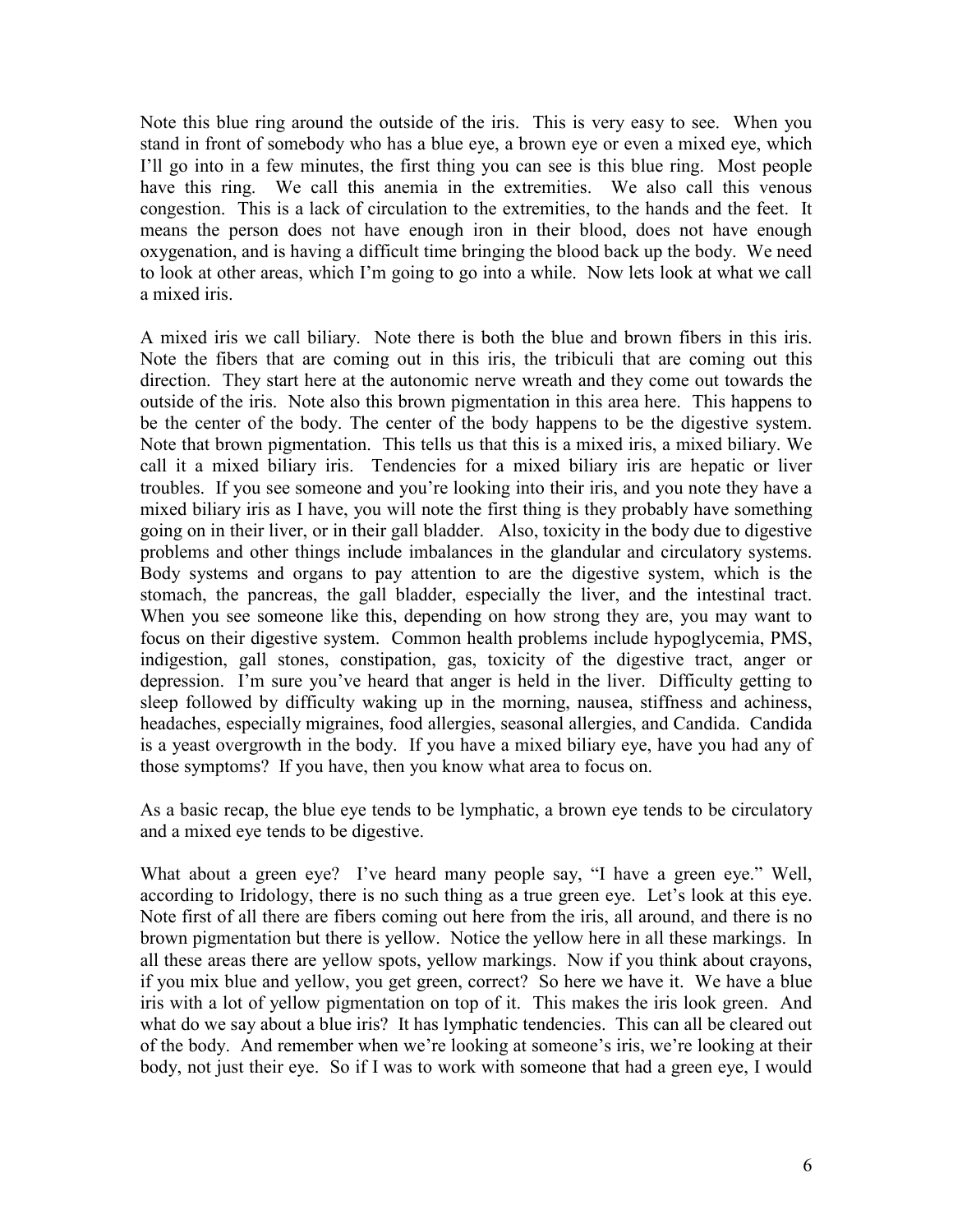Note this blue ring around the outside of the iris. This is very easy to see. When you stand in front of somebody who has a blue eye, a brown eye or even a mixed eye, which I'll go into in a few minutes, the first thing you can see is this blue ring. Most people have this ring. We call this anemia in the extremities. We also call this venous congestion. This is a lack of circulation to the extremities, to the hands and the feet. It means the person does not have enough iron in their blood, does not have enough oxygenation, and is having a difficult time bringing the blood back up the body. We need to look at other areas, which I'm going to go into a while. Now lets look at what we call a mixed iris.

A mixed iris we call biliary. Note there is both the blue and brown fibers in this iris. Note the fibers that are coming out in this iris, the tribiculi that are coming out this direction. They start here at the autonomic nerve wreath and they come out towards the outside of the iris. Note also this brown pigmentation in this area here. This happens to be the center of the body. The center of the body happens to be the digestive system. Note that brown pigmentation. This tells us that this is a mixed iris, a mixed biliary. We call it a mixed biliary iris. Tendencies for a mixed biliary iris are hepatic or liver troubles. If you see someone and you're looking into their iris, and you note they have a mixed biliary iris as I have, you will note the first thing is they probably have something going on in their liver, or in their gall bladder. Also, toxicity in the body due to digestive problems and other things include imbalances in the glandular and circulatory systems. Body systems and organs to pay attention to are the digestive system, which is the stomach, the pancreas, the gall bladder, especially the liver, and the intestinal tract. When you see someone like this, depending on how strong they are, you may want to focus on their digestive system. Common health problems include hypoglycemia, PMS, indigestion, gall stones, constipation, gas, toxicity of the digestive tract, anger or depression. I'm sure you've heard that anger is held in the liver. Difficulty getting to sleep followed by difficulty waking up in the morning, nausea, stiffness and achiness, headaches, especially migraines, food allergies, seasonal allergies, and Candida. Candida is a yeast overgrowth in the body. If you have a mixed biliary eye, have you had any of those symptoms? If you have, then you know what area to focus on.

As a basic recap, the blue eye tends to be lymphatic, a brown eye tends to be circulatory and a mixed eye tends to be digestive.

What about a green eye? I've heard many people say, "I have a green eye." Well, according to Iridology, there is no such thing as a true green eye. Let's look at this eye. Note first of all there are fibers coming out here from the iris, all around, and there is no brown pigmentation but there is yellow. Notice the yellow here in all these markings. In all these areas there are yellow spots, yellow markings. Now if you think about crayons, if you mix blue and yellow, you get green, correct? So here we have it. We have a blue iris with a lot of yellow pigmentation on top of it. This makes the iris look green. And what do we say about a blue iris? It has lymphatic tendencies. This can all be cleared out of the body. And remember when we're looking at someone's iris, we're looking at their body, not just their eye. So if I was to work with someone that had a green eye, I would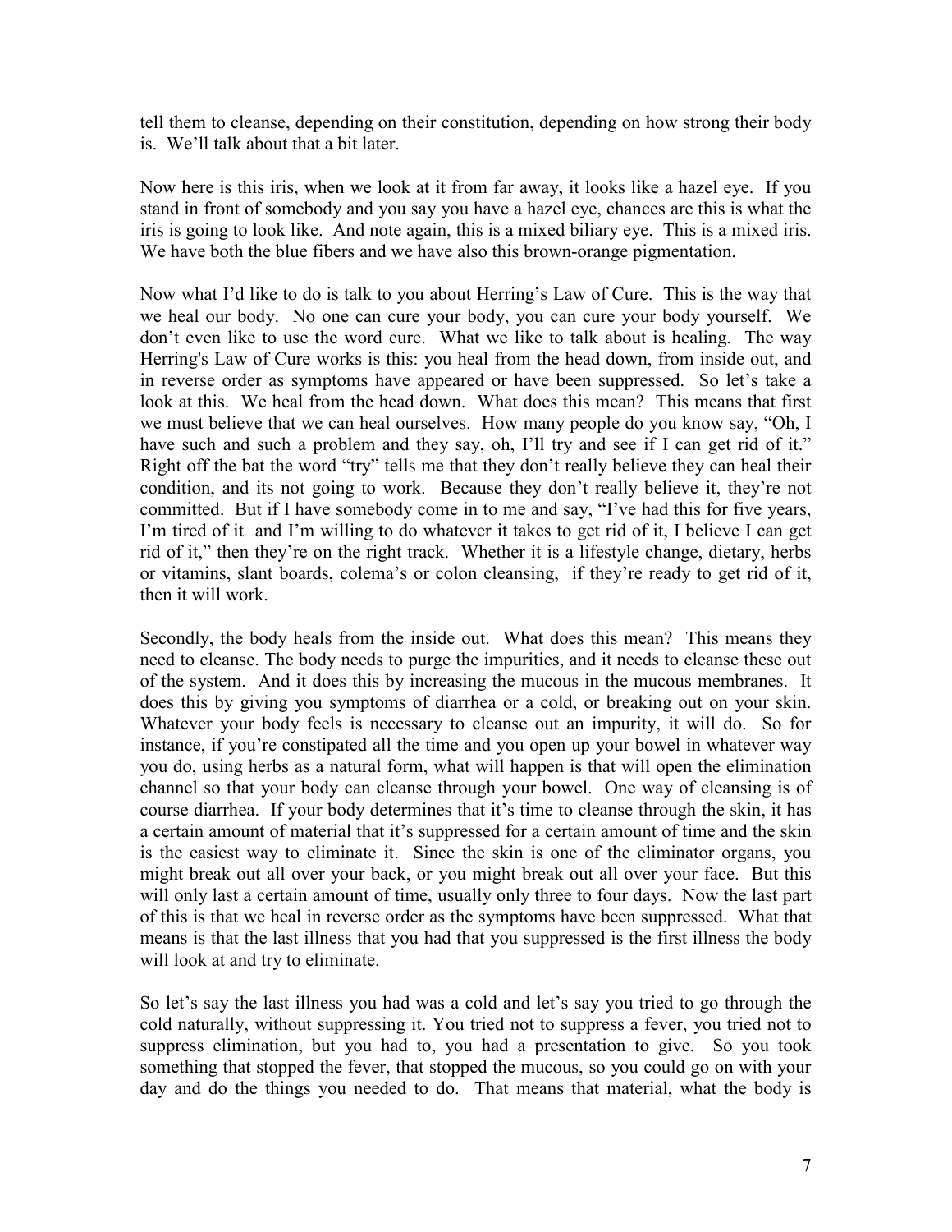tell them to cleanse, depending on their constitution, depending on how strong their body is. We'll talk about that a bit later.

Now here is this iris, when we look at it from far away, it looks like a hazel eye. If you stand in front of somebody and you say you have a hazel eye, chances are this is what the iris is going to look like. And note again, this is a mixed biliary eye. This is a mixed iris. We have both the blue fibers and we have also this brown-orange pigmentation.

Now what I'd like to do is talk to you about Herring's Law of Cure. This is the way that we heal our body. No one can cure your body, you can cure your body yourself. We don't even like to use the word cure. What we like to talk about is healing. The way Herring's Law of Cure works is this: you heal from the head down, from inside out, and in reverse order as symptoms have appeared or have been suppressed. So let's take a look at this. We heal from the head down. What does this mean? This means that first we must believe that we can heal ourselves. How many people do you know say, "Oh, I have such and such a problem and they say, oh, I'll try and see if I can get rid of it." Right off the bat the word "try" tells me that they don't really believe they can heal their condition, and its not going to work. Because they don't really believe it, they're not committed. But if I have somebody come in to me and say, "I've had this for five years, I'm tired of it and I'm willing to do whatever it takes to get rid of it, I believe I can get rid of it," then they're on the right track. Whether it is a lifestyle change, dietary, herbs or vitamins, slant boards, colema's or colon cleansing, if they're ready to get rid of it, then it will work.

Secondly, the body heals from the inside out. What does this mean? This means they need to cleanse. The body needs to purge the impurities, and it needs to cleanse these out of the system. And it does this by increasing the mucous in the mucous membranes. It does this by giving you symptoms of diarrhea or a cold, or breaking out on your skin. Whatever your body feels is necessary to cleanse out an impurity, it will do. So for instance, if you're constipated all the time and you open up your bowel in whatever way you do, using herbs as a natural form, what will happen is that will open the elimination channel so that your body can cleanse through your bowel. One way of cleansing is of course diarrhea. If your body determines that it's time to cleanse through the skin, it has a certain amount of material that it's suppressed for a certain amount of time and the skin is the easiest way to eliminate it. Since the skin is one of the eliminator organs, you might break out all over your back, or you might break out all over your face. But this will only last a certain amount of time, usually only three to four days. Now the last part of this is that we heal in reverse order as the symptoms have been suppressed. What that means is that the last illness that you had that you suppressed is the first illness the body will look at and try to eliminate.

So let's say the last illness you had was a cold and let's say you tried to go through the cold naturally, without suppressing it. You tried not to suppress a fever, you tried not to suppress elimination, but you had to, you had a presentation to give. So you took something that stopped the fever, that stopped the mucous, so you could go on with your day and do the things you needed to do. That means that material, what the body is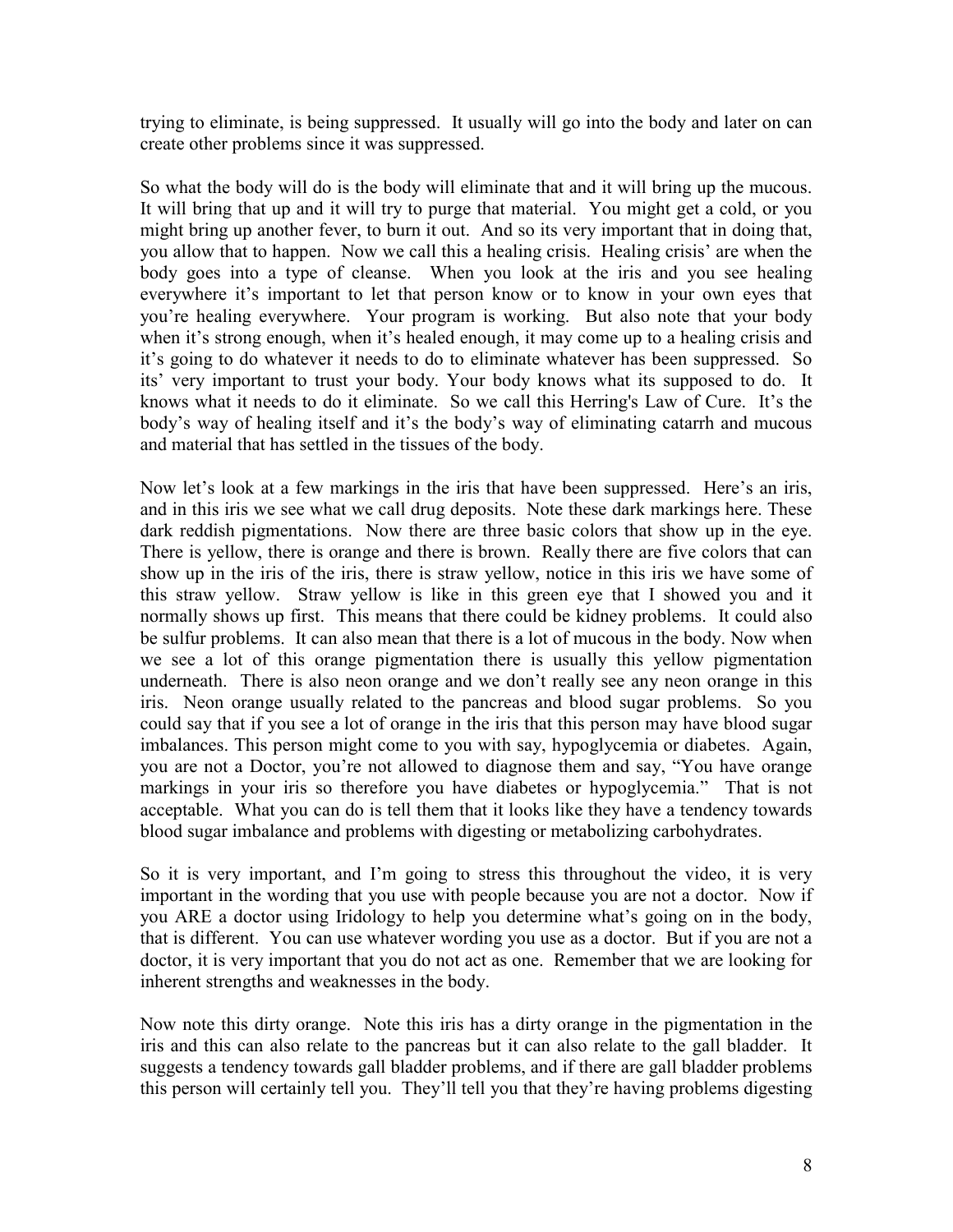trying to eliminate, is being suppressed. It usually will go into the body and later on can create other problems since it was suppressed.

So what the body will do is the body will eliminate that and it will bring up the mucous. It will bring that up and it will try to purge that material. You might get a cold, or you might bring up another fever, to burn it out. And so its very important that in doing that, you allow that to happen. Now we call this a healing crisis. Healing crisis' are when the body goes into a type of cleanse. When you look at the iris and you see healing everywhere it's important to let that person know or to know in your own eyes that you're healing everywhere. Your program is working. But also note that your body when it's strong enough, when it's healed enough, it may come up to a healing crisis and it's going to do whatever it needs to do to eliminate whatever has been suppressed. So its' very important to trust your body. Your body knows what its supposed to do. It knows what it needs to do it eliminate. So we call this Herring's Law of Cure. It's the body's way of healing itself and it's the body's way of eliminating catarrh and mucous and material that has settled in the tissues of the body.

Now let's look at a few markings in the iris that have been suppressed. Here's an iris, and in this iris we see what we call drug deposits. Note these dark markings here. These dark reddish pigmentations. Now there are three basic colors that show up in the eye. There is yellow, there is orange and there is brown. Really there are five colors that can show up in the iris of the iris, there is straw yellow, notice in this iris we have some of this straw yellow. Straw yellow is like in this green eye that I showed you and it normally shows up first. This means that there could be kidney problems. It could also be sulfur problems. It can also mean that there is a lot of mucous in the body. Now when we see a lot of this orange pigmentation there is usually this yellow pigmentation underneath. There is also neon orange and we don't really see any neon orange in this iris. Neon orange usually related to the pancreas and blood sugar problems. So you could say that if you see a lot of orange in the iris that this person may have blood sugar imbalances. This person might come to you with say, hypoglycemia or diabetes. Again, you are not a Doctor, you're not allowed to diagnose them and say, "You have orange markings in your iris so therefore you have diabetes or hypoglycemia." That is not acceptable. What you can do is tell them that it looks like they have a tendency towards blood sugar imbalance and problems with digesting or metabolizing carbohydrates.

So it is very important, and I'm going to stress this throughout the video, it is very important in the wording that you use with people because you are not a doctor. Now if you ARE a doctor using Iridology to help you determine what's going on in the body, that is different. You can use whatever wording you use as a doctor. But if you are not a doctor, it is very important that you do not act as one. Remember that we are looking for inherent strengths and weaknesses in the body.

Now note this dirty orange. Note this iris has a dirty orange in the pigmentation in the iris and this can also relate to the pancreas but it can also relate to the gall bladder. It suggests a tendency towards gall bladder problems, and if there are gall bladder problems this person will certainly tell you. They'll tell you that they're having problems digesting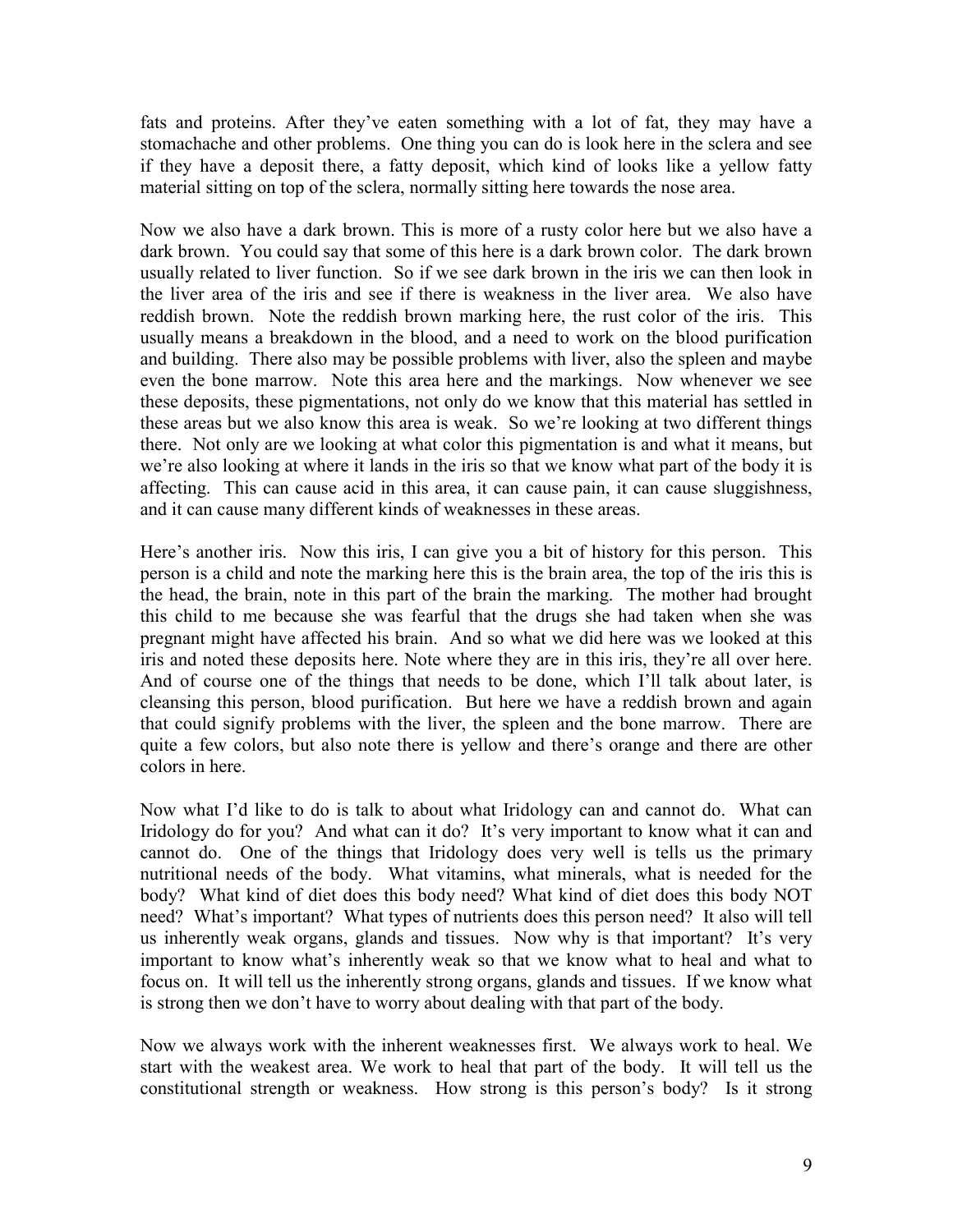fats and proteins. After they've eaten something with a lot of fat, they may have a stomachache and other problems. One thing you can do is look here in the sclera and see if they have a deposit there, a fatty deposit, which kind of looks like a yellow fatty material sitting on top of the sclera, normally sitting here towards the nose area.

Now we also have a dark brown. This is more of a rusty color here but we also have a dark brown. You could say that some of this here is a dark brown color. The dark brown usually related to liver function. So if we see dark brown in the iris we can then look in the liver area of the iris and see if there is weakness in the liver area. We also have reddish brown. Note the reddish brown marking here, the rust color of the iris. This usually means a breakdown in the blood, and a need to work on the blood purification and building. There also may be possible problems with liver, also the spleen and maybe even the bone marrow. Note this area here and the markings. Now whenever we see these deposits, these pigmentations, not only do we know that this material has settled in these areas but we also know this area is weak. So we're looking at two different things there. Not only are we looking at what color this pigmentation is and what it means, but we're also looking at where it lands in the iris so that we know what part of the body it is affecting. This can cause acid in this area, it can cause pain, it can cause sluggishness, and it can cause many different kinds of weaknesses in these areas.

Here's another iris. Now this iris, I can give you a bit of history for this person. This person is a child and note the marking here this is the brain area, the top of the iris this is the head, the brain, note in this part of the brain the marking. The mother had brought this child to me because she was fearful that the drugs she had taken when she was pregnant might have affected his brain. And so what we did here was we looked at this iris and noted these deposits here. Note where they are in this iris, they're all over here. And of course one of the things that needs to be done, which I'll talk about later, is cleansing this person, blood purification. But here we have a reddish brown and again that could signify problems with the liver, the spleen and the bone marrow. There are quite a few colors, but also note there is yellow and there's orange and there are other colors in here.

Now what I'd like to do is talk to about what Iridology can and cannot do. What can Iridology do for you? And what can it do? It's very important to know what it can and cannot do. One of the things that Iridology does very well is tells us the primary nutritional needs of the body. What vitamins, what minerals, what is needed for the body? What kind of diet does this body need? What kind of diet does this body NOT need? What's important? What types of nutrients does this person need? It also will tell us inherently weak organs, glands and tissues. Now why is that important? It's very important to know what's inherently weak so that we know what to heal and what to focus on. It will tell us the inherently strong organs, glands and tissues. If we know what is strong then we don't have to worry about dealing with that part of the body.

Now we always work with the inherent weaknesses first. We always work to heal. We start with the weakest area. We work to heal that part of the body. It will tell us the constitutional strength or weakness. How strong is this person's body? Is it strong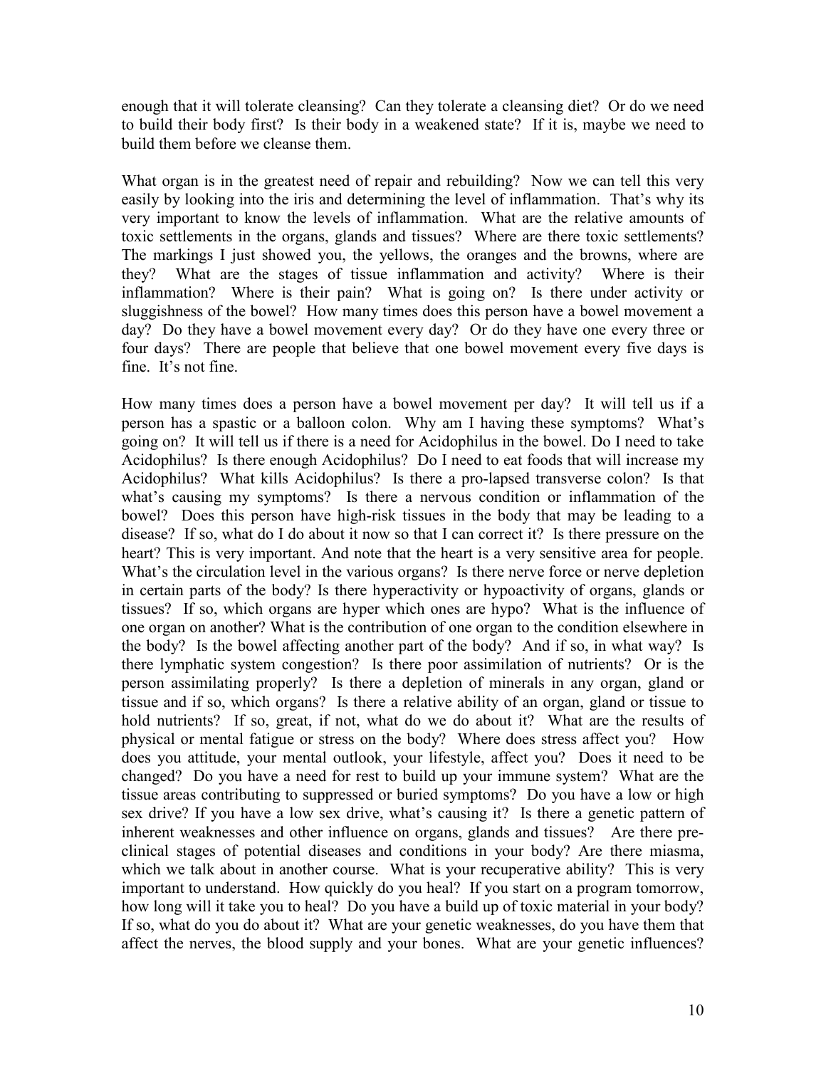enough that it will tolerate cleansing? Can they tolerate a cleansing diet? Or do we need to build their body first? Is their body in a weakened state? If it is, maybe we need to build them before we cleanse them.

What organ is in the greatest need of repair and rebuilding? Now we can tell this very easily by looking into the iris and determining the level of inflammation. That's why its very important to know the levels of inflammation. What are the relative amounts of toxic settlements in the organs, glands and tissues? Where are there toxic settlements? The markings I just showed you, the yellows, the oranges and the browns, where are they? What are the stages of tissue inflammation and activity? Where is their inflammation? Where is their pain? What is going on? Is there under activity or sluggishness of the bowel? How many times does this person have a bowel movement a day? Do they have a bowel movement every day? Or do they have one every three or four days? There are people that believe that one bowel movement every five days is fine. It's not fine.

How many times does a person have a bowel movement per day? It will tell us if a person has a spastic or a balloon colon. Why am I having these symptoms? What's going on? It will tell us if there is a need for Acidophilus in the bowel. Do I need to take Acidophilus? Is there enough Acidophilus? Do I need to eat foods that will increase my Acidophilus? What kills Acidophilus? Is there a pro-lapsed transverse colon? Is that what's causing my symptoms? Is there a nervous condition or inflammation of the bowel? Does this person have high-risk tissues in the body that may be leading to a disease? If so, what do I do about it now so that I can correct it? Is there pressure on the heart? This is very important. And note that the heart is a very sensitive area for people. What's the circulation level in the various organs? Is there nerve force or nerve depletion in certain parts of the body? Is there hyperactivity or hypoactivity of organs, glands or tissues? If so, which organs are hyper which ones are hypo? What is the influence of one organ on another? What is the contribution of one organ to the condition elsewhere in the body? Is the bowel affecting another part of the body? And if so, in what way? Is there lymphatic system congestion? Is there poor assimilation of nutrients? Or is the person assimilating properly? Is there a depletion of minerals in any organ, gland or tissue and if so, which organs? Is there a relative ability of an organ, gland or tissue to hold nutrients? If so, great, if not, what do we do about it? What are the results of physical or mental fatigue or stress on the body? Where does stress affect you? How does you attitude, your mental outlook, your lifestyle, affect you? Does it need to be changed? Do you have a need for rest to build up your immune system? What are the tissue areas contributing to suppressed or buried symptoms? Do you have a low or high sex drive? If you have a low sex drive, what's causing it? Is there a genetic pattern of inherent weaknesses and other influence on organs, glands and tissues? Are there pre-clinical stages of potential diseases and conditions in your body? Are there miasma, which we talk about in another course. What is your recuperative ability? This is very important to understand. How quickly do you heal? If you start on a program tomorrow, how long will it take you to heal? Do you have a build up of toxic material in your body? If so, what do you do about it? What are your genetic weaknesses, do you have them that affect the nerves, the blood supply and your bones. What are your genetic influences?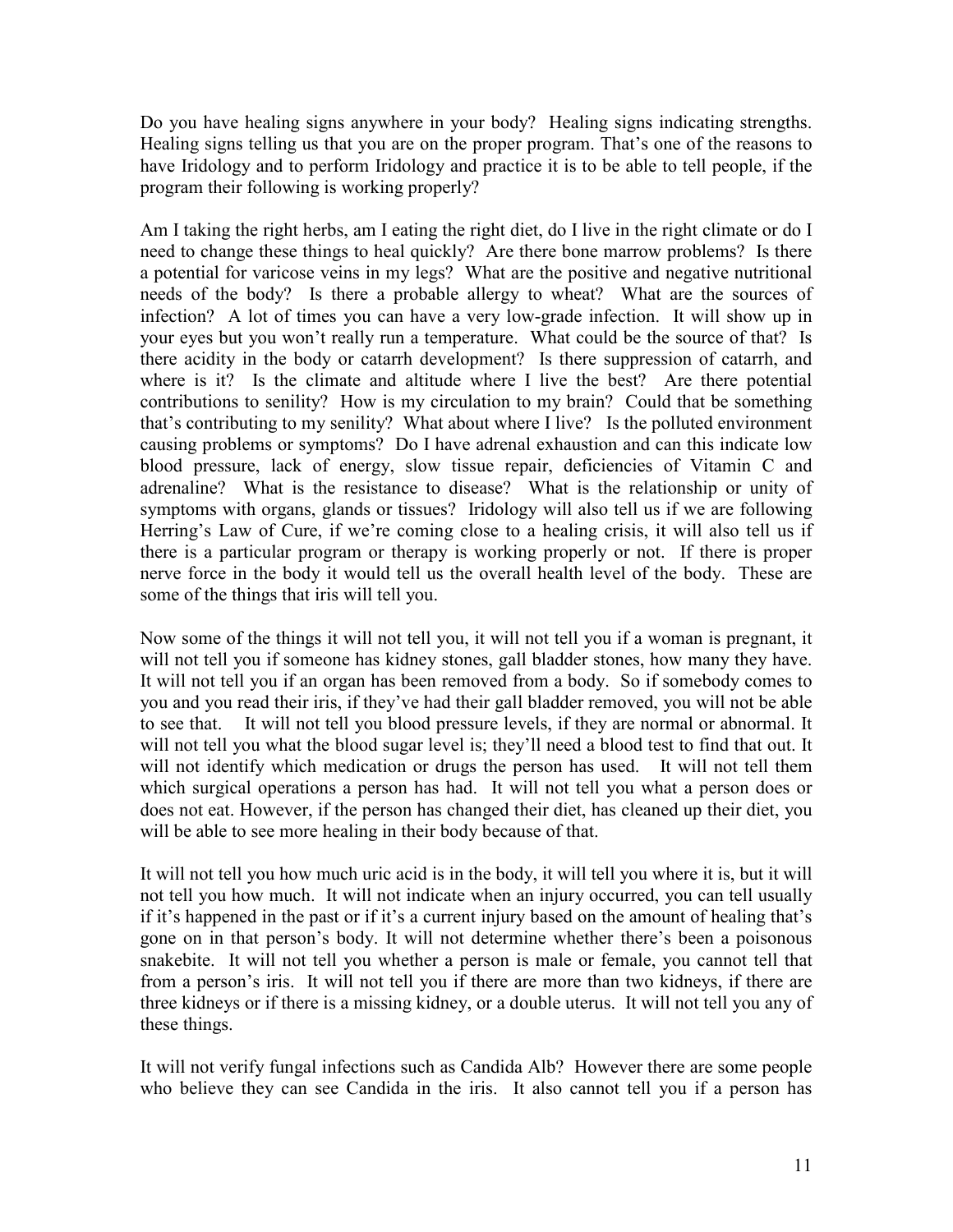Do you have healing signs anywhere in your body? Healing signs indicating strengths. Healing signs telling us that you are on the proper program. That's one of the reasons to have Iridology and to perform Iridology and practice it is to be able to tell people, if the program their following is working properly?

Am I taking the right herbs, am I eating the right diet, do I live in the right climate or do I need to change these things to heal quickly? Are there bone marrow problems? Is there a potential for varicose veins in my legs? What are the positive and negative nutritional needs of the body? Is there a probable allergy to wheat? What are the sources of infection? A lot of times you can have a very low-grade infection. It will show up in your eyes but you won't really run a temperature. What could be the source of that? Is there acidity in the body or catarrh development? Is there suppression of catarrh, and where is it? Is the climate and altitude where I live the best? Are there potential contributions to senility? How is my circulation to my brain? Could that be something that's contributing to my senility? What about where I live? Is the polluted environment causing problems or symptoms? Do I have adrenal exhaustion and can this indicate low blood pressure, lack of energy, slow tissue repair, deficiencies of Vitamin C and adrenaline? What is the resistance to disease? What is the relationship or unity of symptoms with organs, glands or tissues? Iridology will also tell us if we are following Herring's Law of Cure, if we're coming close to a healing crisis, it will also tell us if there is a particular program or therapy is working properly or not. If there is proper nerve force in the body it would tell us the overall health level of the body. These are some of the things that iris will tell you.

Now some of the things it will not tell you, it will not tell you if a woman is pregnant, it will not tell you if someone has kidney stones, gall bladder stones, how many they have. It will not tell you if an organ has been removed from a body. So if somebody comes to you and you read their iris, if they've had their gall bladder removed, you will not be able to see that. It will not tell you blood pressure levels, if they are normal or abnormal. It will not tell you what the blood sugar level is; they'll need a blood test to find that out. It will not identify which medication or drugs the person has used. It will not tell them which surgical operations a person has had. It will not tell you what a person does or does not eat. However, if the person has changed their diet, has cleaned up their diet, you will be able to see more healing in their body because of that.

It will not tell you how much uric acid is in the body, it will tell you where it is, but it will not tell you how much. It will not indicate when an injury occurred, you can tell usually if it's happened in the past or if it's a current injury based on the amount of healing that's gone on in that person's body. It will not determine whether there's been a poisonous snakebite. It will not tell you whether a person is male or female, you cannot tell that from a person's iris. It will not tell you if there are more than two kidneys, if there are three kidneys or if there is a missing kidney, or a double uterus. It will not tell you any of these things.

It will not verify fungal infections such as Candida Alb? However there are some people who believe they can see Candida in the iris. It also cannot tell you if a person has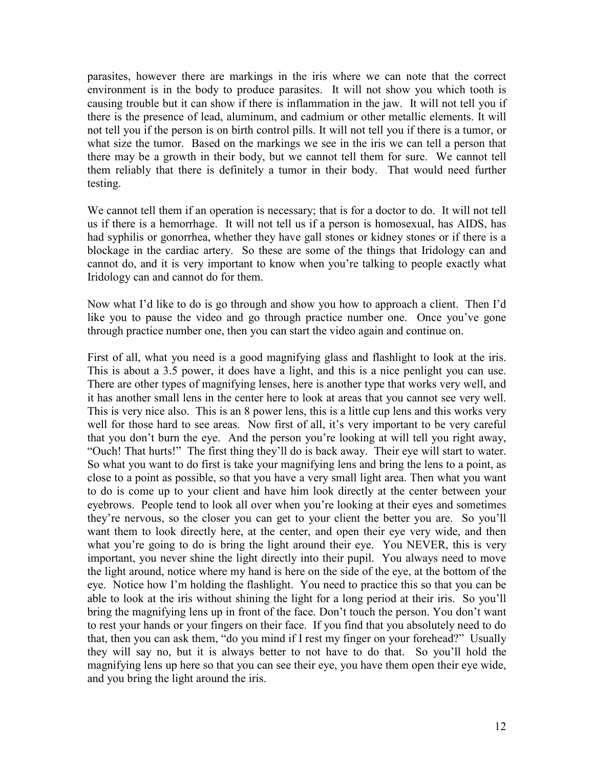parasites, however there are markings in the iris where we can note that the correct environment is in the body to produce parasites. It will not show you which tooth is causing trouble but it can show if there is inflammation in the jaw. It will not tell you if there is the presence of lead, aluminum, and cadmium or other metallic elements. It will not tell you if the person is on birth control pills. It will not tell you if there is a tumor, or what size the tumor. Based on the markings we see in the iris we can tell a person that there may be a growth in their body, but we cannot tell them for sure. We cannot tell them reliably that there is definitely a tumor in their body. That would need further testing.

We cannot tell them if an operation is necessary; that is for a doctor to do. It will not tell us if there is a hemorrhage. It will not tell us if a person is homosexual, has AIDS, has had syphilis or gonorrhea, whether they have gall stones or kidney stones or if there is a blockage in the cardiac artery. So these are some of the things that Iridology can and cannot do, and it is very important to know when you're talking to people exactly what Iridology can and cannot do for them.

Now what I'd like to do is go through and show you how to approach a client. Then I'd like you to pause the video and go through practice number one. Once you've gone through practice number one, then you can start the video again and continue on.

First of all, what you need is a good magnifying glass and flashlight to look at the iris. This is about a 3.5 power, it does have a light, and this is a nice penlight you can use. There are other types of magnifying lenses, here is another type that works very well, and it has another small lens in the center here to look at areas that you cannot see very well. This is very nice also. This is an 8 power lens, this is a little cup lens and this works very well for those hard to see areas. Now first of all, it's very important to be very careful that you don't burn the eye. And the person you're looking at will tell you right away, "Ouch! That hurts!" The first thing they'll do is back away. Their eye will start to water. So what you want to do first is take your magnifying lens and bring the lens to a point, as close to a point as possible, so that you have a very small light area. Then what you want to do is come up to your client and have him look directly at the center between your eyebrows. People tend to look all over when you're looking at their eyes and sometimes they're nervous, so the closer you can get to your client the better you are. So you'll want them to look directly here, at the center, and open their eye very wide, and then what you're going to do is bring the light around their eye. You NEVER, this is very important, you never shine the light directly into their pupil. You always need to move the light around, notice where my hand is here on the side of the eye, at the bottom of the eye. Notice how I'm holding the flashlight. You need to practice this so that you can be able to look at the iris without shining the light for a long period at their iris. So you'll bring the magnifying lens up in front of the face. Don't touch the person. You don't want to rest your hands or your fingers on their face. If you find that you absolutely need to do that, then you can ask them, "do you mind if I rest my finger on your forehead?" Usually they will say no, but it is always better to not have to do that. So you'll hold the magnifying lens up here so that you can see their eye, you have them open their eye wide, and you bring the light around the iris.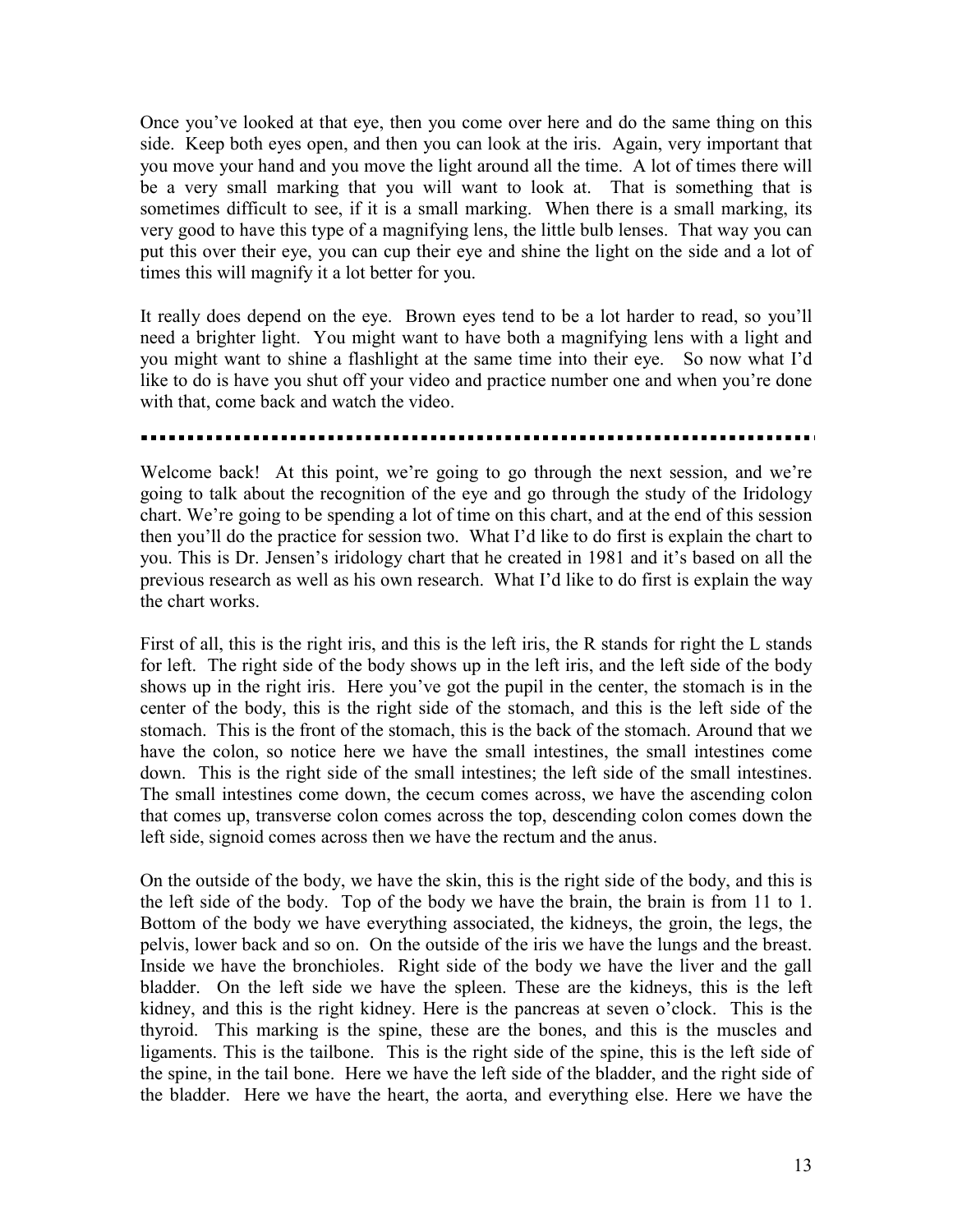Once you've looked at that eye, then you come over here and do the same thing on this side. Keep both eyes open, and then you can look at the iris. Again, very important that you move your hand and you move the light around all the time. A lot of times there will be a very small marking that you will want to look at. That is something that is sometimes difficult to see, if it is a small marking. When there is a small marking, its very good to have this type of a magnifying lens, the little bulb lenses. That way you can put this over their eye, you can cup their eye and shine the light on the side and a lot of times this will magnify it a lot better for you.

It really does depend on the eye. Brown eyes tend to be a lot harder to read, so you'll need a brighter light. You might want to have both a magnifying lens with a light and you might want to shine a flashlight at the same time into their eye. So now what I'd like to do is have you shut off your video and practice number one and when you're done with that, come back and watch the video.

---

Welcome back! At this point, we're going to go through the next session, and we're going to talk about the recognition of the eye and go through the study of the Iridology chart. We're going to be spending a lot of time on this chart, and at the end of this session then you'll do the practice for session two. What I'd like to do first is explain the chart to you. This is Dr. Jensen's iridology chart that he created in 1981 and it's based on all the previous research as well as his own research. What I'd like to do first is explain the way the chart works.

First of all, this is the right iris, and this is the left iris, the R stands for right the L stands for left. The right side of the body shows up in the left iris, and the left side of the body shows up in the right iris. Here you've got the pupil in the center, the stomach is in the center of the body, this is the right side of the stomach, and this is the left side of the stomach. This is the front of the stomach, this is the back of the stomach. Around that we have the colon, so notice here we have the small intestines, the small intestines come down. This is the right side of the small intestines; the left side of the small intestines. The small intestines come down, the cecum comes across, we have the ascending colon that comes up, transverse colon comes across the top, descending colon comes down the left side, signoid comes across then we have the rectum and the anus.

On the outside of the body, we have the skin, this is the right side of the body, and this is the left side of the body. Top of the body we have the brain, the brain is from 11 to 1. Bottom of the body we have everything associated, the kidneys, the groin, the legs, the pelvis, lower back and so on. On the outside of the iris we have the lungs and the breast. Inside we have the bronchioles. Right side of the body we have the liver and the gall bladder. On the left side we have the spleen. These are the kidneys, this is the left kidney, and this is the right kidney. Here is the pancreas at seven o'clock. This is the thyroid. This marking is the spine, these are the bones, and this is the muscles and ligaments. This is the tailbone. This is the right side of the spine, this is the left side of the spine, in the tail bone. Here we have the left side of the bladder, and the right side of the bladder. Here we have the heart, the aorta, and everything else. Here we have the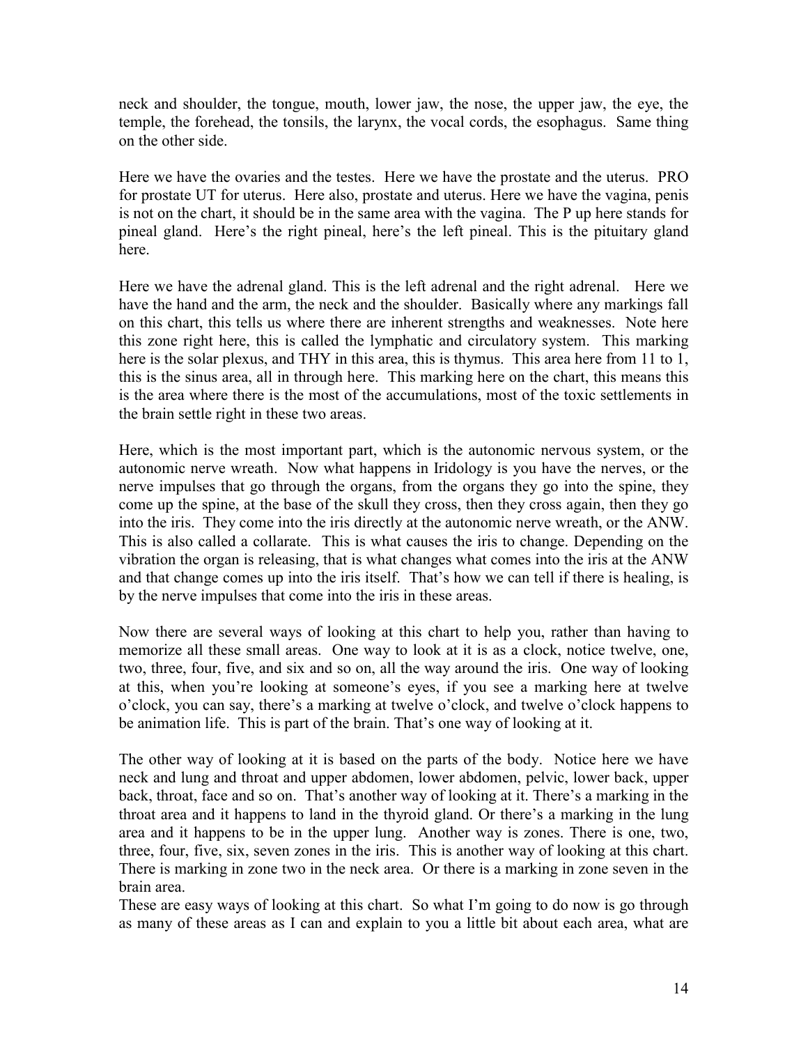neck and shoulder, the tongue, mouth, lower jaw, the nose, the upper jaw, the eye, the temple, the forehead, the tonsils, the larynx, the vocal cords, the esophagus. Same thing on the other side.

Here we have the ovaries and the testes. Here we have the prostate and the uterus. PRO for prostate UT for uterus. Here also, prostate and uterus. Here we have the vagina, penis is not on the chart, it should be in the same area with the vagina. The P up here stands for pineal gland. Here's the right pineal, here's the left pineal. This is the pituitary gland here.

Here we have the adrenal gland. This is the left adrenal and the right adrenal. Here we have the hand and the arm, the neck and the shoulder. Basically where any markings fall on this chart, this tells us where there are inherent strengths and weaknesses. Note here this zone right here, this is called the lymphatic and circulatory system. This marking here is the solar plexus, and THY in this area, this is thymus. This area here from 11 to 1, this is the sinus area, all in through here. This marking here on the chart, this means this is the area where there is the most of the accumulations, most of the toxic settlements in the brain settle right in these two areas.

Here, which is the most important part, which is the autonomic nervous system, or the autonomic nerve wreath. Now what happens in Iridology is you have the nerves, or the nerve impulses that go through the organs, from the organs they go into the spine, they come up the spine, at the base of the skull they cross, then they cross again, then they go into the iris. They come into the iris directly at the autonomic nerve wreath, or the ANW. This is also called a collarate. This is what causes the iris to change. Depending on the vibration the organ is releasing, that is what changes what comes into the iris at the ANW and that change comes up into the iris itself. That's how we can tell if there is healing, is by the nerve impulses that come into the iris in these areas.

Now there are several ways of looking at this chart to help you, rather than having to memorize all these small areas. One way to look at it is as a clock, notice twelve, one, two, three, four, five, and six and so on, all the way around the iris. One way of looking at this, when you're looking at someone's eyes, if you see a marking here at twelve o'clock, you can say, there's a marking at twelve o'clock, and twelve o'clock happens to be animation life. This is part of the brain. That's one way of looking at it.

The other way of looking at it is based on the parts of the body. Notice here we have neck and lung and throat and upper abdomen, lower abdomen, pelvic, lower back, upper back, throat, face and so on. That's another way of looking at it. There's a marking in the throat area and it happens to land in the thyroid gland. Or there's a marking in the lung area and it happens to be in the upper lung. Another way is zones. There is one, two, three, four, five, six, seven zones in the iris. This is another way of looking at this chart. There is marking in zone two in the neck area. Or there is a marking in zone seven in the brain area.

These are easy ways of looking at this chart. So what I'm going to do now is go through as many of these areas as I can and explain to you a little bit about each area, what are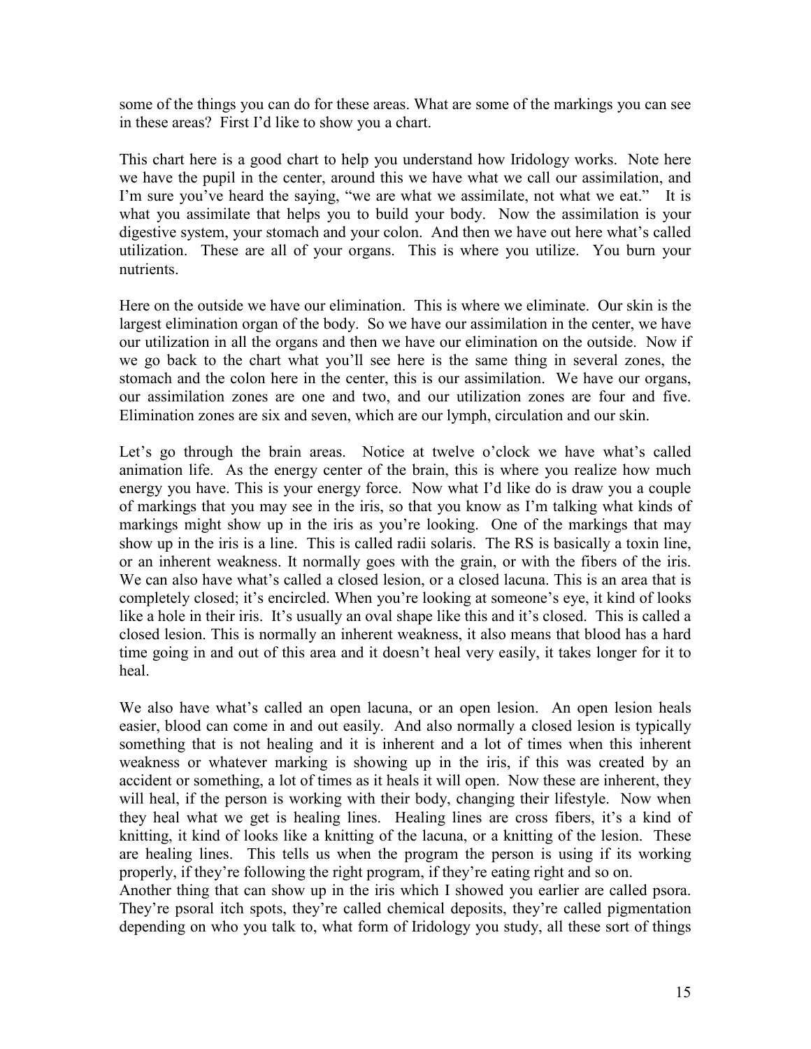some of the things you can do for these areas. What are some of the markings you can see in these areas? First I'd like to show you a chart.

This chart here is a good chart to help you understand how Iridology works. Note here we have the pupil in the center, around this we have what we call our assimilation, and I'm sure you've heard the saying, "we are what we assimilate, not what we eat." It is what you assimilate that helps you to build your body. Now the assimilation is your digestive system, your stomach and your colon. And then we have out here what's called utilization. These are all of your organs. This is where you utilize. You burn your nutrients.

Here on the outside we have our elimination. This is where we eliminate. Our skin is the largest elimination organ of the body. So we have our assimilation in the center, we have our utilization in all the organs and then we have our elimination on the outside. Now if we go back to the chart what you'll see here is the same thing in several zones, the stomach and the colon here in the center, this is our assimilation. We have our organs, our assimilation zones are one and two, and our utilization zones are four and five. Elimination zones are six and seven, which are our lymph, circulation and our skin.

Let's go through the brain areas. Notice at twelve o'clock we have what's called animation life. As the energy center of the brain, this is where you realize how much energy you have. This is your energy force. Now what I'd like do is draw you a couple of markings that you may see in the iris, so that you know as I'm talking what kinds of markings might show up in the iris as you're looking. One of the markings that may show up in the iris is a line. This is called radii solaris. The RS is basically a toxin line, or an inherent weakness. It normally goes with the grain, or with the fibers of the iris. We can also have what's called a closed lesion, or a closed lacuna. This is an area that is completely closed; it's encircled. When you're looking at someone's eye, it kind of looks like a hole in their iris. It's usually an oval shape like this and it's closed. This is called a closed lesion. This is normally an inherent weakness, it also means that blood has a hard time going in and out of this area and it doesn't heal very easily, it takes longer for it to heal.

We also have what's called an open lacuna, or an open lesion. An open lesion heals easier, blood can come in and out easily. And also normally a closed lesion is typically something that is not healing and it is inherent and a lot of times when this inherent weakness or whatever marking is showing up in the iris, if this was created by an accident or something, a lot of times as it heals it will open. Now these are inherent, they will heal, if the person is working with their body, changing their lifestyle. Now when they heal what we get is healing lines. Healing lines are cross fibers, it's a kind of knitting, it kind of looks like a knitting of the lacuna, or a knitting of the lesion. These are healing lines. This tells us when the program the person is using if its working properly, if they're following the right program, if they're eating right and so on.
Another thing that can show up in the iris which I showed you earlier are called psora. They're psoral itch spots, they're called chemical deposits, they're called pigmentation depending on who you talk to, what form of Iridology you study, all these sort of things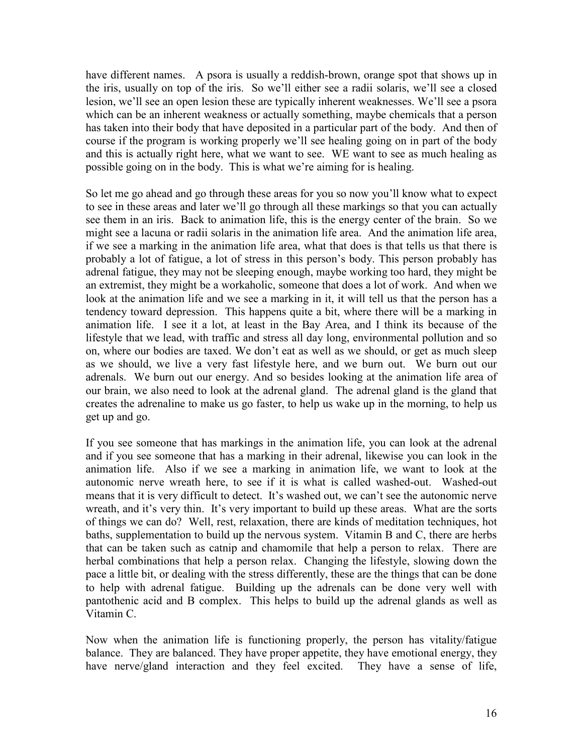have different names. A psora is usually a reddish-brown, orange spot that shows up in the iris, usually on top of the iris. So we'll either see a radii solaris, we'll see a closed lesion, we'll see an open lesion these are typically inherent weaknesses. We'll see a psora which can be an inherent weakness or actually something, maybe chemicals that a person has taken into their body that have deposited in a particular part of the body. And then of course if the program is working properly we'll see healing going on in part of the body and this is actually right here, what we want to see. WE want to see as much healing as possible going on in the body. This is what we're aiming for is healing.

So let me go ahead and go through these areas for you so now you'll know what to expect to see in these areas and later we'll go through all these markings so that you can actually see them in an iris. Back to animation life, this is the energy center of the brain. So we might see a lacuna or radii solaris in the animation life area. And the animation life area, if we see a marking in the animation life area, what that does is that tells us that there is probably a lot of fatigue, a lot of stress in this person's body. This person probably has adrenal fatigue, they may not be sleeping enough, maybe working too hard, they might be an extremist, they might be a workaholic, someone that does a lot of work. And when we look at the animation life and we see a marking in it, it will tell us that the person has a tendency toward depression. This happens quite a bit, where there will be a marking in animation life. I see it a lot, at least in the Bay Area, and I think its because of the lifestyle that we lead, with traffic and stress all day long, environmental pollution and so on, where our bodies are taxed. We don't eat as well as we should, or get as much sleep as we should, we live a very fast lifestyle here, and we burn out. We burn out our adrenals. We burn out our energy. And so besides looking at the animation life area of our brain, we also need to look at the adrenal gland. The adrenal gland is the gland that creates the adrenaline to make us go faster, to help us wake up in the morning, to help us get up and go.

If you see someone that has markings in the animation life, you can look at the adrenal and if you see someone that has a marking in their adrenal, likewise you can look in the animation life. Also if we see a marking in animation life, we want to look at the autonomic nerve wreath here, to see if it is what is called washed-out. Washed-out means that it is very difficult to detect. It's washed out, we can't see the autonomic nerve wreath, and it's very thin. It's very important to build up these areas. What are the sorts of things we can do? Well, rest, relaxation, there are kinds of meditation techniques, hot baths, supplementation to build up the nervous system. Vitamin B and C, there are herbs that can be taken such as catnip and chamomile that help a person to relax. There are herbal combinations that help a person relax. Changing the lifestyle, slowing down the pace a little bit, or dealing with the stress differently, these are the things that can be done to help with adrenal fatigue. Building up the adrenals can be done very well with pantothenic acid and B complex. This helps to build up the adrenal glands as well as Vitamin C.

Now when the animation life is functioning properly, the person has vitality/fatigue balance. They are balanced. They have proper appetite, they have emotional energy, they have nerve/gland interaction and they feel excited. They have a sense of life,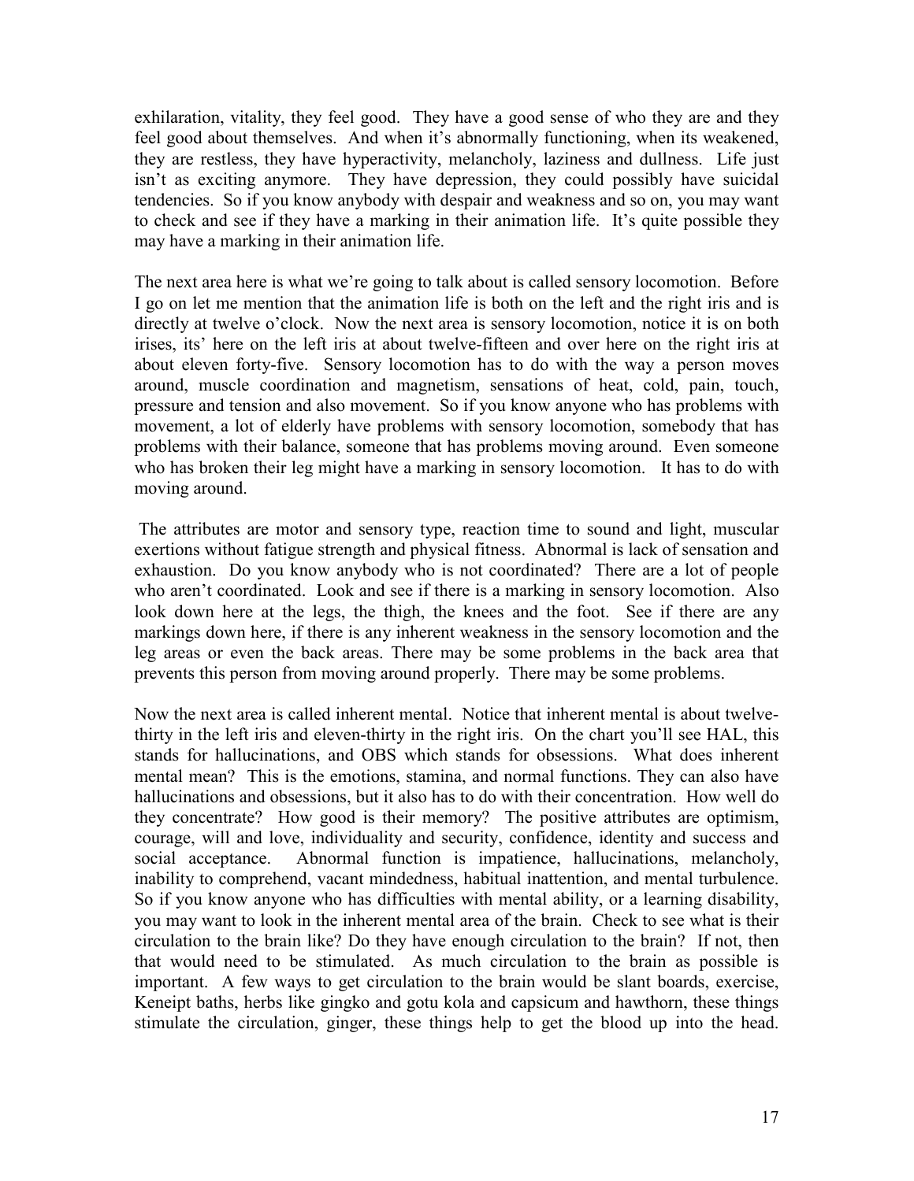exhilaration, vitality, they feel good. They have a good sense of who they are and they feel good about themselves. And when it's abnormally functioning, when its weakened, they are restless, they have hyperactivity, melancholy, laziness and dullness. Life just isn't as exciting anymore. They have depression, they could possibly have suicidal tendencies. So if you know anybody with despair and weakness and so on, you may want to check and see if they have a marking in their animation life. It's quite possible they may have a marking in their animation life.

The next area here is what we're going to talk about is called sensory locomotion. Before I go on let me mention that the animation life is both on the left and the right iris and is directly at twelve o'clock. Now the next area is sensory locomotion, notice it is on both irises, its' here on the left iris at about twelve-fifteen and over here on the right iris at about eleven forty-five. Sensory locomotion has to do with the way a person moves around, muscle coordination and magnetism, sensations of heat, cold, pain, touch, pressure and tension and also movement. So if you know anyone who has problems with movement, a lot of elderly have problems with sensory locomotion, somebody that has problems with their balance, someone that has problems moving around. Even someone who has broken their leg might have a marking in sensory locomotion. It has to do with moving around.

The attributes are motor and sensory type, reaction time to sound and light, muscular exertions without fatigue strength and physical fitness. Abnormal is lack of sensation and exhaustion. Do you know anybody who is not coordinated? There are a lot of people who aren't coordinated. Look and see if there is a marking in sensory locomotion. Also look down here at the legs, the thigh, the knees and the foot. See if there are any markings down here, if there is any inherent weakness in the sensory locomotion and the leg areas or even the back areas. There may be some problems in the back area that prevents this person from moving around properly. There may be some problems.

Now the next area is called inherent mental. Notice that inherent mental is about twelve-thirty in the left iris and eleven-thirty in the right iris. On the chart you'll see HAL, this stands for hallucinations, and OBS which stands for obsessions. What does inherent mental mean? This is the emotions, stamina, and normal functions. They can also have hallucinations and obsessions, but it also has to do with their concentration. How well do they concentrate? How good is their memory? The positive attributes are optimism, courage, will and love, individuality and security, confidence, identity and success and social acceptance. Abnormal function is impatience, hallucinations, melancholy, inability to comprehend, vacant mindedness, habitual inattention, and mental turbulence. So if you know anyone who has difficulties with mental ability, or a learning disability, you may want to look in the inherent mental area of the brain. Check to see what is their circulation to the brain like? Do they have enough circulation to the brain? If not, then that would need to be stimulated. As much circulation to the brain as possible is important. A few ways to get circulation to the brain would be slant boards, exercise, Keneipt baths, herbs like gingko and gotu kola and capsicum and hawthorn, these things stimulate the circulation, ginger, these things help to get the blood up into the head.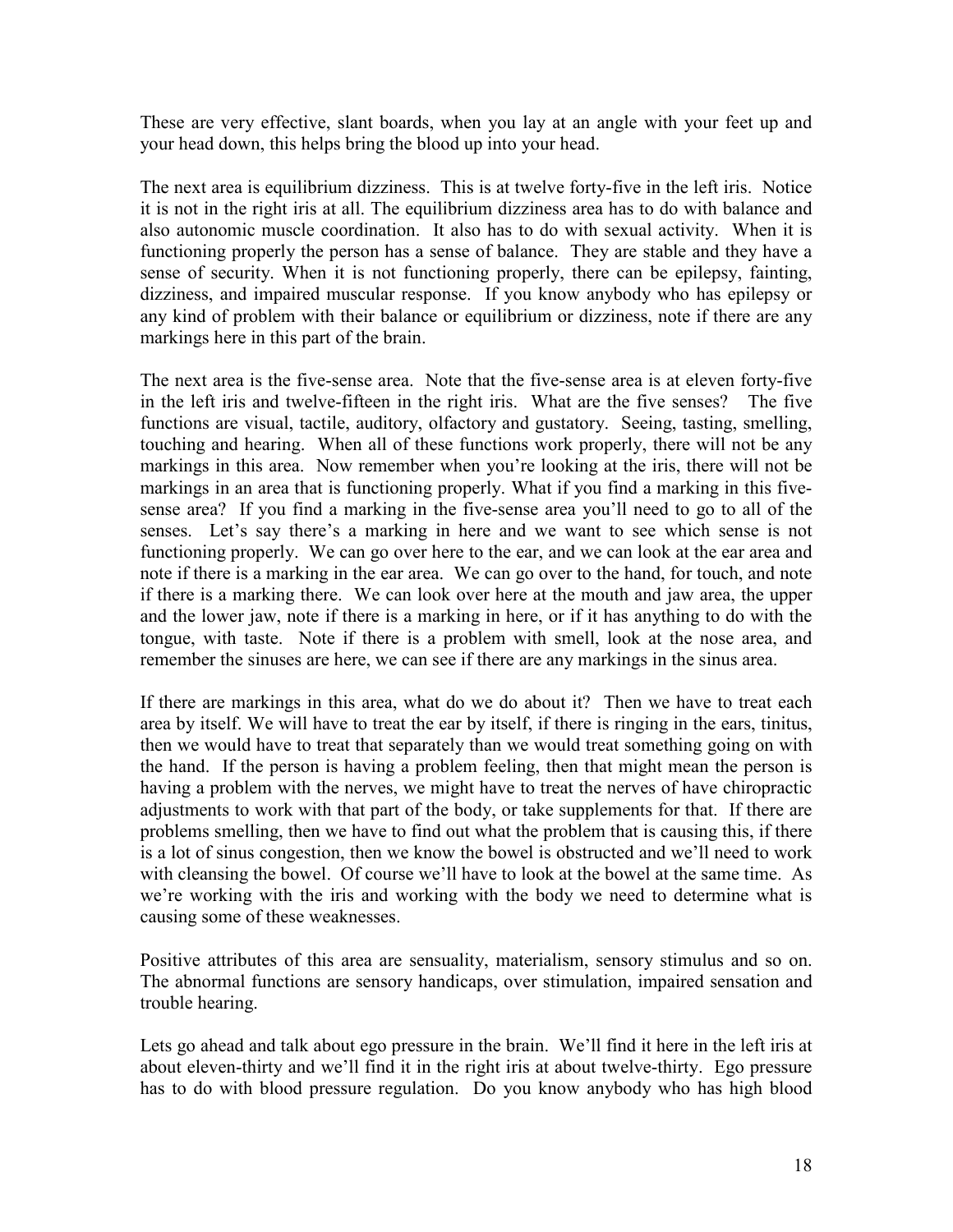These are very effective, slant boards, when you lay at an angle with your feet up and your head down, this helps bring the blood up into your head.

The next area is equilibrium dizziness. This is at twelve forty-five in the left iris. Notice it is not in the right iris at all. The equilibrium dizziness area has to do with balance and also autonomic muscle coordination. It also has to do with sexual activity. When it is functioning properly the person has a sense of balance. They are stable and they have a sense of security. When it is not functioning properly, there can be epilepsy, fainting, dizziness, and impaired muscular response. If you know anybody who has epilepsy or any kind of problem with their balance or equilibrium or dizziness, note if there are any markings here in this part of the brain.

The next area is the five-sense area. Note that the five-sense area is at eleven forty-five in the left iris and twelve-fifteen in the right iris. What are the five senses? The five functions are visual, tactile, auditory, olfactory and gustatory. Seeing, tasting, smelling, touching and hearing. When all of these functions work properly, there will not be any markings in this area. Now remember when you're looking at the iris, there will not be markings in an area that is functioning properly. What if you find a marking in this five-sense area? If you find a marking in the five-sense area you'll need to go to all of the senses. Let's say there's a marking in here and we want to see which sense is not functioning properly. We can go over here to the ear, and we can look at the ear area and note if there is a marking in the ear area. We can go over to the hand, for touch, and note if there is a marking there. We can look over here at the mouth and jaw area, the upper and the lower jaw, note if there is a marking in here, or if it has anything to do with the tongue, with taste. Note if there is a problem with smell, look at the nose area, and remember the sinuses are here, we can see if there are any markings in the sinus area.

If there are markings in this area, what do we do about it? Then we have to treat each area by itself. We will have to treat the ear by itself, if there is ringing in the ears, tinitus, then we would have to treat that separately than we would treat something going on with the hand. If the person is having a problem feeling, then that might mean the person is having a problem with the nerves, we might have to treat the nerves of have chiropractic adjustments to work with that part of the body, or take supplements for that. If there are problems smelling, then we have to find out what the problem that is causing this, if there is a lot of sinus congestion, then we know the bowel is obstructed and we'll need to work with cleansing the bowel. Of course we'll have to look at the bowel at the same time. As we're working with the iris and working with the body we need to determine what is causing some of these weaknesses.

Positive attributes of this area are sensuality, materialism, sensory stimulus and so on. The abnormal functions are sensory handicaps, over stimulation, impaired sensation and trouble hearing.

Lets go ahead and talk about ego pressure in the brain. We'll find it here in the left iris at about eleven-thirty and we'll find it in the right iris at about twelve-thirty. Ego pressure has to do with blood pressure regulation. Do you know anybody who has high blood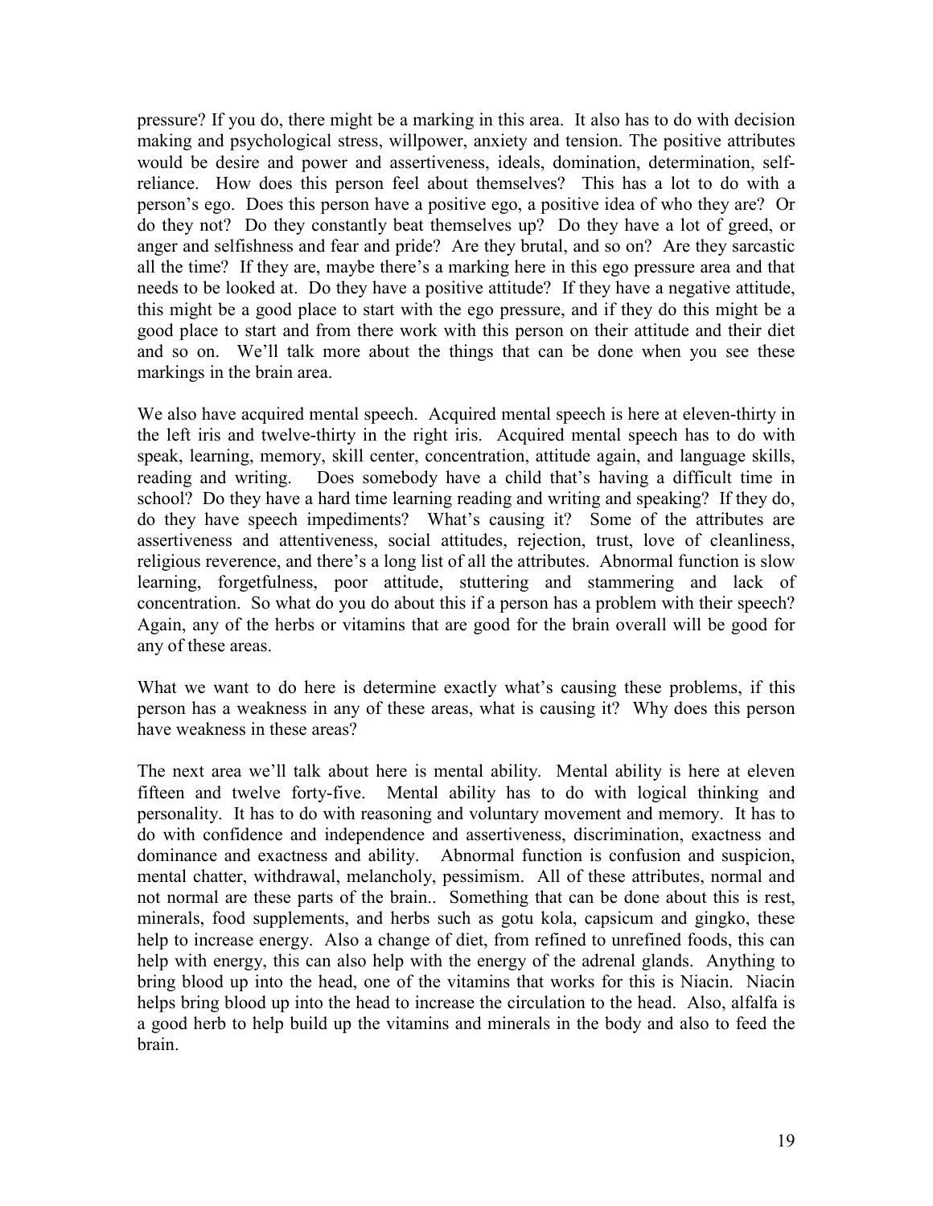pressure? If you do, there might be a marking in this area. It also has to do with decision making and psychological stress, willpower, anxiety and tension. The positive attributes would be desire and power and assertiveness, ideals, domination, determination, self-reliance. How does this person feel about themselves? This has a lot to do with a person's ego. Does this person have a positive ego, a positive idea of who they are? Or do they not? Do they constantly beat themselves up? Do they have a lot of greed, or anger and selfishness and fear and pride? Are they brutal, and so on? Are they sarcastic all the time? If they are, maybe there's a marking here in this ego pressure area and that needs to be looked at. Do they have a positive attitude? If they have a negative attitude, this might be a good place to start with the ego pressure, and if they do this might be a good place to start and from there work with this person on their attitude and their diet and so on. We'll talk more about the things that can be done when you see these markings in the brain area.

We also have acquired mental speech. Acquired mental speech is here at eleven-thirty in the left iris and twelve-thirty in the right iris. Acquired mental speech has to do with speak, learning, memory, skill center, concentration, attitude again, and language skills, reading and writing. Does somebody have a child that's having a difficult time in school? Do they have a hard time learning reading and writing and speaking? If they do, do they have speech impediments? What's causing it? Some of the attributes are assertiveness and attentiveness, social attitudes, rejection, trust, love of cleanliness, religious reverence, and there's a long list of all the attributes. Abnormal function is slow learning, forgetfulness, poor attitude, stuttering and stammering and lack of concentration. So what do you do about this if a person has a problem with their speech? Again, any of the herbs or vitamins that are good for the brain overall will be good for any of these areas.

What we want to do here is determine exactly what's causing these problems, if this person has a weakness in any of these areas, what is causing it? Why does this person have weakness in these areas?

The next area we'll talk about here is mental ability. Mental ability is here at eleven fifteen and twelve forty-five. Mental ability has to do with logical thinking and personality. It has to do with reasoning and voluntary movement and memory. It has to do with confidence and independence and assertiveness, discrimination, exactness and dominance and exactness and ability. Abnormal function is confusion and suspicion, mental chatter, withdrawal, melancholy, pessimism. All of these attributes, normal and not normal are these parts of the brain.. Something that can be done about this is rest, minerals, food supplements, and herbs such as gotu kola, capsicum and gingko, these help to increase energy. Also a change of diet, from refined to unrefined foods, this can help with energy, this can also help with the energy of the adrenal glands. Anything to bring blood up into the head, one of the vitamins that works for this is Niacin. Niacin helps bring blood up into the head to increase the circulation to the head. Also, alfalfa is a good herb to help build up the vitamins and minerals in the body and also to feed the brain.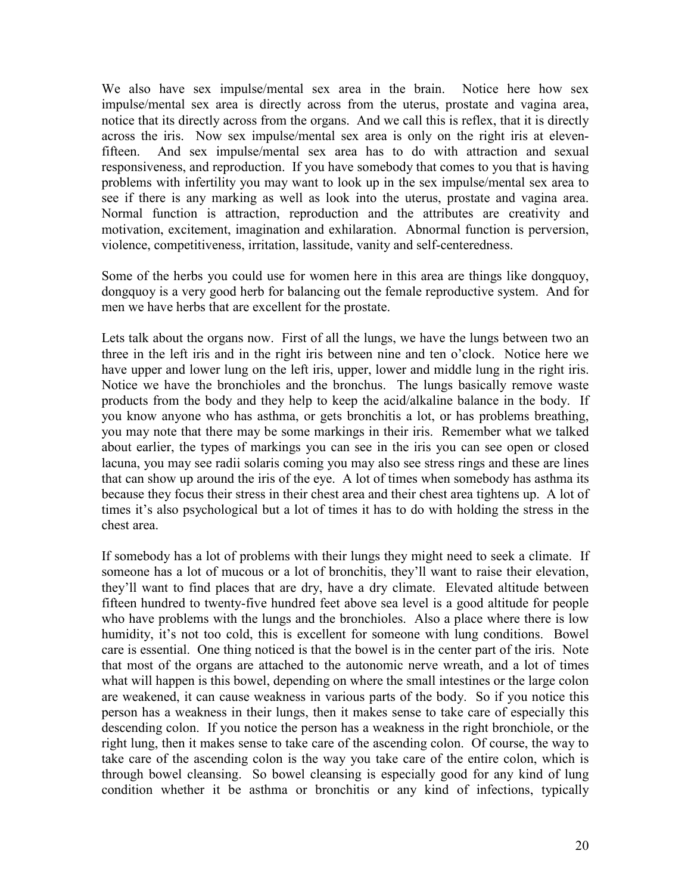We also have sex impulse/mental sex area in the brain. Notice here how sex impulse/mental sex area is directly across from the uterus, prostate and vagina area, notice that its directly across from the organs. And we call this is reflex, that it is directly across the iris. Now sex impulse/mental sex area is only on the right iris at eleven-fifteen. And sex impulse/mental sex area has to do with attraction and sexual responsiveness, and reproduction. If you have somebody that comes to you that is having problems with infertility you may want to look up in the sex impulse/mental sex area to see if there is any marking as well as look into the uterus, prostate and vagina area. Normal function is attraction, reproduction and the attributes are creativity and motivation, excitement, imagination and exhilaration. Abnormal function is perversion, violence, competitiveness, irritation, lassitude, vanity and self-centeredness.

Some of the herbs you could use for women here in this area are things like dongquoy, dongquoy is a very good herb for balancing out the female reproductive system. And for men we have herbs that are excellent for the prostate.

Lets talk about the organs now. First of all the lungs, we have the lungs between two an three in the left iris and in the right iris between nine and ten o'clock. Notice here we have upper and lower lung on the left iris, upper, lower and middle lung in the right iris. Notice we have the bronchioles and the bronchus. The lungs basically remove waste products from the body and they help to keep the acid/alkaline balance in the body. If you know anyone who has asthma, or gets bronchitis a lot, or has problems breathing, you may note that there may be some markings in their iris. Remember what we talked about earlier, the types of markings you can see in the iris you can see open or closed lacuna, you may see radii solaris coming you may also see stress rings and these are lines that can show up around the iris of the eye. A lot of times when somebody has asthma its because they focus their stress in their chest area and their chest area tightens up. A lot of times it's also psychological but a lot of times it has to do with holding the stress in the chest area.

If somebody has a lot of problems with their lungs they might need to seek a climate. If someone has a lot of mucous or a lot of bronchitis, they'll want to raise their elevation, they'll want to find places that are dry, have a dry climate. Elevated altitude between fifteen hundred to twenty-five hundred feet above sea level is a good altitude for people who have problems with the lungs and the bronchioles. Also a place where there is low humidity, it's not too cold, this is excellent for someone with lung conditions. Bowel care is essential. One thing noticed is that the bowel is in the center part of the iris. Note that most of the organs are attached to the autonomic nerve wreath, and a lot of times what will happen is this bowel, depending on where the small intestines or the large colon are weakened, it can cause weakness in various parts of the body. So if you notice this person has a weakness in their lungs, then it makes sense to take care of especially this descending colon. If you notice the person has a weakness in the right bronchiole, or the right lung, then it makes sense to take care of the ascending colon. Of course, the way to take care of the ascending colon is the way you take care of the entire colon, which is through bowel cleansing. So bowel cleansing is especially good for any kind of lung condition whether it be asthma or bronchitis or any kind of infections, typically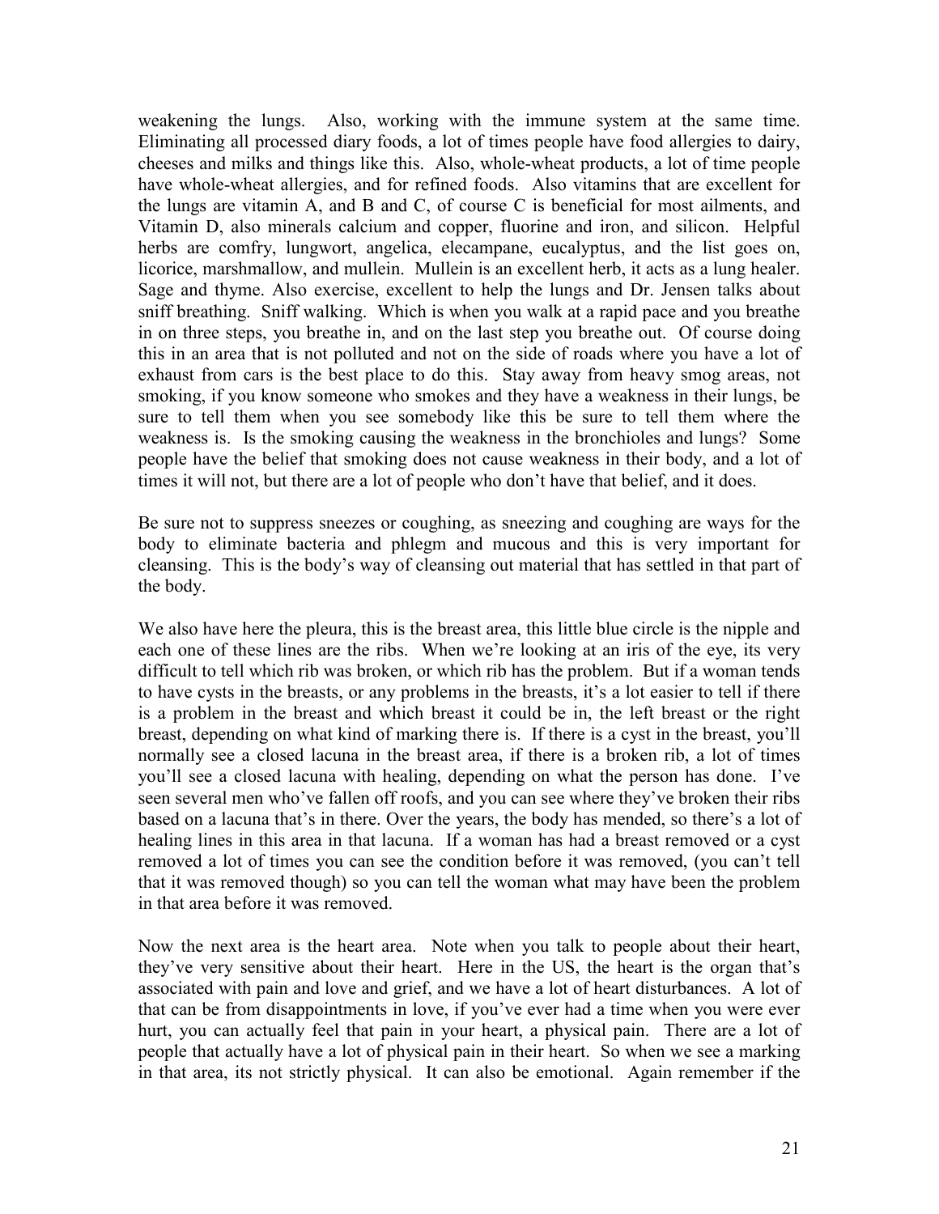weakening the lungs. Also, working with the immune system at the same time. Eliminating all processed diary foods, a lot of times people have food allergies to dairy, cheeses and milks and things like this. Also, whole-wheat products, a lot of time people have whole-wheat allergies, and for refined foods. Also vitamins that are excellent for the lungs are vitamin A, and B and C, of course C is beneficial for most ailments, and Vitamin D, also minerals calcium and copper, fluorine and iron, and silicon. Helpful herbs are comfry, lungwort, angelica, elecampane, eucalyptus, and the list goes on, licorice, marshmallow, and mullein. Mullein is an excellent herb, it acts as a lung healer. Sage and thyme. Also exercise, excellent to help the lungs and Dr. Jensen talks about sniff breathing. Sniff walking. Which is when you walk at a rapid pace and you breathe in on three steps, you breathe in, and on the last step you breathe out. Of course doing this in an area that is not polluted and not on the side of roads where you have a lot of exhaust from cars is the best place to do this. Stay away from heavy smog areas, not smoking, if you know someone who smokes and they have a weakness in their lungs, be sure to tell them when you see somebody like this be sure to tell them where the weakness is. Is the smoking causing the weakness in the bronchioles and lungs? Some people have the belief that smoking does not cause weakness in their body, and a lot of times it will not, but there are a lot of people who don't have that belief, and it does.

Be sure not to suppress sneezes or coughing, as sneezing and coughing are ways for the body to eliminate bacteria and phlegm and mucous and this is very important for cleansing. This is the body's way of cleansing out material that has settled in that part of the body.

We also have here the pleura, this is the breast area, this little blue circle is the nipple and each one of these lines are the ribs. When we're looking at an iris of the eye, its very difficult to tell which rib was broken, or which rib has the problem. But if a woman tends to have cysts in the breasts, or any problems in the breasts, it's a lot easier to tell if there is a problem in the breast and which breast it could be in, the left breast or the right breast, depending on what kind of marking there is. If there is a cyst in the breast, you'll normally see a closed lacuna in the breast area, if there is a broken rib, a lot of times you'll see a closed lacuna with healing, depending on what the person has done. I've seen several men who've fallen off roofs, and you can see where they've broken their ribs based on a lacuna that's in there. Over the years, the body has mended, so there's a lot of healing lines in this area in that lacuna. If a woman has had a breast removed or a cyst removed a lot of times you can see the condition before it was removed, (you can't tell that it was removed though) so you can tell the woman what may have been the problem in that area before it was removed.

Now the next area is the heart area. Note when you talk to people about their heart, they've very sensitive about their heart. Here in the US, the heart is the organ that's associated with pain and love and grief, and we have a lot of heart disturbances. A lot of that can be from disappointments in love, if you've ever had a time when you were ever hurt, you can actually feel that pain in your heart, a physical pain. There are a lot of people that actually have a lot of physical pain in their heart. So when we see a marking in that area, its not strictly physical. It can also be emotional. Again remember if the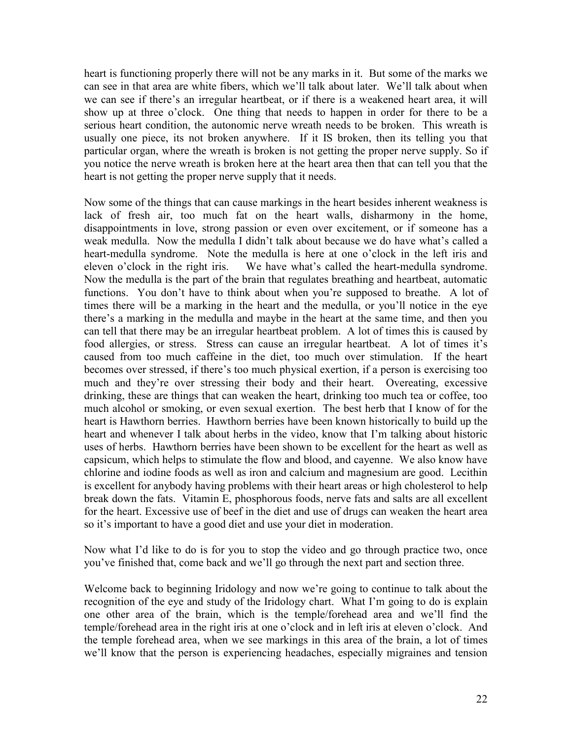heart is functioning properly there will not be any marks in it. But some of the marks we can see in that area are white fibers, which we'll talk about later. We'll talk about when we can see if there's an irregular heartbeat, or if there is a weakened heart area, it will show up at three o'clock. One thing that needs to happen in order for there to be a serious heart condition, the autonomic nerve wreath needs to be broken. This wreath is usually one piece, its not broken anywhere. If it IS broken, then its telling you that particular organ, where the wreath is broken is not getting the proper nerve supply. So if you notice the nerve wreath is broken here at the heart area then that can tell you that the heart is not getting the proper nerve supply that it needs.

Now some of the things that can cause markings in the heart besides inherent weakness is lack of fresh air, too much fat on the heart walls, disharmony in the home, disappointments in love, strong passion or even over excitement, or if someone has a weak medulla. Now the medulla I didn't talk about because we do have what's called a heart-medulla syndrome. Note the medulla is here at one o'clock in the left iris and eleven o'clock in the right iris. We have what's called the heart-medulla syndrome. Now the medulla is the part of the brain that regulates breathing and heartbeat, automatic functions. You don't have to think about when you're supposed to breathe. A lot of times there will be a marking in the heart and the medulla, or you'll notice in the eye there's a marking in the medulla and maybe in the heart at the same time, and then you can tell that there may be an irregular heartbeat problem. A lot of times this is caused by food allergies, or stress. Stress can cause an irregular heartbeat. A lot of times it's caused from too much caffeine in the diet, too much over stimulation. If the heart becomes over stressed, if there's too much physical exertion, if a person is exercising too much and they're over stressing their body and their heart. Overeating, excessive drinking, these are things that can weaken the heart, drinking too much tea or coffee, too much alcohol or smoking, or even sexual exertion. The best herb that I know of for the heart is Hawthorn berries. Hawthorn berries have been known historically to build up the heart and whenever I talk about herbs in the video, know that I'm talking about historic uses of herbs. Hawthorn berries have been shown to be excellent for the heart as well as capsicum, which helps to stimulate the flow and blood, and cayenne. We also know have chlorine and iodine foods as well as iron and calcium and magnesium are good. Lecithin is excellent for anybody having problems with their heart areas or high cholesterol to help break down the fats. Vitamin E, phosphorous foods, nerve fats and salts are all excellent for the heart. Excessive use of beef in the diet and use of drugs can weaken the heart area so it's important to have a good diet and use your diet in moderation.

Now what I'd like to do is for you to stop the video and go through practice two, once you've finished that, come back and we'll go through the next part and section three.

Welcome back to beginning Iridology and now we're going to continue to talk about the recognition of the eye and study of the Iridology chart. What I'm going to do is explain one other area of the brain, which is the temple/forehead area and we'll find the temple/forehead area in the right iris at one o'clock and in left iris at eleven o'clock. And the temple forehead area, when we see markings in this area of the brain, a lot of times we'll know that the person is experiencing headaches, especially migraines and tension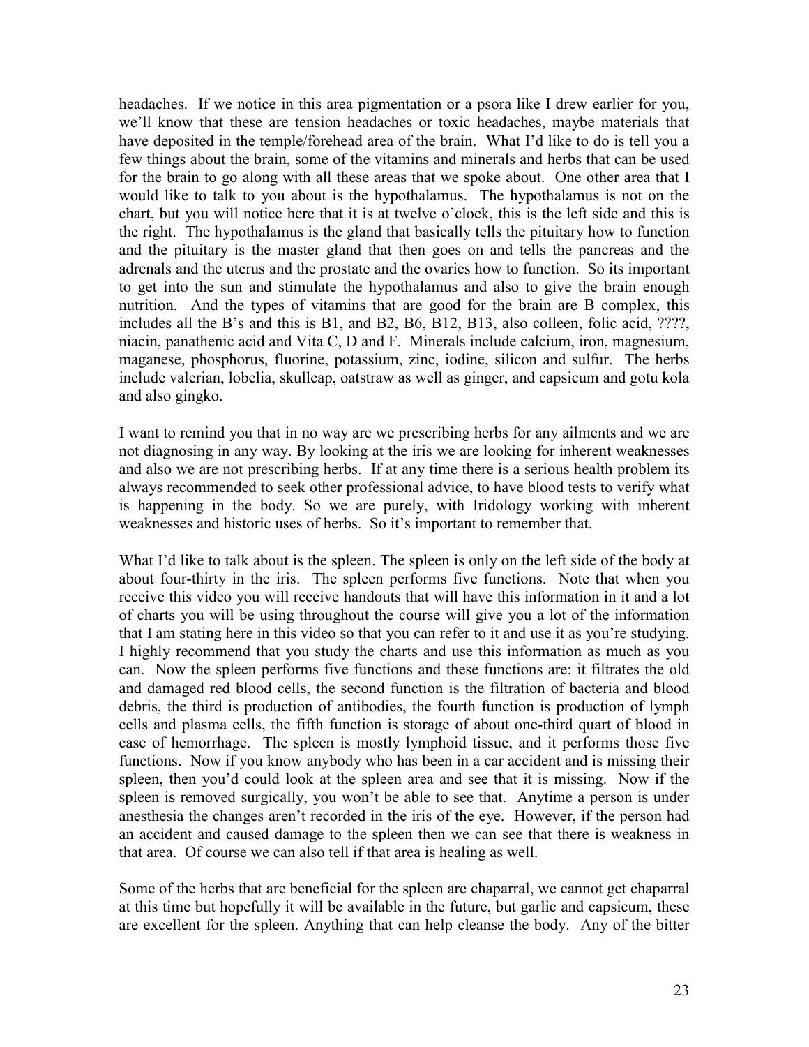headaches. If we notice in this area pigmentation or a psora like I drew earlier for you, we'll know that these are tension headaches or toxic headaches, maybe materials that have deposited in the temple/forehead area of the brain. What I'd like to do is tell you a few things about the brain, some of the vitamins and minerals and herbs that can be used for the brain to go along with all these areas that we spoke about. One other area that I would like to talk to you about is the hypothalamus. The hypothalamus is not on the chart, but you will notice here that it is at twelve o'clock, this is the left side and this is the right. The hypothalamus is the gland that basically tells the pituitary how to function and the pituitary is the master gland that then goes on and tells the pancreas and the adrenals and the uterus and the prostate and the ovaries how to function. So its important to get into the sun and stimulate the hypothalamus and also to give the brain enough nutrition. And the types of vitamins that are good for the brain are B complex, this includes all the B's and this is B1, and B2, B6, B12, B13, also colleen, folic acid, ????, niacin, panathenic acid and Vita C, D and F. Minerals include calcium, iron, magnesium, maganese, phosphorus, fluorine, potassium, zinc, iodine, silicon and sulfur. The herbs include valerian, lobelia, skullcap, oatstraw as well as ginger, and capsicum and gotu kola and also gingko.

I want to remind you that in no way are we prescribing herbs for any ailments and we are not diagnosing in any way. By looking at the iris we are looking for inherent weaknesses and also we are not prescribing herbs. If at any time there is a serious health problem its always recommended to seek other professional advice, to have blood tests to verify what is happening in the body. So we are purely, with Iridology working with inherent weaknesses and historic uses of herbs. So it's important to remember that.

What I'd like to talk about is the spleen. The spleen is only on the left side of the body at about four-thirty in the iris. The spleen performs five functions. Note that when you receive this video you will receive handouts that will have this information in it and a lot of charts you will be using throughout the course will give you a lot of the information that I am stating here in this video so that you can refer to it and use it as you're studying. I highly recommend that you study the charts and use this information as much as you can. Now the spleen performs five functions and these functions are: it filtrates the old and damaged red blood cells, the second function is the filtration of bacteria and blood debris, the third is production of antibodies, the fourth function is production of lymph cells and plasma cells, the fifth function is storage of about one-third quart of blood in case of hemorrhage. The spleen is mostly lymphoid tissue, and it performs those five functions. Now if you know anybody who has been in a car accident and is missing their spleen, then you'd could look at the spleen area and see that it is missing. Now if the spleen is removed surgically, you won't be able to see that. Anytime a person is under anesthesia the changes aren't recorded in the iris of the eye. However, if the person had an accident and caused damage to the spleen then we can see that there is weakness in that area. Of course we can also tell if that area is healing as well.

Some of the herbs that are beneficial for the spleen are chaparral, we cannot get chaparral at this time but hopefully it will be available in the future, but garlic and capsicum, these are excellent for the spleen. Anything that can help cleanse the body. Any of the bitter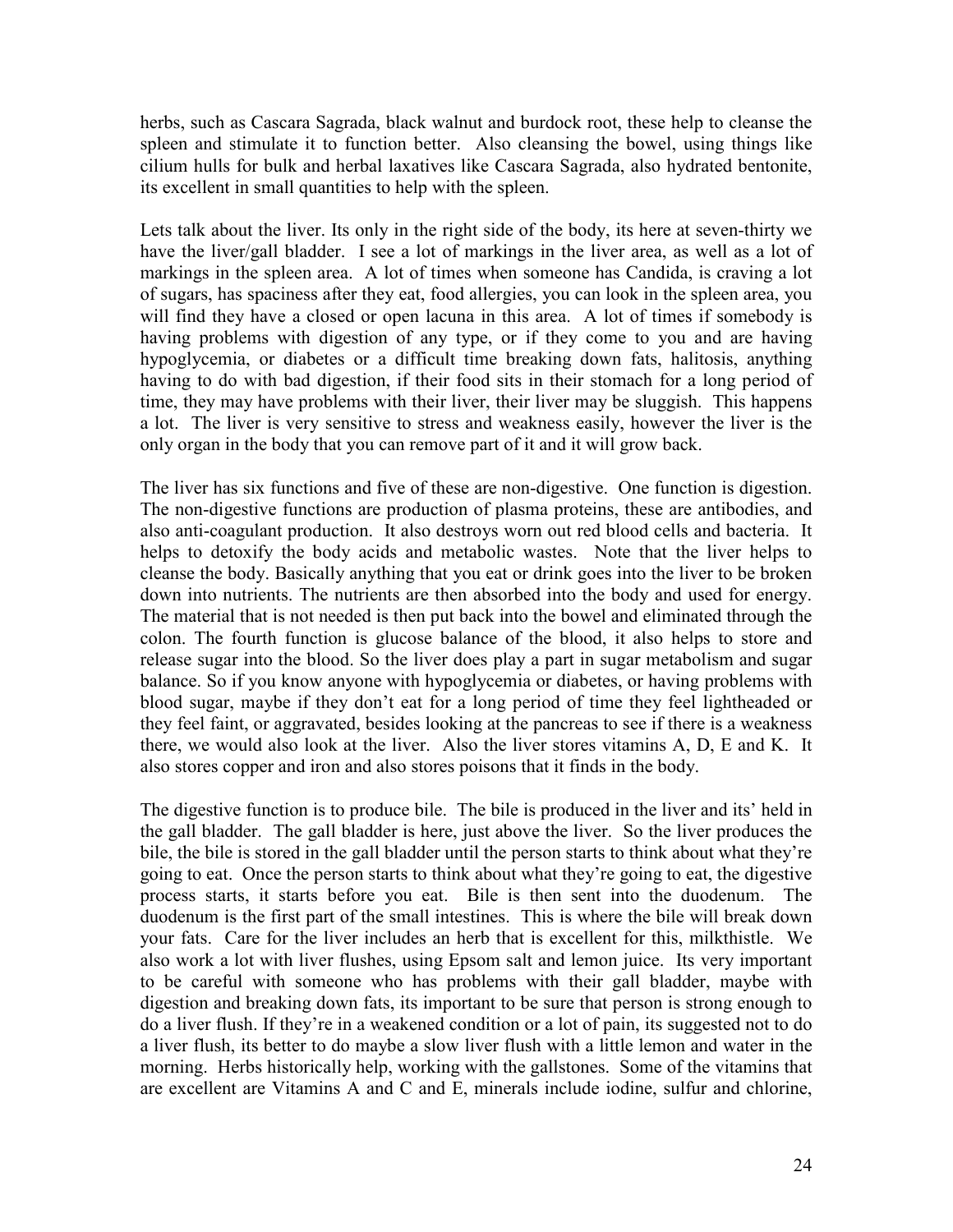herbs, such as Cascara Sagrada, black walnut and burdock root, these help to cleanse the spleen and stimulate it to function better. Also cleansing the bowel, using things like cilium hulls for bulk and herbal laxatives like Cascara Sagrada, also hydrated bentonite, its excellent in small quantities to help with the spleen.

Lets talk about the liver. Its only in the right side of the body, its here at seven-thirty we have the liver/gall bladder. I see a lot of markings in the liver area, as well as a lot of markings in the spleen area. A lot of times when someone has Candida, is craving a lot of sugars, has spaciness after they eat, food allergies, you can look in the spleen area, you will find they have a closed or open lacuna in this area. A lot of times if somebody is having problems with digestion of any type, or if they come to you and are having hypoglycemia, or diabetes or a difficult time breaking down fats, halitosis, anything having to do with bad digestion, if their food sits in their stomach for a long period of time, they may have problems with their liver, their liver may be sluggish. This happens a lot. The liver is very sensitive to stress and weakness easily, however the liver is the only organ in the body that you can remove part of it and it will grow back.

The liver has six functions and five of these are non-digestive. One function is digestion. The non-digestive functions are production of plasma proteins, these are antibodies, and also anti-coagulant production. It also destroys worn out red blood cells and bacteria. It helps to detoxify the body acids and metabolic wastes. Note that the liver helps to cleanse the body. Basically anything that you eat or drink goes into the liver to be broken down into nutrients. The nutrients are then absorbed into the body and used for energy. The material that is not needed is then put back into the bowel and eliminated through the colon. The fourth function is glucose balance of the blood, it also helps to store and release sugar into the blood. So the liver does play a part in sugar metabolism and sugar balance. So if you know anyone with hypoglycemia or diabetes, or having problems with blood sugar, maybe if they don't eat for a long period of time they feel lightheaded or they feel faint, or aggravated, besides looking at the pancreas to see if there is a weakness there, we would also look at the liver. Also the liver stores vitamins A, D, E and K. It also stores copper and iron and also stores poisons that it finds in the body.

The digestive function is to produce bile. The bile is produced in the liver and its' held in the gall bladder. The gall bladder is here, just above the liver. So the liver produces the bile, the bile is stored in the gall bladder until the person starts to think about what they're going to eat. Once the person starts to think about what they're going to eat, the digestive process starts, it starts before you eat. Bile is then sent into the duodenum. The duodenum is the first part of the small intestines. This is where the bile will break down your fats. Care for the liver includes an herb that is excellent for this, milkthistle. We also work a lot with liver flushes, using Epsom salt and lemon juice. Its very important to be careful with someone who has problems with their gall bladder, maybe with digestion and breaking down fats, its important to be sure that person is strong enough to do a liver flush. If they're in a weakened condition or a lot of pain, its suggested not to do a liver flush, its better to do maybe a slow liver flush with a little lemon and water in the morning. Herbs historically help, working with the gallstones. Some of the vitamins that are excellent are Vitamins A and C and E, minerals include iodine, sulfur and chlorine,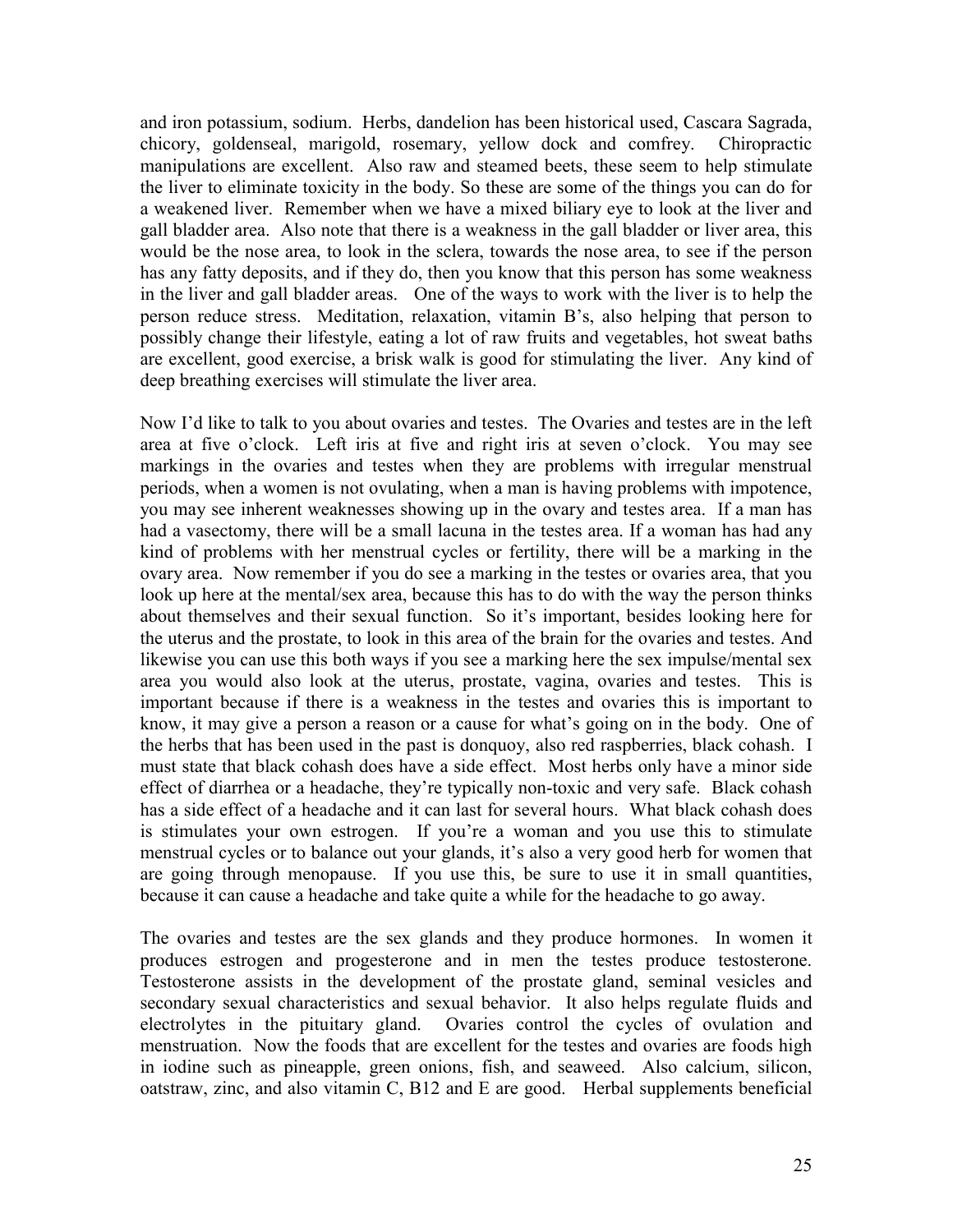and iron potassium, sodium. Herbs, dandelion has been historical used, Cascara Sagrada, chicory, goldenseal, marigold, rosemary, yellow dock and comfrey. Chiropractic manipulations are excellent. Also raw and steamed beets, these seem to help stimulate the liver to eliminate toxicity in the body. So these are some of the things you can do for a weakened liver. Remember when we have a mixed biliary eye to look at the liver and gall bladder area. Also note that there is a weakness in the gall bladder or liver area, this would be the nose area, to look in the sclera, towards the nose area, to see if the person has any fatty deposits, and if they do, then you know that this person has some weakness in the liver and gall bladder areas. One of the ways to work with the liver is to help the person reduce stress. Meditation, relaxation, vitamin B's, also helping that person to possibly change their lifestyle, eating a lot of raw fruits and vegetables, hot sweat baths are excellent, good exercise, a brisk walk is good for stimulating the liver. Any kind of deep breathing exercises will stimulate the liver area.

Now I'd like to talk to you about ovaries and testes. The Ovaries and testes are in the left area at five o'clock. Left iris at five and right iris at seven o'clock. You may see markings in the ovaries and testes when they are problems with irregular menstrual periods, when a women is not ovulating, when a man is having problems with impotence, you may see inherent weaknesses showing up in the ovary and testes area. If a man has had a vasectomy, there will be a small lacuna in the testes area. If a woman has had any kind of problems with her menstrual cycles or fertility, there will be a marking in the ovary area. Now remember if you do see a marking in the testes or ovaries area, that you look up here at the mental/sex area, because this has to do with the way the person thinks about themselves and their sexual function. So it's important, besides looking here for the uterus and the prostate, to look in this area of the brain for the ovaries and testes. And likewise you can use this both ways if you see a marking here the sex impulse/mental sex area you would also look at the uterus, prostate, vagina, ovaries and testes. This is important because if there is a weakness in the testes and ovaries this is important to know, it may give a person a reason or a cause for what's going on in the body. One of the herbs that has been used in the past is donquoy, also red raspberries, black cohash. I must state that black cohash does have a side effect. Most herbs only have a minor side effect of diarrhea or a headache, they're typically non-toxic and very safe. Black cohash has a side effect of a headache and it can last for several hours. What black cohash does is stimulates your own estrogen. If you're a woman and you use this to stimulate menstrual cycles or to balance out your glands, it's also a very good herb for women that are going through menopause. If you use this, be sure to use it in small quantities, because it can cause a headache and take quite a while for the headache to go away.

The ovaries and testes are the sex glands and they produce hormones. In women it produces estrogen and progesterone and in men the testes produce testosterone. Testosterone assists in the development of the prostate gland, seminal vesicles and secondary sexual characteristics and sexual behavior. It also helps regulate fluids and electrolytes in the pituitary gland. Ovaries control the cycles of ovulation and menstruation. Now the foods that are excellent for the testes and ovaries are foods high in iodine such as pineapple, green onions, fish, and seaweed. Also calcium, silicon, oatstraw, zinc, and also vitamin C, B12 and E are good. Herbal supplements beneficial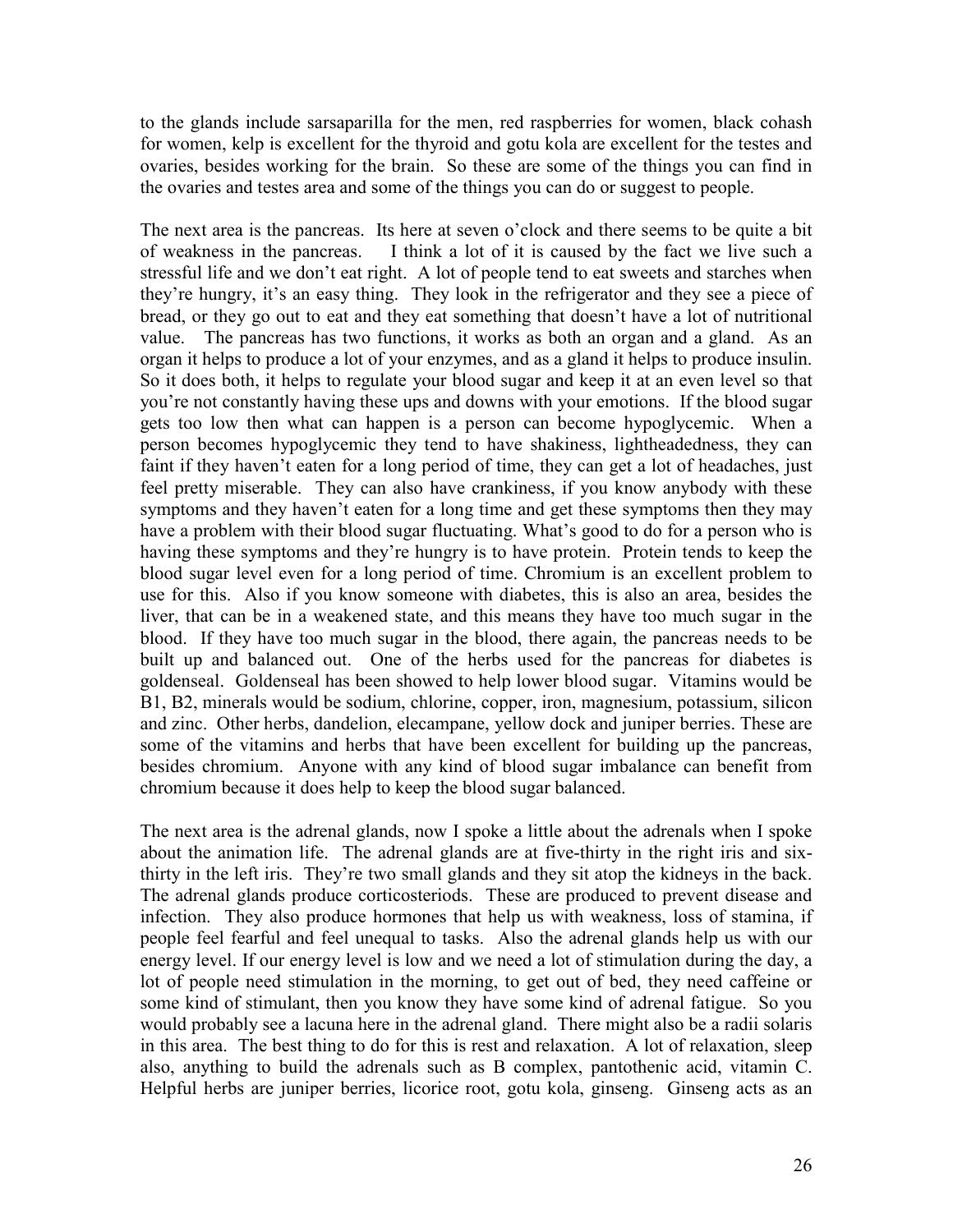to the glands include sarsaparilla for the men, red raspberries for women, black cohash for women, kelp is excellent for the thyroid and gotu kola are excellent for the testes and ovaries, besides working for the brain. So these are some of the things you can find in the ovaries and testes area and some of the things you can do or suggest to people.

The next area is the pancreas. Its here at seven o'clock and there seems to be quite a bit of weakness in the pancreas. I think a lot of it is caused by the fact we live such a stressful life and we don't eat right. A lot of people tend to eat sweets and starches when they're hungry, it's an easy thing. They look in the refrigerator and they see a piece of bread, or they go out to eat and they eat something that doesn't have a lot of nutritional value. The pancreas has two functions, it works as both an organ and a gland. As an organ it helps to produce a lot of your enzymes, and as a gland it helps to produce insulin. So it does both, it helps to regulate your blood sugar and keep it at an even level so that you're not constantly having these ups and downs with your emotions. If the blood sugar gets too low then what can happen is a person can become hypoglycemic. When a person becomes hypoglycemic they tend to have shakiness, lightheadedness, they can faint if they haven't eaten for a long period of time, they can get a lot of headaches, just feel pretty miserable. They can also have crankiness, if you know anybody with these symptoms and they haven't eaten for a long time and get these symptoms then they may have a problem with their blood sugar fluctuating. What's good to do for a person who is having these symptoms and they're hungry is to have protein. Protein tends to keep the blood sugar level even for a long period of time. Chromium is an excellent problem to use for this. Also if you know someone with diabetes, this is also an area, besides the liver, that can be in a weakened state, and this means they have too much sugar in the blood. If they have too much sugar in the blood, there again, the pancreas needs to be built up and balanced out. One of the herbs used for the pancreas for diabetes is goldenseal. Goldenseal has been showed to help lower blood sugar. Vitamins would be B1, B2, minerals would be sodium, chlorine, copper, iron, magnesium, potassium, silicon and zinc. Other herbs, dandelion, elecampane, yellow dock and juniper berries. These are some of the vitamins and herbs that have been excellent for building up the pancreas, besides chromium. Anyone with any kind of blood sugar imbalance can benefit from chromium because it does help to keep the blood sugar balanced.

The next area is the adrenal glands, now I spoke a little about the adrenals when I spoke about the animation life. The adrenal glands are at five-thirty in the right iris and six-thirty in the left iris. They're two small glands and they sit atop the kidneys in the back. The adrenal glands produce corticosteriods. These are produced to prevent disease and infection. They also produce hormones that help us with weakness, loss of stamina, if people feel fearful and feel unequal to tasks. Also the adrenal glands help us with our energy level. If our energy level is low and we need a lot of stimulation during the day, a lot of people need stimulation in the morning, to get out of bed, they need caffeine or some kind of stimulant, then you know they have some kind of adrenal fatigue. So you would probably see a lacuna here in the adrenal gland. There might also be a radii solaris in this area. The best thing to do for this is rest and relaxation. A lot of relaxation, sleep also, anything to build the adrenals such as B complex, pantothenic acid, vitamin C. Helpful herbs are juniper berries, licorice root, gotu kola, ginseng. Ginseng acts as an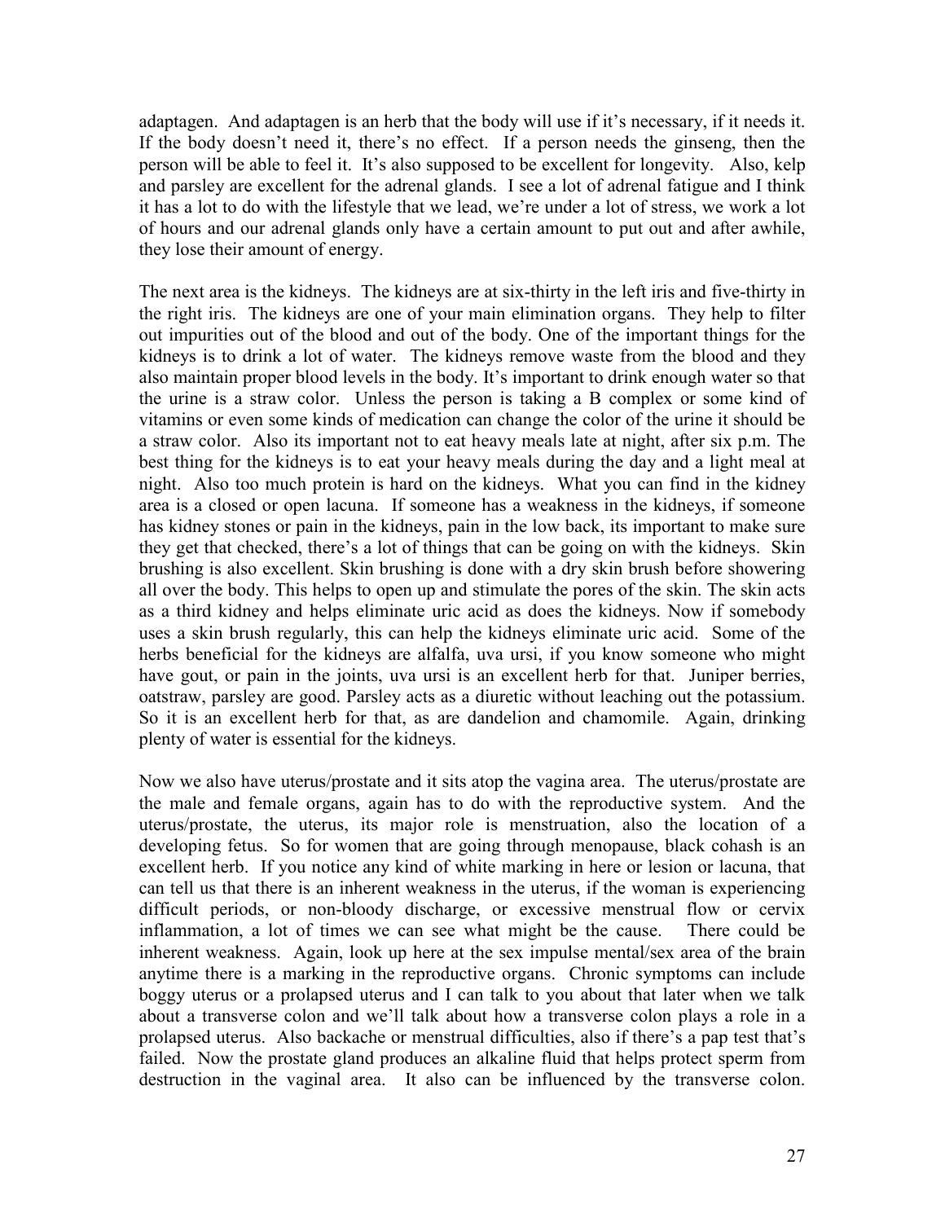adaptagen. And adaptagen is an herb that the body will use if it's necessary, if it needs it. If the body doesn't need it, there's no effect. If a person needs the ginseng, then the person will be able to feel it. It's also supposed to be excellent for longevity. Also, kelp and parsley are excellent for the adrenal glands. I see a lot of adrenal fatigue and I think it has a lot to do with the lifestyle that we lead, we're under a lot of stress, we work a lot of hours and our adrenal glands only have a certain amount to put out and after awhile, they lose their amount of energy.

The next area is the kidneys. The kidneys are at six-thirty in the left iris and five-thirty in the right iris. The kidneys are one of your main elimination organs. They help to filter out impurities out of the blood and out of the body. One of the important things for the kidneys is to drink a lot of water. The kidneys remove waste from the blood and they also maintain proper blood levels in the body. It's important to drink enough water so that the urine is a straw color. Unless the person is taking a B complex or some kind of vitamins or even some kinds of medication can change the color of the urine it should be a straw color. Also its important not to eat heavy meals late at night, after six p.m. The best thing for the kidneys is to eat your heavy meals during the day and a light meal at night. Also too much protein is hard on the kidneys. What you can find in the kidney area is a closed or open lacuna. If someone has a weakness in the kidneys, if someone has kidney stones or pain in the kidneys, pain in the low back, its important to make sure they get that checked, there's a lot of things that can be going on with the kidneys. Skin brushing is also excellent. Skin brushing is done with a dry skin brush before showering all over the body. This helps to open up and stimulate the pores of the skin. The skin acts as a third kidney and helps eliminate uric acid as does the kidneys. Now if somebody uses a skin brush regularly, this can help the kidneys eliminate uric acid. Some of the herbs beneficial for the kidneys are alfalfa, uva ursi, if you know someone who might have gout, or pain in the joints, uva ursi is an excellent herb for that. Juniper berries, oatstraw, parsley are good. Parsley acts as a diuretic without leaching out the potassium. So it is an excellent herb for that, as are dandelion and chamomile. Again, drinking plenty of water is essential for the kidneys.

Now we also have uterus/prostate and it sits atop the vagina area. The uterus/prostate are the male and female organs, again has to do with the reproductive system. And the uterus/prostate, the uterus, its major role is menstruation, also the location of a developing fetus. So for women that are going through menopause, black cohash is an excellent herb. If you notice any kind of white marking in here or lesion or lacuna, that can tell us that there is an inherent weakness in the uterus, if the woman is experiencing difficult periods, or non-bloody discharge, or excessive menstrual flow or cervix inflammation, a lot of times we can see what might be the cause. There could be inherent weakness. Again, look up here at the sex impulse mental/sex area of the brain anytime there is a marking in the reproductive organs. Chronic symptoms can include boggy uterus or a prolapsed uterus and I can talk to you about that later when we talk about a transverse colon and we'll talk about how a transverse colon plays a role in a prolapsed uterus. Also backache or menstrual difficulties, also if there's a pap test that's failed. Now the prostate gland produces an alkaline fluid that helps protect sperm from destruction in the vaginal area. It also can be influenced by the transverse colon.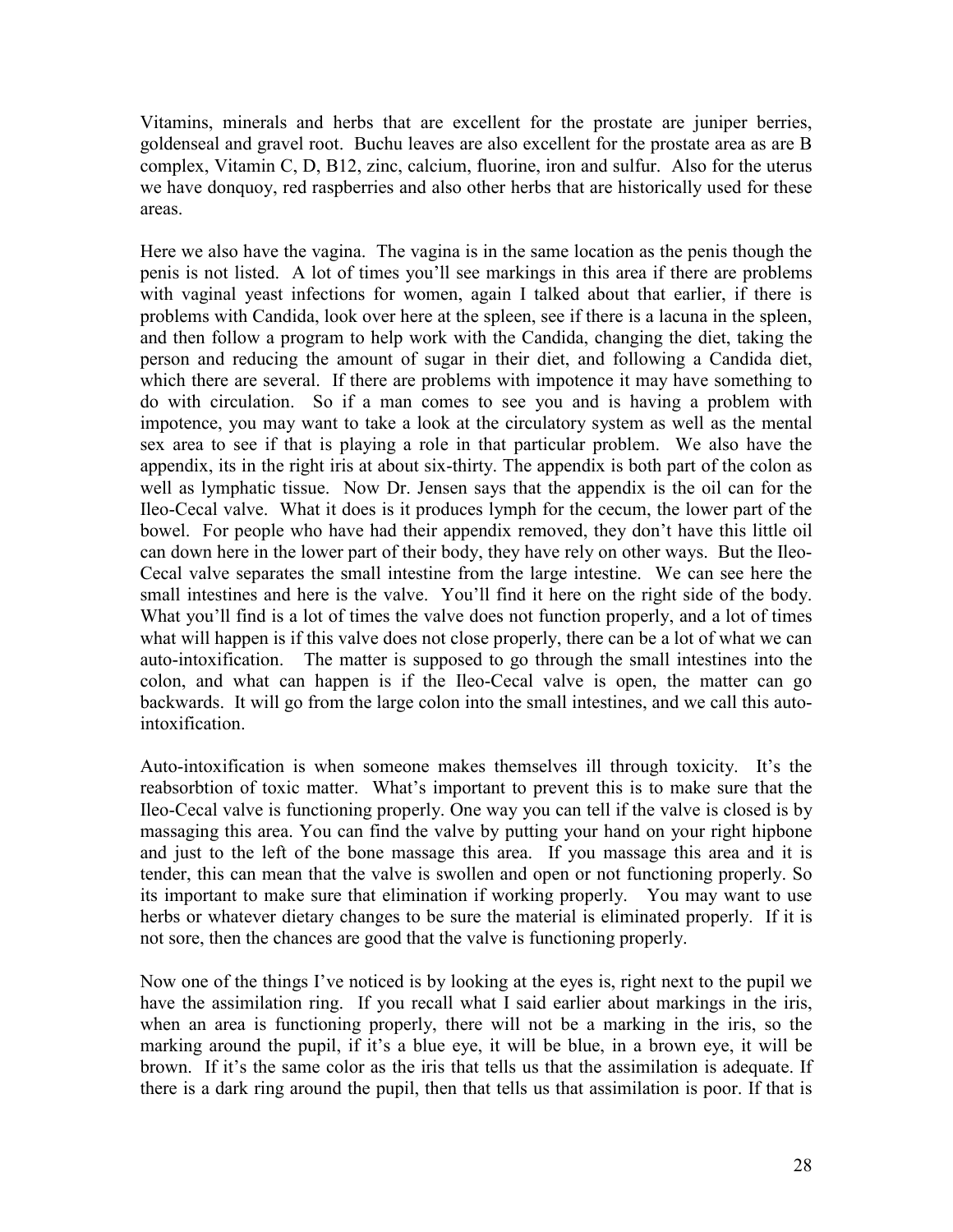Vitamins, minerals and herbs that are excellent for the prostate are juniper berries, goldenseal and gravel root. Buchu leaves are also excellent for the prostate area as are B complex, Vitamin C, D, B12, zinc, calcium, fluorine, iron and sulfur. Also for the uterus we have donquoy, red raspberries and also other herbs that are historically used for these areas.

Here we also have the vagina. The vagina is in the same location as the penis though the penis is not listed. A lot of times you'll see markings in this area if there are problems with vaginal yeast infections for women, again I talked about that earlier, if there is problems with Candida, look over here at the spleen, see if there is a lacuna in the spleen, and then follow a program to help work with the Candida, changing the diet, taking the person and reducing the amount of sugar in their diet, and following a Candida diet, which there are several. If there are problems with impotence it may have something to do with circulation. So if a man comes to see you and is having a problem with impotence, you may want to take a look at the circulatory system as well as the mental sex area to see if that is playing a role in that particular problem. We also have the appendix, its in the right iris at about six-thirty. The appendix is both part of the colon as well as lymphatic tissue. Now Dr. Jensen says that the appendix is the oil can for the Ileo-Cecal valve. What it does is it produces lymph for the cecum, the lower part of the bowel. For people who have had their appendix removed, they don't have this little oil can down here in the lower part of their body, they have rely on other ways. But the Ileo-Cecal valve separates the small intestine from the large intestine. We can see here the small intestines and here is the valve. You'll find it here on the right side of the body. What you'll find is a lot of times the valve does not function properly, and a lot of times what will happen is if this valve does not close properly, there can be a lot of what we can auto-intoxification. The matter is supposed to go through the small intestines into the colon, and what can happen is if the Ileo-Cecal valve is open, the matter can go backwards. It will go from the large colon into the small intestines, and we call this auto-intoxification.

Auto-intoxification is when someone makes themselves ill through toxicity. It's the reabsorbtion of toxic matter. What's important to prevent this is to make sure that the Ileo-Cecal valve is functioning properly. One way you can tell if the valve is closed is by massaging this area. You can find the valve by putting your hand on your right hipbone and just to the left of the bone massage this area. If you massage this area and it is tender, this can mean that the valve is swollen and open or not functioning properly. So its important to make sure that elimination if working properly. You may want to use herbs or whatever dietary changes to be sure the material is eliminated properly. If it is not sore, then the chances are good that the valve is functioning properly.

Now one of the things I've noticed is by looking at the eyes is, right next to the pupil we have the assimilation ring. If you recall what I said earlier about markings in the iris, when an area is functioning properly, there will not be a marking in the iris, so the marking around the pupil, if it's a blue eye, it will be blue, in a brown eye, it will be brown. If it's the same color as the iris that tells us that the assimilation is adequate. If there is a dark ring around the pupil, then that tells us that assimilation is poor. If that is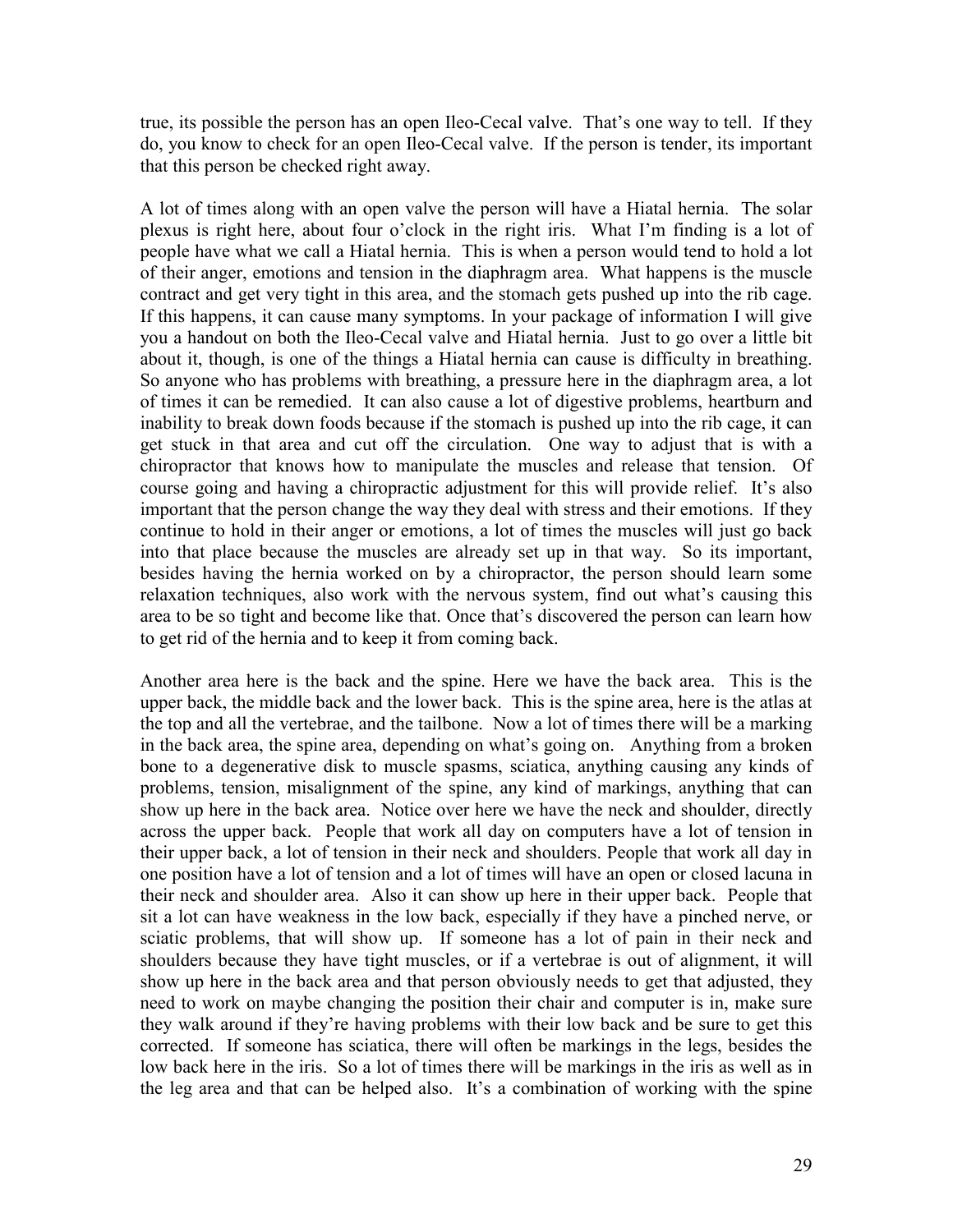true, its possible the person has an open Ileo-Cecal valve. That's one way to tell. If they do, you know to check for an open Ileo-Cecal valve. If the person is tender, its important that this person be checked right away.

A lot of times along with an open valve the person will have a Hiatal hernia. The solar plexus is right here, about four o'clock in the right iris. What I'm finding is a lot of people have what we call a Hiatal hernia. This is when a person would tend to hold a lot of their anger, emotions and tension in the diaphragm area. What happens is the muscle contract and get very tight in this area, and the stomach gets pushed up into the rib cage. If this happens, it can cause many symptoms. In your package of information I will give you a handout on both the Ileo-Cecal valve and Hiatal hernia. Just to go over a little bit about it, though, is one of the things a Hiatal hernia can cause is difficulty in breathing. So anyone who has problems with breathing, a pressure here in the diaphragm area, a lot of times it can be remedied. It can also cause a lot of digestive problems, heartburn and inability to break down foods because if the stomach is pushed up into the rib cage, it can get stuck in that area and cut off the circulation. One way to adjust that is with a chiropractor that knows how to manipulate the muscles and release that tension. Of course going and having a chiropractic adjustment for this will provide relief. It's also important that the person change the way they deal with stress and their emotions. If they continue to hold in their anger or emotions, a lot of times the muscles will just go back into that place because the muscles are already set up in that way. So its important, besides having the hernia worked on by a chiropractor, the person should learn some relaxation techniques, also work with the nervous system, find out what's causing this area to be so tight and become like that. Once that's discovered the person can learn how to get rid of the hernia and to keep it from coming back.

Another area here is the back and the spine. Here we have the back area. This is the upper back, the middle back and the lower back. This is the spine area, here is the atlas at the top and all the vertebrae, and the tailbone. Now a lot of times there will be a marking in the back area, the spine area, depending on what's going on. Anything from a broken bone to a degenerative disk to muscle spasms, sciatica, anything causing any kinds of problems, tension, misalignment of the spine, any kind of markings, anything that can show up here in the back area. Notice over here we have the neck and shoulder, directly across the upper back. People that work all day on computers have a lot of tension in their upper back, a lot of tension in their neck and shoulders. People that work all day in one position have a lot of tension and a lot of times will have an open or closed lacuna in their neck and shoulder area. Also it can show up here in their upper back. People that sit a lot can have weakness in the low back, especially if they have a pinched nerve, or sciatic problems, that will show up. If someone has a lot of pain in their neck and shoulders because they have tight muscles, or if a vertebrae is out of alignment, it will show up here in the back area and that person obviously needs to get that adjusted, they need to work on maybe changing the position their chair and computer is in, make sure they walk around if they're having problems with their low back and be sure to get this corrected. If someone has sciatica, there will often be markings in the legs, besides the low back here in the iris. So a lot of times there will be markings in the iris as well as in the leg area and that can be helped also. It's a combination of working with the spine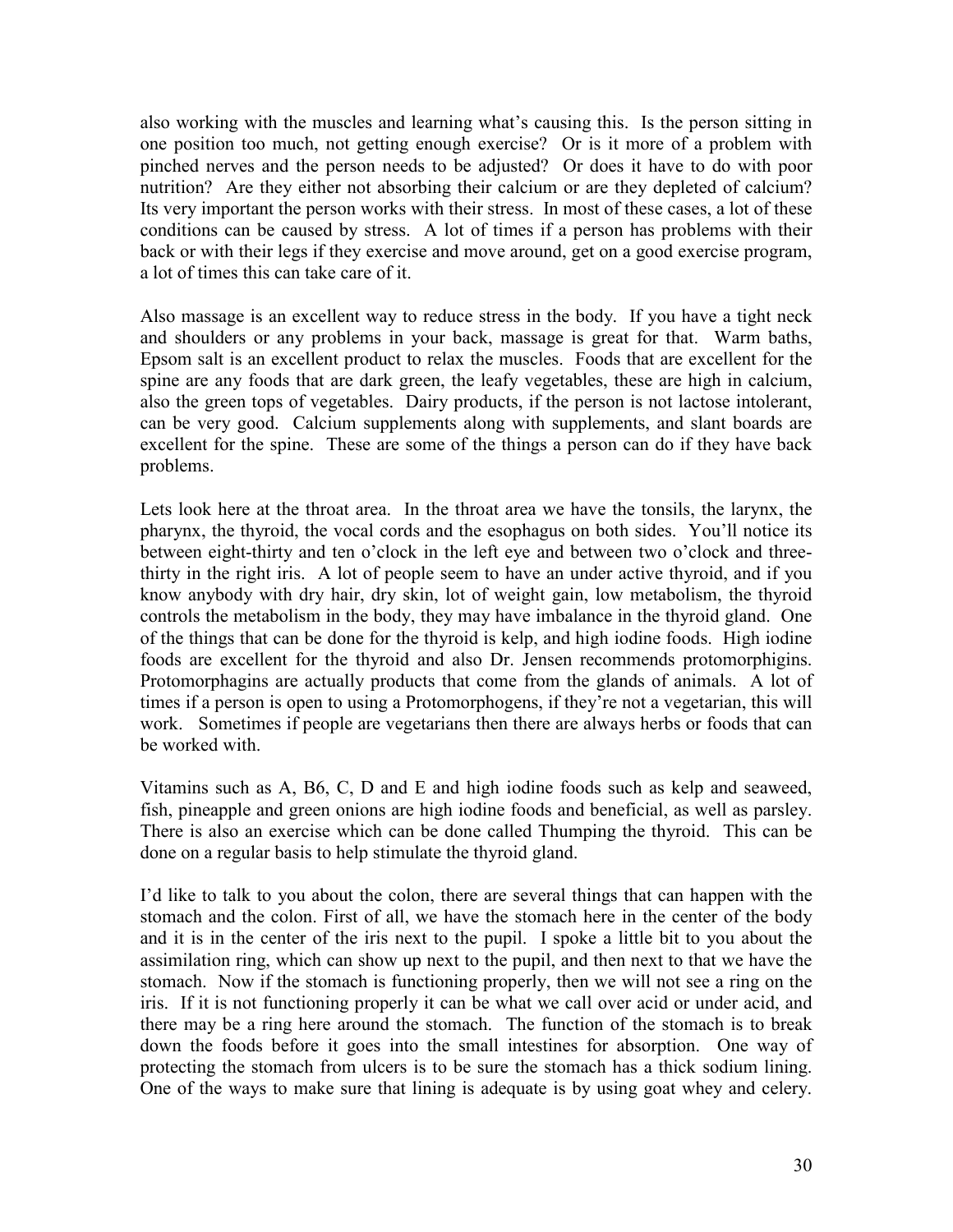also working with the muscles and learning what's causing this. Is the person sitting in one position too much, not getting enough exercise? Or is it more of a problem with pinched nerves and the person needs to be adjusted? Or does it have to do with poor nutrition? Are they either not absorbing their calcium or are they depleted of calcium? Its very important the person works with their stress. In most of these cases, a lot of these conditions can be caused by stress. A lot of times if a person has problems with their back or with their legs if they exercise and move around, get on a good exercise program, a lot of times this can take care of it.

Also massage is an excellent way to reduce stress in the body. If you have a tight neck and shoulders or any problems in your back, massage is great for that. Warm baths, Epsom salt is an excellent product to relax the muscles. Foods that are excellent for the spine are any foods that are dark green, the leafy vegetables, these are high in calcium, also the green tops of vegetables. Dairy products, if the person is not lactose intolerant, can be very good. Calcium supplements along with supplements, and slant boards are excellent for the spine. These are some of the things a person can do if they have back problems.

Lets look here at the throat area. In the throat area we have the tonsils, the larynx, the pharynx, the thyroid, the vocal cords and the esophagus on both sides. You'll notice its between eight-thirty and ten o'clock in the left eye and between two o'clock and three-thirty in the right iris. A lot of people seem to have an under active thyroid, and if you know anybody with dry hair, dry skin, lot of weight gain, low metabolism, the thyroid controls the metabolism in the body, they may have imbalance in the thyroid gland. One of the things that can be done for the thyroid is kelp, and high iodine foods. High iodine foods are excellent for the thyroid and also Dr. Jensen recommends protomorphigins. Protomorphagins are actually products that come from the glands of animals. A lot of times if a person is open to using a Protomorphogens, if they're not a vegetarian, this will work. Sometimes if people are vegetarians then there are always herbs or foods that can be worked with.

Vitamins such as A, B6, C, D and E and high iodine foods such as kelp and seaweed, fish, pineapple and green onions are high iodine foods and beneficial, as well as parsley. There is also an exercise which can be done called Thumping the thyroid. This can be done on a regular basis to help stimulate the thyroid gland.

I'd like to talk to you about the colon, there are several things that can happen with the stomach and the colon. First of all, we have the stomach here in the center of the body and it is in the center of the iris next to the pupil. I spoke a little bit to you about the assimilation ring, which can show up next to the pupil, and then next to that we have the stomach. Now if the stomach is functioning properly, then we will not see a ring on the iris. If it is not functioning properly it can be what we call over acid or under acid, and there may be a ring here around the stomach. The function of the stomach is to break down the foods before it goes into the small intestines for absorption. One way of protecting the stomach from ulcers is to be sure the stomach has a thick sodium lining. One of the ways to make sure that lining is adequate is by using goat whey and celery.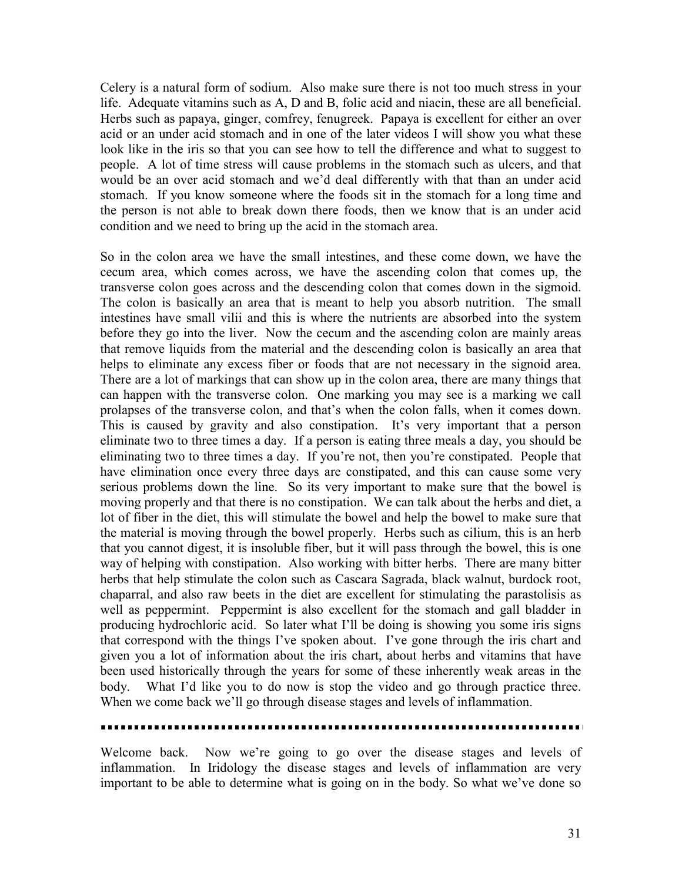Celery is a natural form of sodium. Also make sure there is not too much stress in your life. Adequate vitamins such as A, D and B, folic acid and niacin, these are all beneficial. Herbs such as papaya, ginger, comfrey, fenugreek. Papaya is excellent for either an over acid or an under acid stomach and in one of the later videos I will show you what these look like in the iris so that you can see how to tell the difference and what to suggest to people. A lot of time stress will cause problems in the stomach such as ulcers, and that would be an over acid stomach and we'd deal differently with that than an under acid stomach. If you know someone where the foods sit in the stomach for a long time and the person is not able to break down there foods, then we know that is an under acid condition and we need to bring up the acid in the stomach area.

So in the colon area we have the small intestines, and these come down, we have the cecum area, which comes across, we have the ascending colon that comes up, the transverse colon goes across and the descending colon that comes down in the sigmoid. The colon is basically an area that is meant to help you absorb nutrition. The small intestines have small vilii and this is where the nutrients are absorbed into the system before they go into the liver. Now the cecum and the ascending colon are mainly areas that remove liquids from the material and the descending colon is basically an area that helps to eliminate any excess fiber or foods that are not necessary in the signoid area. There are a lot of markings that can show up in the colon area, there are many things that can happen with the transverse colon. One marking you may see is a marking we call prolapses of the transverse colon, and that's when the colon falls, when it comes down. This is caused by gravity and also constipation. It's very important that a person eliminate two to three times a day. If a person is eating three meals a day, you should be eliminating two to three times a day. If you're not, then you're constipated. People that have elimination once every three days are constipated, and this can cause some very serious problems down the line. So its very important to make sure that the bowel is moving properly and that there is no constipation. We can talk about the herbs and diet, a lot of fiber in the diet, this will stimulate the bowel and help the bowel to make sure that the material is moving through the bowel properly. Herbs such as cilium, this is an herb that you cannot digest, it is insoluble fiber, but it will pass through the bowel, this is one way of helping with constipation. Also working with bitter herbs. There are many bitter herbs that help stimulate the colon such as Cascara Sagrada, black walnut, burdock root, chaparral, and also raw beets in the diet are excellent for stimulating the parastolisis as well as peppermint. Peppermint is also excellent for the stomach and gall bladder in producing hydrochloric acid. So later what I'll be doing is showing you some iris signs that correspond with the things I've spoken about. I've gone through the iris chart and given you a lot of information about the iris chart, about herbs and vitamins that have been used historically through the years for some of these inherently weak areas in the body. What I'd like you to do now is stop the video and go through practice three. When we come back we'll go through disease stages and levels of inflammation.

---

Welcome back. Now we're going to go over the disease stages and levels of inflammation. In Iridology the disease stages and levels of inflammation are very important to be able to determine what is going on in the body. So what we've done so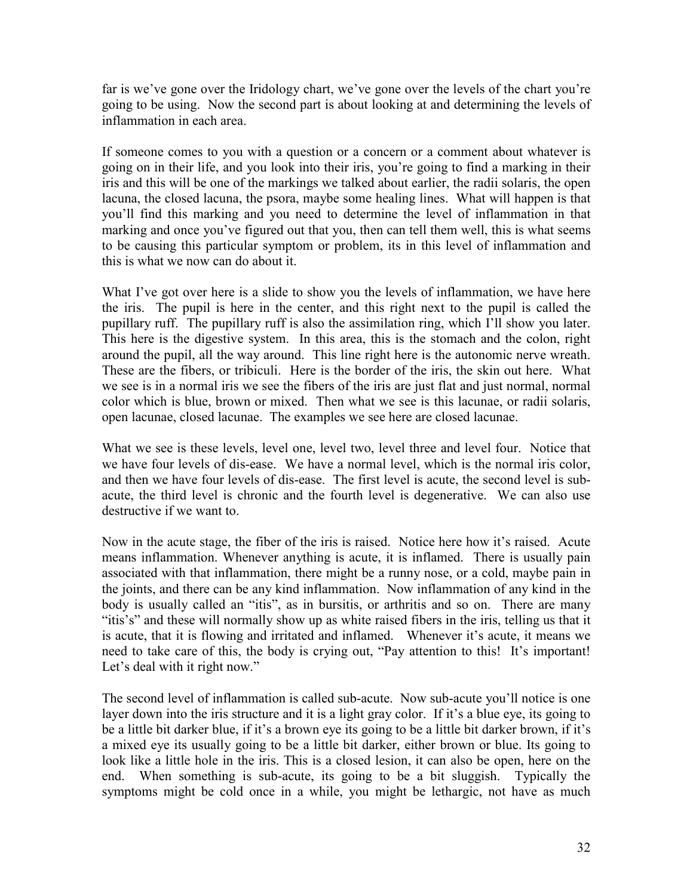far is we've gone over the Iridology chart, we've gone over the levels of the chart you're going to be using. Now the second part is about looking at and determining the levels of inflammation in each area.

If someone comes to you with a question or a concern or a comment about whatever is going on in their life, and you look into their iris, you're going to find a marking in their iris and this will be one of the markings we talked about earlier, the radii solaris, the open lacuna, the closed lacuna, the psora, maybe some healing lines. What will happen is that you'll find this marking and you need to determine the level of inflammation in that marking and once you've figured out that you, then can tell them well, this is what seems to be causing this particular symptom or problem, its in this level of inflammation and this is what we now can do about it.

What I've got over here is a slide to show you the levels of inflammation, we have here the iris. The pupil is here in the center, and this right next to the pupil is called the pupillary ruff. The pupillary ruff is also the assimilation ring, which I'll show you later. This here is the digestive system. In this area, this is the stomach and the colon, right around the pupil, all the way around. This line right here is the autonomic nerve wreath. These are the fibers, or tribiculi. Here is the border of the iris, the skin out here. What we see is in a normal iris we see the fibers of the iris are just flat and just normal, normal color which is blue, brown or mixed. Then what we see is this lacunae, or radii solaris, open lacunae, closed lacunae. The examples we see here are closed lacunae.

What we see is these levels, level one, level two, level three and level four. Notice that we have four levels of dis-ease. We have a normal level, which is the normal iris color, and then we have four levels of dis-ease. The first level is acute, the second level is sub-acute, the third level is chronic and the fourth level is degenerative. We can also use destructive if we want to.

Now in the acute stage, the fiber of the iris is raised. Notice here how it's raised. Acute means inflammation. Whenever anything is acute, it is inflamed. There is usually pain associated with that inflammation, there might be a runny nose, or a cold, maybe pain in the joints, and there can be any kind inflammation. Now inflammation of any kind in the body is usually called an "itis", as in bursitis, or arthritis and so on. There are many "itis's" and these will normally show up as white raised fibers in the iris, telling us that it is acute, that it is flowing and irritated and inflamed. Whenever it's acute, it means we need to take care of this, the body is crying out, "Pay attention to this! It's important! Let's deal with it right now."

The second level of inflammation is called sub-acute. Now sub-acute you'll notice is one layer down into the iris structure and it is a light gray color. If it's a blue eye, its going to be a little bit darker blue, if it's a brown eye its going to be a little bit darker brown, if it's a mixed eye its usually going to be a little bit darker, either brown or blue. Its going to look like a little hole in the iris. This is a closed lesion, it can also be open, here on the end. When something is sub-acute, its going to be a bit sluggish. Typically the symptoms might be cold once in a while, you might be lethargic, not have as much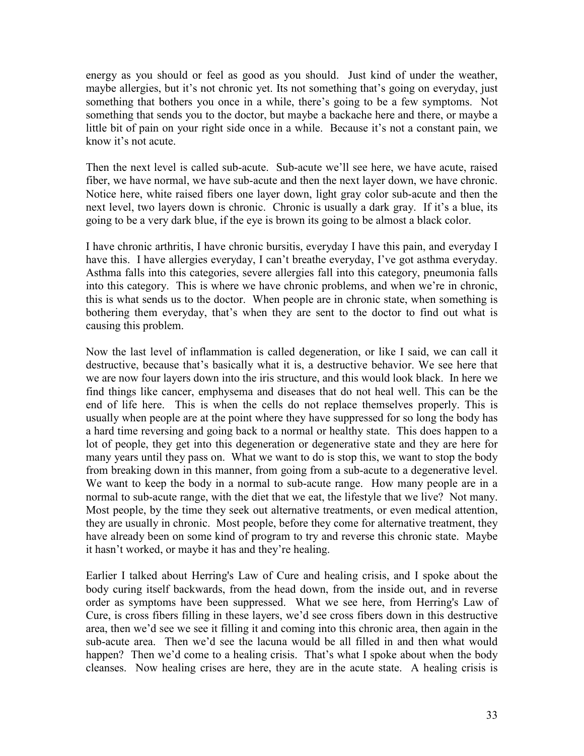energy as you should or feel as good as you should. Just kind of under the weather, maybe allergies, but it's not chronic yet. Its not something that's going on everyday, just something that bothers you once in a while, there's going to be a few symptoms. Not something that sends you to the doctor, but maybe a backache here and there, or maybe a little bit of pain on your right side once in a while. Because it's not a constant pain, we know it's not acute.

Then the next level is called sub-acute. Sub-acute we'll see here, we have acute, raised fiber, we have normal, we have sub-acute and then the next layer down, we have chronic. Notice here, white raised fibers one layer down, light gray color sub-acute and then the next level, two layers down is chronic. Chronic is usually a dark gray. If it's a blue, its going to be a very dark blue, if the eye is brown its going to be almost a black color.

I have chronic arthritis, I have chronic bursitis, everyday I have this pain, and everyday I have this. I have allergies everyday, I can't breathe everyday, I've got asthma everyday. Asthma falls into this categories, severe allergies fall into this category, pneumonia falls into this category. This is where we have chronic problems, and when we're in chronic, this is what sends us to the doctor. When people are in chronic state, when something is bothering them everyday, that's when they are sent to the doctor to find out what is causing this problem.

Now the last level of inflammation is called degeneration, or like I said, we can call it destructive, because that's basically what it is, a destructive behavior. We see here that we are now four layers down into the iris structure, and this would look black. In here we find things like cancer, emphysema and diseases that do not heal well. This can be the end of life here. This is when the cells do not replace themselves properly. This is usually when people are at the point where they have suppressed for so long the body has a hard time reversing and going back to a normal or healthy state. This does happen to a lot of people, they get into this degeneration or degenerative state and they are here for many years until they pass on. What we want to do is stop this, we want to stop the body from breaking down in this manner, from going from a sub-acute to a degenerative level. We want to keep the body in a normal to sub-acute range. How many people are in a normal to sub-acute range, with the diet that we eat, the lifestyle that we live? Not many. Most people, by the time they seek out alternative treatments, or even medical attention, they are usually in chronic. Most people, before they come for alternative treatment, they have already been on some kind of program to try and reverse this chronic state. Maybe it hasn't worked, or maybe it has and they're healing.

Earlier I talked about Herring's Law of Cure and healing crisis, and I spoke about the body curing itself backwards, from the head down, from the inside out, and in reverse order as symptoms have been suppressed. What we see here, from Herring's Law of Cure, is cross fibers filling in these layers, we'd see cross fibers down in this destructive area, then we'd see we see it filling it and coming into this chronic area, then again in the sub-acute area. Then we'd see the lacuna would be all filled in and then what would happen? Then we'd come to a healing crisis. That's what I spoke about when the body cleanses. Now healing crises are here, they are in the acute state. A healing crisis is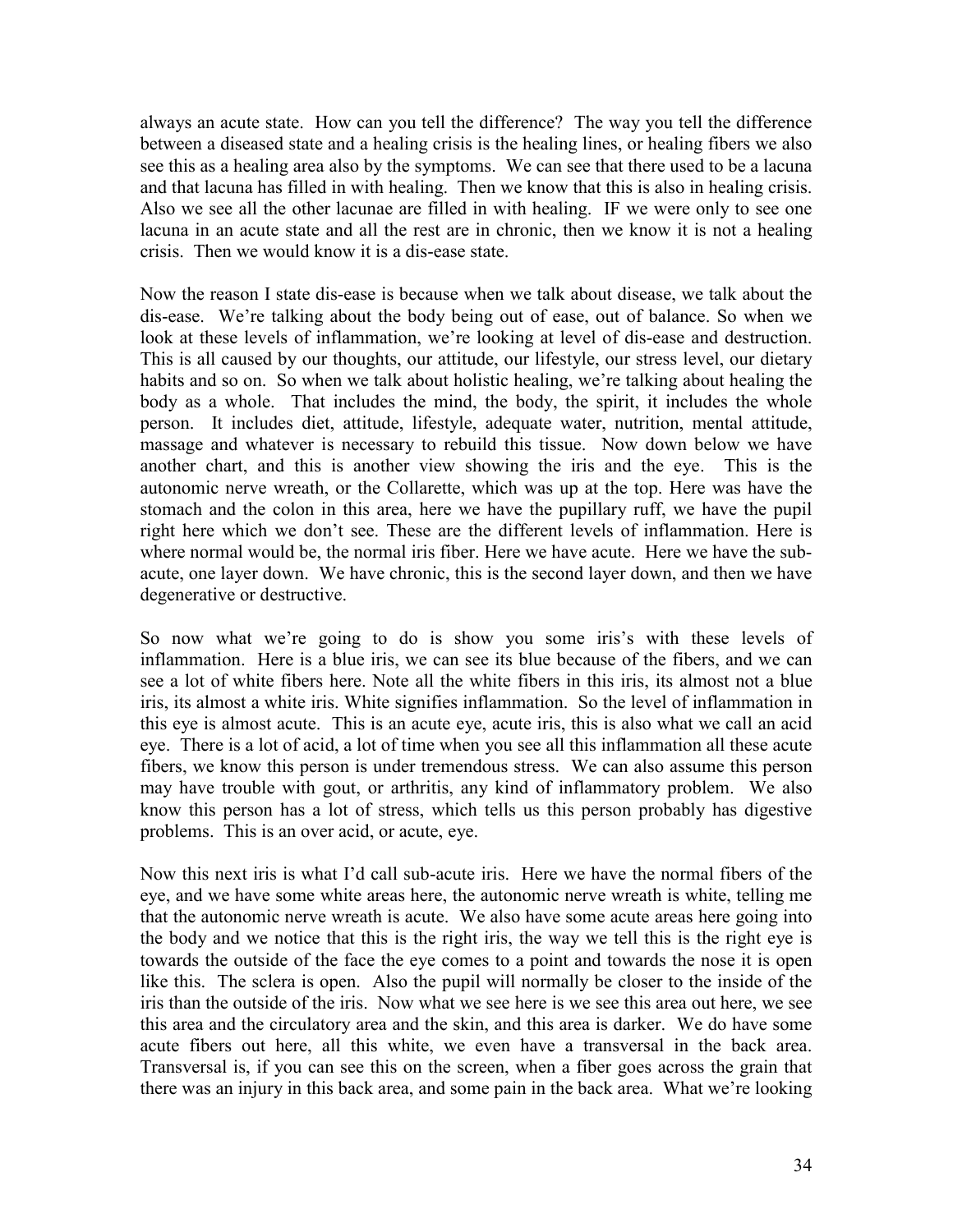always an acute state. How can you tell the difference? The way you tell the difference between a diseased state and a healing crisis is the healing lines, or healing fibers we also see this as a healing area also by the symptoms. We can see that there used to be a lacuna and that lacuna has filled in with healing. Then we know that this is also in healing crisis. Also we see all the other lacunae are filled in with healing. IF we were only to see one lacuna in an acute state and all the rest are in chronic, then we know it is not a healing crisis. Then we would know it is a dis-ease state.

Now the reason I state dis-ease is because when we talk about disease, we talk about the dis-ease. We're talking about the body being out of ease, out of balance. So when we look at these levels of inflammation, we're looking at level of dis-ease and destruction. This is all caused by our thoughts, our attitude, our lifestyle, our stress level, our dietary habits and so on. So when we talk about holistic healing, we're talking about healing the body as a whole. That includes the mind, the body, the spirit, it includes the whole person. It includes diet, attitude, lifestyle, adequate water, nutrition, mental attitude, massage and whatever is necessary to rebuild this tissue. Now down below we have another chart, and this is another view showing the iris and the eye. This is the autonomic nerve wreath, or the Collarette, which was up at the top. Here was have the stomach and the colon in this area, here we have the pupillary ruff, we have the pupil right here which we don't see. These are the different levels of inflammation. Here is where normal would be, the normal iris fiber. Here we have acute. Here we have the sub-acute, one layer down. We have chronic, this is the second layer down, and then we have degenerative or destructive.

So now what we're going to do is show you some iris's with these levels of inflammation. Here is a blue iris, we can see its blue because of the fibers, and we can see a lot of white fibers here. Note all the white fibers in this iris, its almost not a blue iris, its almost a white iris. White signifies inflammation. So the level of inflammation in this eye is almost acute. This is an acute eye, acute iris, this is also what we call an acid eye. There is a lot of acid, a lot of time when you see all this inflammation all these acute fibers, we know this person is under tremendous stress. We can also assume this person may have trouble with gout, or arthritis, any kind of inflammatory problem. We also know this person has a lot of stress, which tells us this person probably has digestive problems. This is an over acid, or acute, eye.

Now this next iris is what I'd call sub-acute iris. Here we have the normal fibers of the eye, and we have some white areas here, the autonomic nerve wreath is white, telling me that the autonomic nerve wreath is acute. We also have some acute areas here going into the body and we notice that this is the right iris, the way we tell this is the right eye is towards the outside of the face the eye comes to a point and towards the nose it is open like this. The sclera is open. Also the pupil will normally be closer to the inside of the iris than the outside of the iris. Now what we see here is we see this area out here, we see this area and the circulatory area and the skin, and this area is darker. We do have some acute fibers out here, all this white, we even have a transversal in the back area. Transversal is, if you can see this on the screen, when a fiber goes across the grain that there was an injury in this back area, and some pain in the back area. What we're looking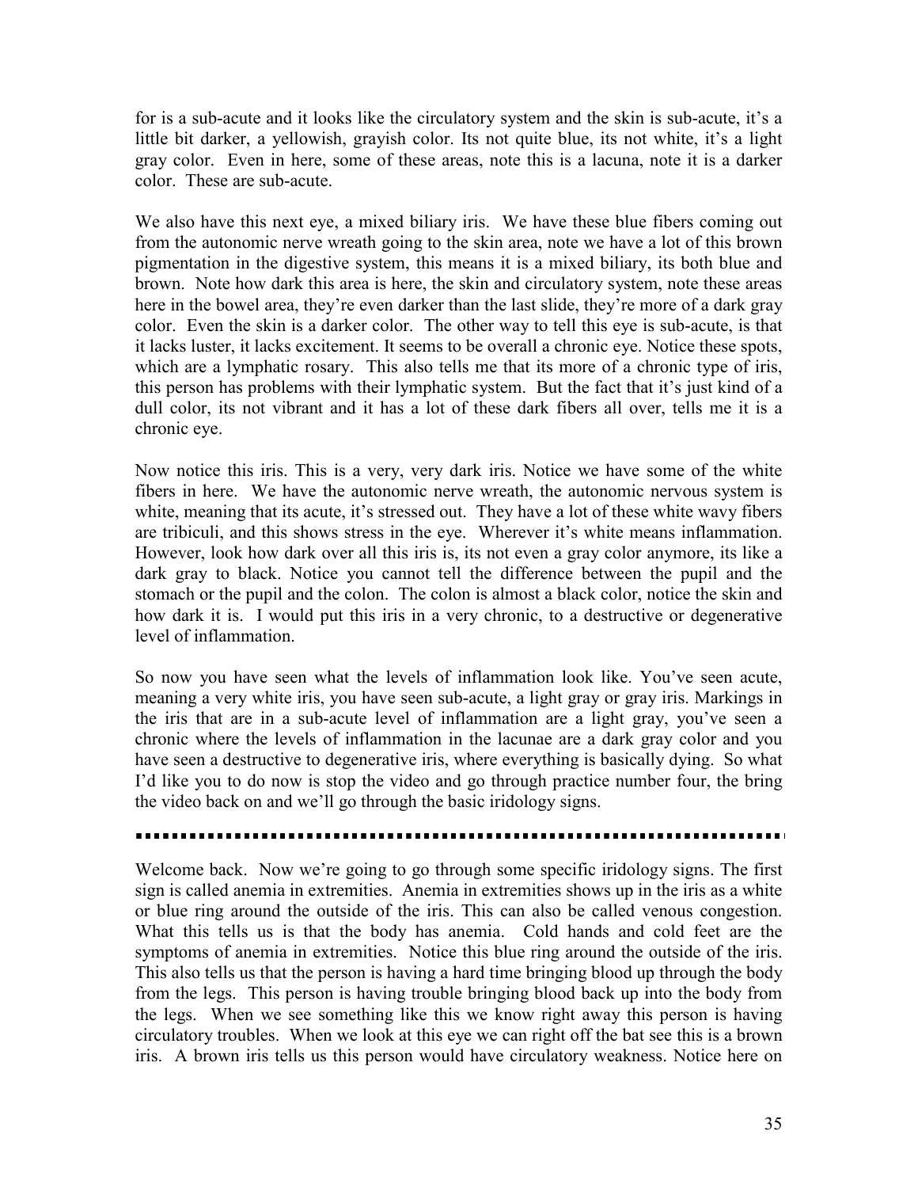for is a sub-acute and it looks like the circulatory system and the skin is sub-acute, it's a little bit darker, a yellowish, grayish color. Its not quite blue, its not white, it's a light gray color. Even in here, some of these areas, note this is a lacuna, note it is a darker color. These are sub-acute.

We also have this next eye, a mixed biliary iris. We have these blue fibers coming out from the autonomic nerve wreath going to the skin area, note we have a lot of this brown pigmentation in the digestive system, this means it is a mixed biliary, its both blue and brown. Note how dark this area is here, the skin and circulatory system, note these areas here in the bowel area, they're even darker than the last slide, they're more of a dark gray color. Even the skin is a darker color. The other way to tell this eye is sub-acute, is that it lacks luster, it lacks excitement. It seems to be overall a chronic eye. Notice these spots, which are a lymphatic rosary. This also tells me that its more of a chronic type of iris, this person has problems with their lymphatic system. But the fact that it's just kind of a dull color, its not vibrant and it has a lot of these dark fibers all over, tells me it is a chronic eye.

Now notice this iris. This is a very, very dark iris. Notice we have some of the white fibers in here. We have the autonomic nerve wreath, the autonomic nervous system is white, meaning that its acute, it's stressed out. They have a lot of these white wavy fibers are tribiculi, and this shows stress in the eye. Wherever it's white means inflammation. However, look how dark over all this iris is, its not even a gray color anymore, its like a dark gray to black. Notice you cannot tell the difference between the pupil and the stomach or the pupil and the colon. The colon is almost a black color, notice the skin and how dark it is. I would put this iris in a very chronic, to a destructive or degenerative level of inflammation.

So now you have seen what the levels of inflammation look like. You've seen acute, meaning a very white iris, you have seen sub-acute, a light gray or gray iris. Markings in the iris that are in a sub-acute level of inflammation are a light gray, you've seen a chronic where the levels of inflammation in the lacunae are a dark gray color and you have seen a destructive to degenerative iris, where everything is basically dying. So what I'd like you to do now is stop the video and go through practice number four, the bring the video back on and we'll go through the basic iridology signs.

---

Welcome back. Now we're going to go through some specific iridology signs. The first sign is called anemia in extremities. Anemia in extremities shows up in the iris as a white or blue ring around the outside of the iris. This can also be called venous congestion. What this tells us is that the body has anemia. Cold hands and cold feet are the symptoms of anemia in extremities. Notice this blue ring around the outside of the iris. This also tells us that the person is having a hard time bringing blood up through the body from the legs. This person is having trouble bringing blood back up into the body from the legs. When we see something like this we know right away this person is having circulatory troubles. When we look at this eye we can right off the bat see this is a brown iris. A brown iris tells us this person would have circulatory weakness. Notice here on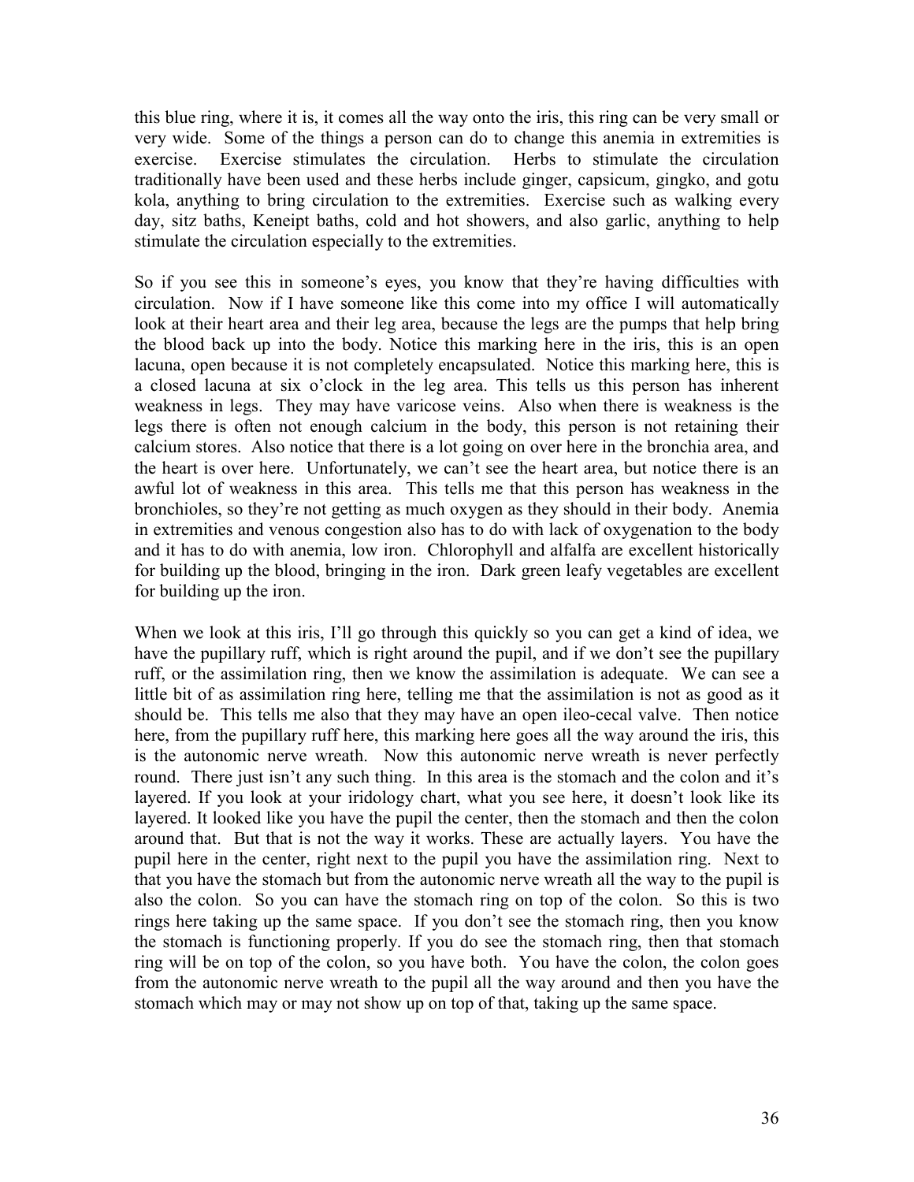this blue ring, where it is, it comes all the way onto the iris, this ring can be very small or very wide. Some of the things a person can do to change this anemia in extremities is exercise. Exercise stimulates the circulation. Herbs to stimulate the circulation traditionally have been used and these herbs include ginger, capsicum, gingko, and gotu kola, anything to bring circulation to the extremities. Exercise such as walking every day, sitz baths, Keneipt baths, cold and hot showers, and also garlic, anything to help stimulate the circulation especially to the extremities.

So if you see this in someone's eyes, you know that they're having difficulties with circulation. Now if I have someone like this come into my office I will automatically look at their heart area and their leg area, because the legs are the pumps that help bring the blood back up into the body. Notice this marking here in the iris, this is an open lacuna, open because it is not completely encapsulated. Notice this marking here, this is a closed lacuna at six o'clock in the leg area. This tells us this person has inherent weakness in legs. They may have varicose veins. Also when there is weakness is the legs there is often not enough calcium in the body, this person is not retaining their calcium stores. Also notice that there is a lot going on over here in the bronchia area, and the heart is over here. Unfortunately, we can't see the heart area, but notice there is an awful lot of weakness in this area. This tells me that this person has weakness in the bronchioles, so they're not getting as much oxygen as they should in their body. Anemia in extremities and venous congestion also has to do with lack of oxygenation to the body and it has to do with anemia, low iron. Chlorophyll and alfalfa are excellent historically for building up the blood, bringing in the iron. Dark green leafy vegetables are excellent for building up the iron.

When we look at this iris, I'll go through this quickly so you can get a kind of idea, we have the pupillary ruff, which is right around the pupil, and if we don't see the pupillary ruff, or the assimilation ring, then we know the assimilation is adequate. We can see a little bit of as assimilation ring here, telling me that the assimilation is not as good as it should be. This tells me also that they may have an open ileo-cecal valve. Then notice here, from the pupillary ruff here, this marking here goes all the way around the iris, this is the autonomic nerve wreath. Now this autonomic nerve wreath is never perfectly round. There just isn't any such thing. In this area is the stomach and the colon and it's layered. If you look at your iridology chart, what you see here, it doesn't look like its layered. It looked like you have the pupil the center, then the stomach and then the colon around that. But that is not the way it works. These are actually layers. You have the pupil here in the center, right next to the pupil you have the assimilation ring. Next to that you have the stomach but from the autonomic nerve wreath all the way to the pupil is also the colon. So you can have the stomach ring on top of the colon. So this is two rings here taking up the same space. If you don't see the stomach ring, then you know the stomach is functioning properly. If you do see the stomach ring, then that stomach ring will be on top of the colon, so you have both. You have the colon, the colon goes from the autonomic nerve wreath to the pupil all the way around and then you have the stomach which may or may not show up on top of that, taking up the same space.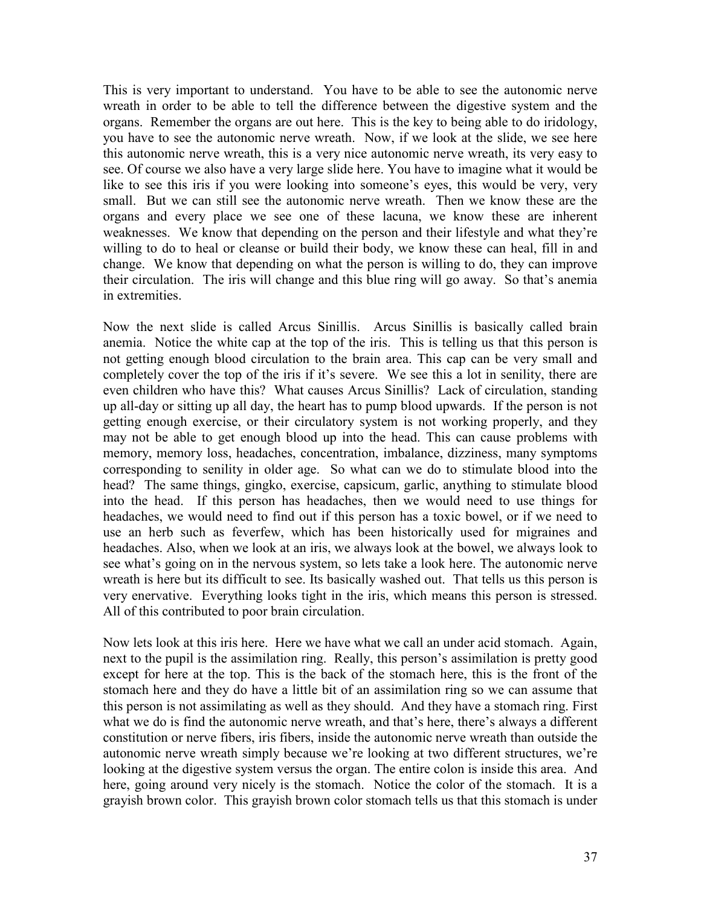This is very important to understand. You have to be able to see the autonomic nerve wreath in order to be able to tell the difference between the digestive system and the organs. Remember the organs are out here. This is the key to being able to do iridology, you have to see the autonomic nerve wreath. Now, if we look at the slide, we see here this autonomic nerve wreath, this is a very nice autonomic nerve wreath, its very easy to see. Of course we also have a very large slide here. You have to imagine what it would be like to see this iris if you were looking into someone's eyes, this would be very, very small. But we can still see the autonomic nerve wreath. Then we know these are the organs and every place we see one of these lacuna, we know these are inherent weaknesses. We know that depending on the person and their lifestyle and what they're willing to do to heal or cleanse or build their body, we know these can heal, fill in and change. We know that depending on what the person is willing to do, they can improve their circulation. The iris will change and this blue ring will go away. So that's anemia in extremities.

Now the next slide is called Arcus Sinillis. Arcus Sinillis is basically called brain anemia. Notice the white cap at the top of the iris. This is telling us that this person is not getting enough blood circulation to the brain area. This cap can be very small and completely cover the top of the iris if it's severe. We see this a lot in senility, there are even children who have this? What causes Arcus Sinillis? Lack of circulation, standing up all-day or sitting up all day, the heart has to pump blood upwards. If the person is not getting enough exercise, or their circulatory system is not working properly, and they may not be able to get enough blood up into the head. This can cause problems with memory, memory loss, headaches, concentration, imbalance, dizziness, many symptoms corresponding to senility in older age. So what can we do to stimulate blood into the head? The same things, gingko, exercise, capsicum, garlic, anything to stimulate blood into the head. If this person has headaches, then we would need to use things for headaches, we would need to find out if this person has a toxic bowel, or if we need to use an herb such as feverfew, which has been historically used for migraines and headaches. Also, when we look at an iris, we always look at the bowel, we always look to see what's going on in the nervous system, so lets take a look here. The autonomic nerve wreath is here but its difficult to see. Its basically washed out. That tells us this person is very enervative. Everything looks tight in the iris, which means this person is stressed. All of this contributed to poor brain circulation.

Now lets look at this iris here. Here we have what we call an under acid stomach. Again, next to the pupil is the assimilation ring. Really, this person's assimilation is pretty good except for here at the top. This is the back of the stomach here, this is the front of the stomach here and they do have a little bit of an assimilation ring so we can assume that this person is not assimilating as well as they should. And they have a stomach ring. First what we do is find the autonomic nerve wreath, and that's here, there's always a different constitution or nerve fibers, iris fibers, inside the autonomic nerve wreath than outside the autonomic nerve wreath simply because we're looking at two different structures, we're looking at the digestive system versus the organ. The entire colon is inside this area. And here, going around very nicely is the stomach. Notice the color of the stomach. It is a grayish brown color. This grayish brown color stomach tells us that this stomach is under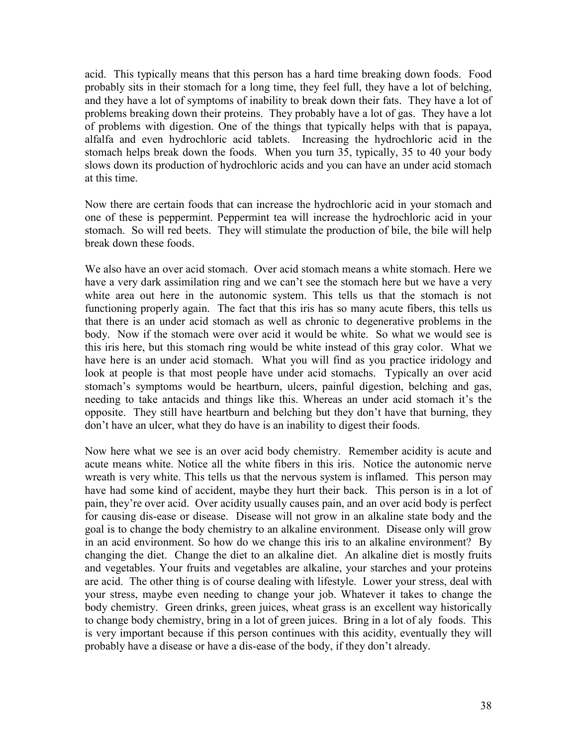acid. This typically means that this person has a hard time breaking down foods. Food probably sits in their stomach for a long time, they feel full, they have a lot of belching, and they have a lot of symptoms of inability to break down their fats. They have a lot of problems breaking down their proteins. They probably have a lot of gas. They have a lot of problems with digestion. One of the things that typically helps with that is papaya, alfalfa and even hydrochloric acid tablets. Increasing the hydrochloric acid in the stomach helps break down the foods. When you turn 35, typically, 35 to 40 your body slows down its production of hydrochloric acids and you can have an under acid stomach at this time.

Now there are certain foods that can increase the hydrochloric acid in your stomach and one of these is peppermint. Peppermint tea will increase the hydrochloric acid in your stomach. So will red beets. They will stimulate the production of bile, the bile will help break down these foods.

We also have an over acid stomach. Over acid stomach means a white stomach. Here we have a very dark assimilation ring and we can't see the stomach here but we have a very white area out here in the autonomic system. This tells us that the stomach is not functioning properly again. The fact that this iris has so many acute fibers, this tells us that there is an under acid stomach as well as chronic to degenerative problems in the body. Now if the stomach were over acid it would be white. So what we would see is this iris here, but this stomach ring would be white instead of this gray color. What we have here is an under acid stomach. What you will find as you practice iridology and look at people is that most people have under acid stomachs. Typically an over acid stomach's symptoms would be heartburn, ulcers, painful digestion, belching and gas, needing to take antacids and things like this. Whereas an under acid stomach it's the opposite. They still have heartburn and belching but they don't have that burning, they don't have an ulcer, what they do have is an inability to digest their foods.

Now here what we see is an over acid body chemistry. Remember acidity is acute and acute means white. Notice all the white fibers in this iris. Notice the autonomic nerve wreath is very white. This tells us that the nervous system is inflamed. This person may have had some kind of accident, maybe they hurt their back. This person is in a lot of pain, they're over acid. Over acidity usually causes pain, and an over acid body is perfect for causing dis-ease or disease. Disease will not grow in an alkaline state body and the goal is to change the body chemistry to an alkaline environment. Disease only will grow in an acid environment. So how do we change this iris to an alkaline environment? By changing the diet. Change the diet to an alkaline diet. An alkaline diet is mostly fruits and vegetables. Your fruits and vegetables are alkaline, your starches and your proteins are acid. The other thing is of course dealing with lifestyle. Lower your stress, deal with your stress, maybe even needing to change your job. Whatever it takes to change the body chemistry. Green drinks, green juices, wheat grass is an excellent way historically to change body chemistry, bring in a lot of green juices. Bring in a lot of aly foods. This is very important because if this person continues with this acidity, eventually they will probably have a disease or have a dis-ease of the body, if they don't already.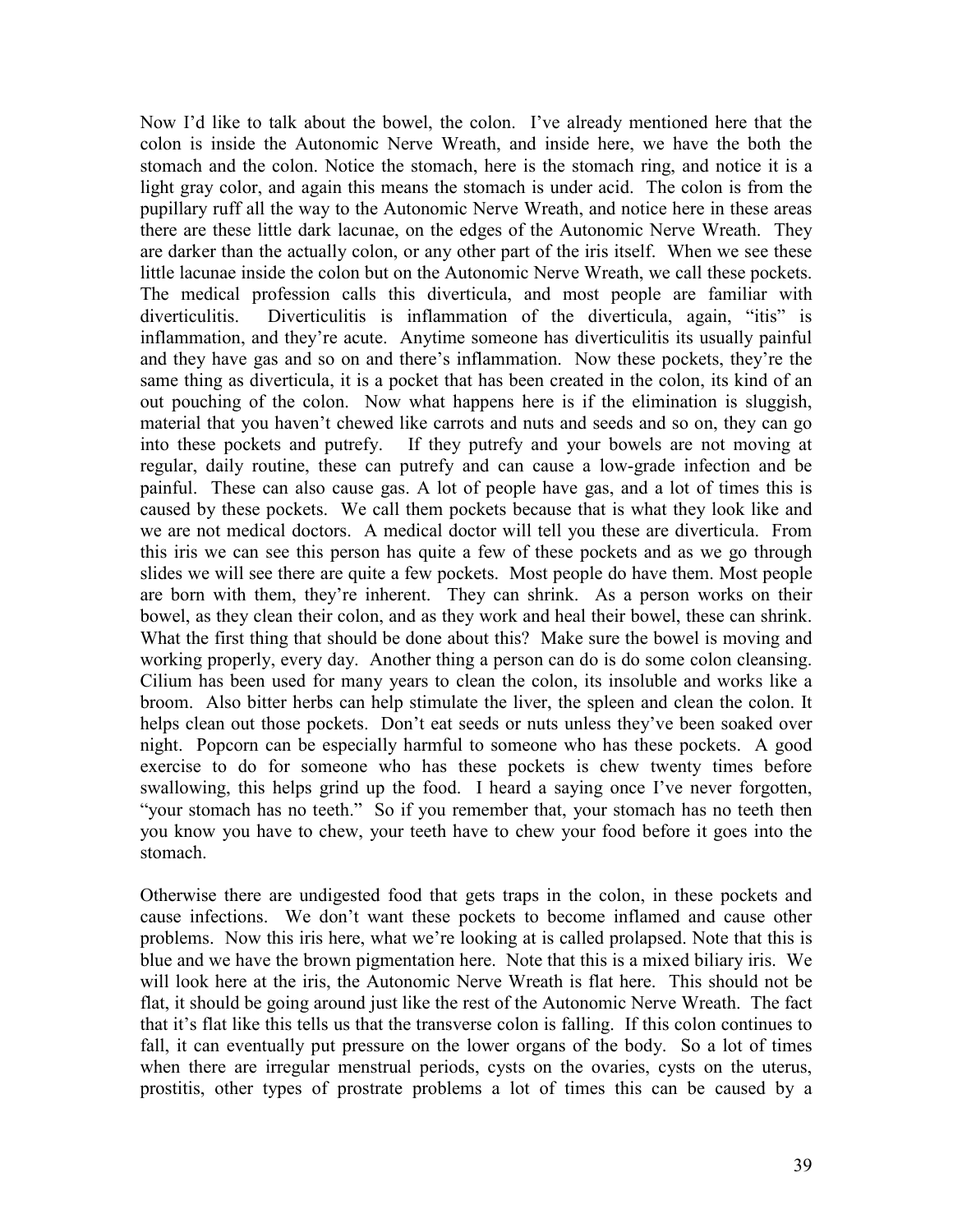Now I'd like to talk about the bowel, the colon. I've already mentioned here that the colon is inside the Autonomic Nerve Wreath, and inside here, we have the both the stomach and the colon. Notice the stomach, here is the stomach ring, and notice it is a light gray color, and again this means the stomach is under acid. The colon is from the pupillary ruff all the way to the Autonomic Nerve Wreath, and notice here in these areas there are these little dark lacunae, on the edges of the Autonomic Nerve Wreath. They are darker than the actually colon, or any other part of the iris itself. When we see these little lacunae inside the colon but on the Autonomic Nerve Wreath, we call these pockets. The medical profession calls this diverticula, and most people are familiar with diverticulitis. Diverticulitis is inflammation of the diverticula, again, "itis" is inflammation, and they're acute. Anytime someone has diverticulitis its usually painful and they have gas and so on and there's inflammation. Now these pockets, they're the same thing as diverticula, it is a pocket that has been created in the colon, its kind of an out pouching of the colon. Now what happens here is if the elimination is sluggish, material that you haven't chewed like carrots and nuts and seeds and so on, they can go into these pockets and putrefy. If they putrefy and your bowels are not moving at regular, daily routine, these can putrefy and can cause a low-grade infection and be painful. These can also cause gas. A lot of people have gas, and a lot of times this is caused by these pockets. We call them pockets because that is what they look like and we are not medical doctors. A medical doctor will tell you these are diverticula. From this iris we can see this person has quite a few of these pockets and as we go through slides we will see there are quite a few pockets. Most people do have them. Most people are born with them, they're inherent. They can shrink. As a person works on their bowel, as they clean their colon, and as they work and heal their bowel, these can shrink. What the first thing that should be done about this? Make sure the bowel is moving and working properly, every day. Another thing a person can do is do some colon cleansing. Cilium has been used for many years to clean the colon, its insoluble and works like a broom. Also bitter herbs can help stimulate the liver, the spleen and clean the colon. It helps clean out those pockets. Don't eat seeds or nuts unless they've been soaked over night. Popcorn can be especially harmful to someone who has these pockets. A good exercise to do for someone who has these pockets is chew twenty times before swallowing, this helps grind up the food. I heard a saying once I've never forgotten, "your stomach has no teeth." So if you remember that, your stomach has no teeth then you know you have to chew, your teeth have to chew your food before it goes into the stomach.

Otherwise there are undigested food that gets traps in the colon, in these pockets and cause infections. We don't want these pockets to become inflamed and cause other problems. Now this iris here, what we're looking at is called prolapsed. Note that this is blue and we have the brown pigmentation here. Note that this is a mixed biliary iris. We will look here at the iris, the Autonomic Nerve Wreath is flat here. This should not be flat, it should be going around just like the rest of the Autonomic Nerve Wreath. The fact that it's flat like this tells us that the transverse colon is falling. If this colon continues to fall, it can eventually put pressure on the lower organs of the body. So a lot of times when there are irregular menstrual periods, cysts on the ovaries, cysts on the uterus, prostitis, other types of prostrate problems a lot of times this can be caused by a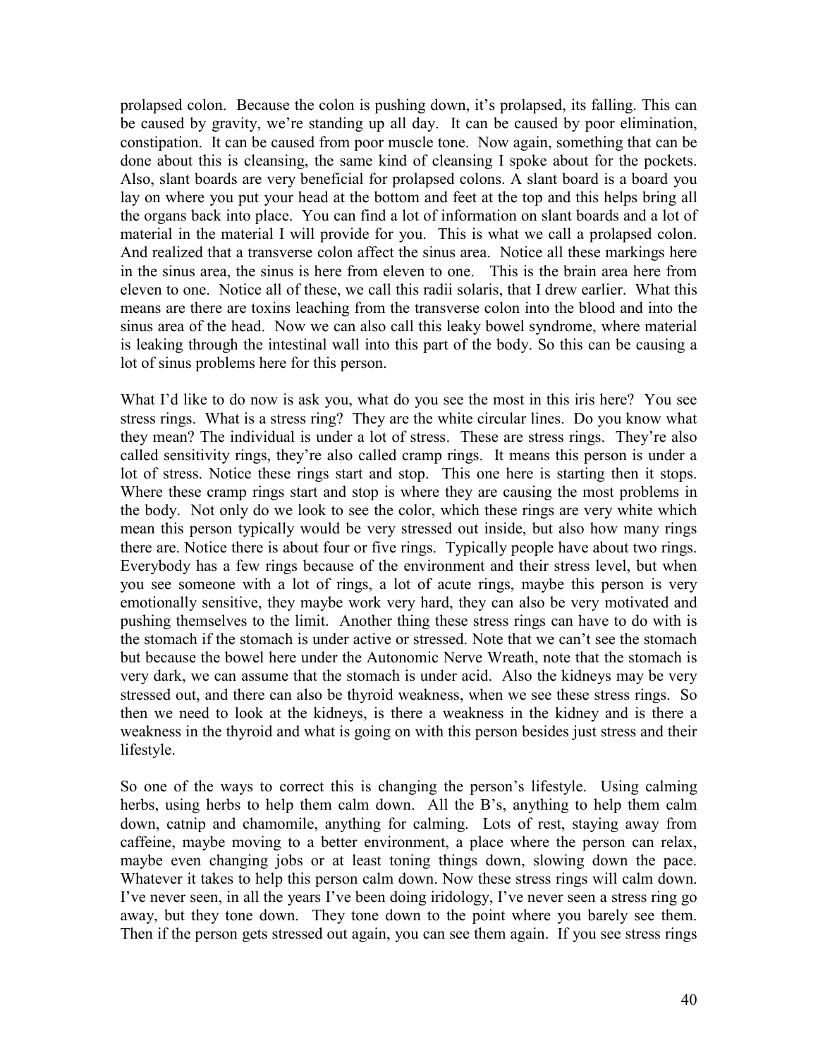prolapsed colon. Because the colon is pushing down, it's prolapsed, its falling. This can be caused by gravity, we're standing up all day. It can be caused by poor elimination, constipation. It can be caused from poor muscle tone. Now again, something that can be done about this is cleansing, the same kind of cleansing I spoke about for the pockets. Also, slant boards are very beneficial for prolapsed colons. A slant board is a board you lay on where you put your head at the bottom and feet at the top and this helps bring all the organs back into place. You can find a lot of information on slant boards and a lot of material in the material I will provide for you. This is what we call a prolapsed colon. And realized that a transverse colon affect the sinus area. Notice all these markings here in the sinus area, the sinus is here from eleven to one. This is the brain area here from eleven to one. Notice all of these, we call this radii solaris, that I drew earlier. What this means are there are toxins leaching from the transverse colon into the blood and into the sinus area of the head. Now we can also call this leaky bowel syndrome, where material is leaking through the intestinal wall into this part of the body. So this can be causing a lot of sinus problems here for this person.

What I'd like to do now is ask you, what do you see the most in this iris here? You see stress rings. What is a stress ring? They are the white circular lines. Do you know what they mean? The individual is under a lot of stress. These are stress rings. They're also called sensitivity rings, they're also called cramp rings. It means this person is under a lot of stress. Notice these rings start and stop. This one here is starting then it stops. Where these cramp rings start and stop is where they are causing the most problems in the body. Not only do we look to see the color, which these rings are very white which mean this person typically would be very stressed out inside, but also how many rings there are. Notice there is about four or five rings. Typically people have about two rings. Everybody has a few rings because of the environment and their stress level, but when you see someone with a lot of rings, a lot of acute rings, maybe this person is very emotionally sensitive, they maybe work very hard, they can also be very motivated and pushing themselves to the limit. Another thing these stress rings can have to do with is the stomach if the stomach is under active or stressed. Note that we can't see the stomach but because the bowel here under the Autonomic Nerve Wreath, note that the stomach is very dark, we can assume that the stomach is under acid. Also the kidneys may be very stressed out, and there can also be thyroid weakness, when we see these stress rings. So then we need to look at the kidneys, is there a weakness in the kidney and is there a weakness in the thyroid and what is going on with this person besides just stress and their lifestyle.

So one of the ways to correct this is changing the person's lifestyle. Using calming herbs, using herbs to help them calm down. All the B's, anything to help them calm down, catnip and chamomile, anything for calming. Lots of rest, staying away from caffeine, maybe moving to a better environment, a place where the person can relax, maybe even changing jobs or at least toning things down, slowing down the pace. Whatever it takes to help this person calm down. Now these stress rings will calm down. I've never seen, in all the years I've been doing iridology, I've never seen a stress ring go away, but they tone down. They tone down to the point where you barely see them. Then if the person gets stressed out again, you can see them again. If you see stress rings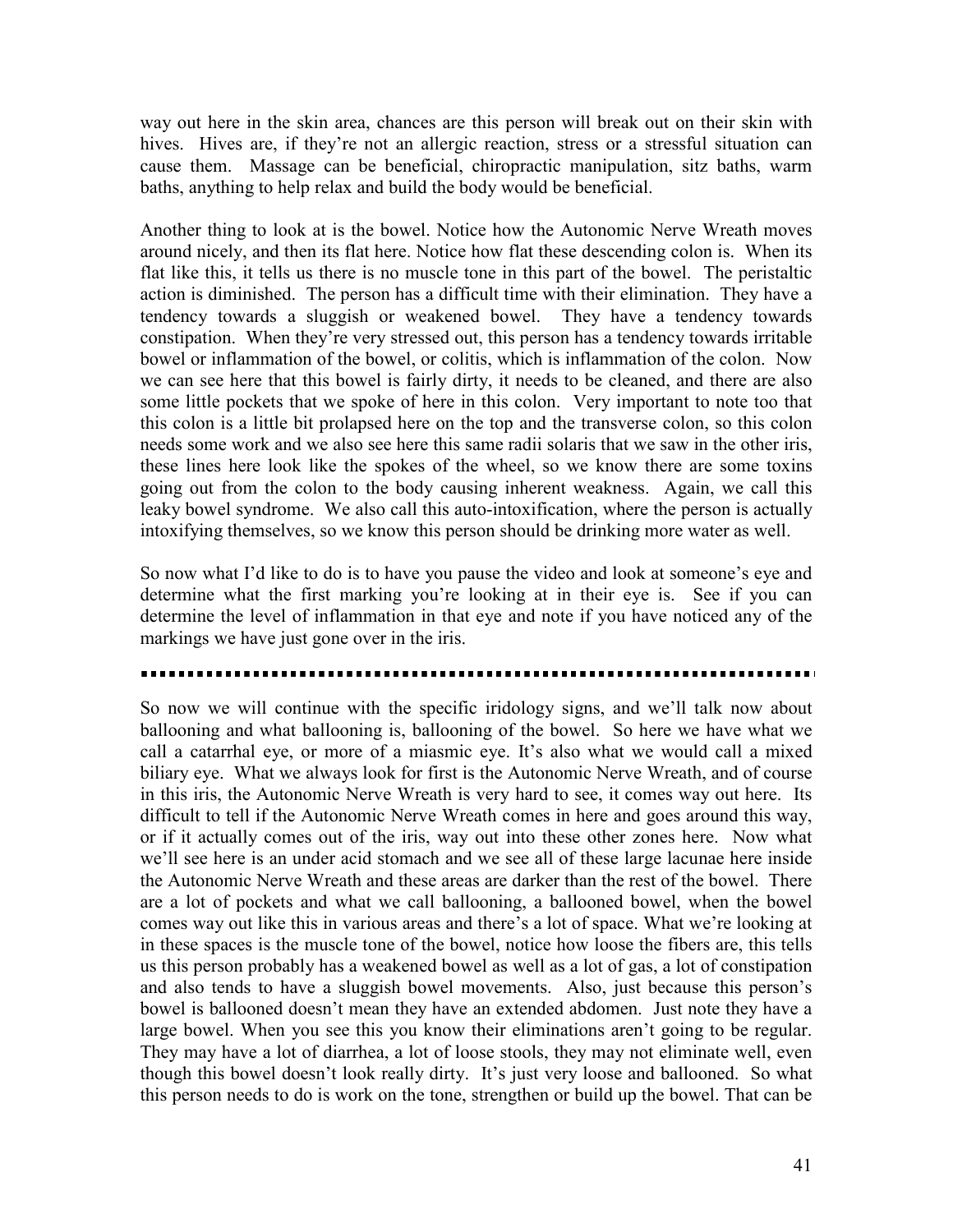way out here in the skin area, chances are this person will break out on their skin with hives. Hives are, if they're not an allergic reaction, stress or a stressful situation can cause them. Massage can be beneficial, chiropractic manipulation, sitz baths, warm baths, anything to help relax and build the body would be beneficial.

Another thing to look at is the bowel. Notice how the Autonomic Nerve Wreath moves around nicely, and then its flat here. Notice how flat these descending colon is. When its flat like this, it tells us there is no muscle tone in this part of the bowel. The peristaltic action is diminished. The person has a difficult time with their elimination. They have a tendency towards a sluggish or weakened bowel. They have a tendency towards constipation. When they're very stressed out, this person has a tendency towards irritable bowel or inflammation of the bowel, or colitis, which is inflammation of the colon. Now we can see here that this bowel is fairly dirty, it needs to be cleaned, and there are also some little pockets that we spoke of here in this colon. Very important to note too that this colon is a little bit prolapsed here on the top and the transverse colon, so this colon needs some work and we also see here this same radii solaris that we saw in the other iris, these lines here look like the spokes of the wheel, so we know there are some toxins going out from the colon to the body causing inherent weakness. Again, we call this leaky bowel syndrome. We also call this auto-intoxification, where the person is actually intoxifying themselves, so we know this person should be drinking more water as well.

So now what I'd like to do is to have you pause the video and look at someone's eye and determine what the first marking you're looking at in their eye is. See if you can determine the level of inflammation in that eye and note if you have noticed any of the markings we have just gone over in the iris.

---

So now we will continue with the specific iridology signs, and we'll talk now about ballooning and what ballooning is, ballooning of the bowel. So here we have what we call a catarrhal eye, or more of a miasmic eye. It's also what we would call a mixed biliary eye. What we always look for first is the Autonomic Nerve Wreath, and of course in this iris, the Autonomic Nerve Wreath is very hard to see, it comes way out here. Its difficult to tell if the Autonomic Nerve Wreath comes in here and goes around this way, or if it actually comes out of the iris, way out into these other zones here. Now what we'll see here is an under acid stomach and we see all of these large lacunae here inside the Autonomic Nerve Wreath and these areas are darker than the rest of the bowel. There are a lot of pockets and what we call ballooning, a ballooned bowel, when the bowel comes way out like this in various areas and there's a lot of space. What we're looking at in these spaces is the muscle tone of the bowel, notice how loose the fibers are, this tells us this person probably has a weakened bowel as well as a lot of gas, a lot of constipation and also tends to have a sluggish bowel movements. Also, just because this person's bowel is ballooned doesn't mean they have an extended abdomen. Just note they have a large bowel. When you see this you know their eliminations aren't going to be regular. They may have a lot of diarrhea, a lot of loose stools, they may not eliminate well, even though this bowel doesn't look really dirty. It's just very loose and ballooned. So what this person needs to do is work on the tone, strengthen or build up the bowel. That can be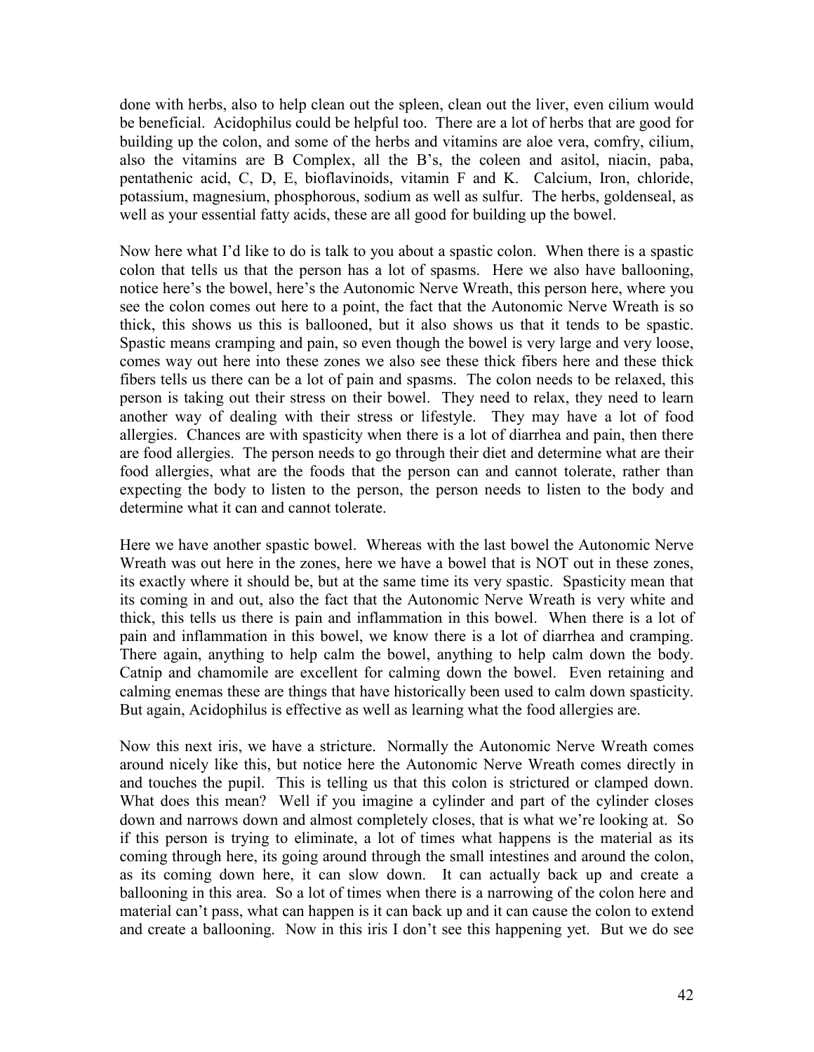done with herbs, also to help clean out the spleen, clean out the liver, even cilium would be beneficial. Acidophilus could be helpful too. There are a lot of herbs that are good for building up the colon, and some of the herbs and vitamins are aloe vera, comfry, cilium, also the vitamins are B Complex, all the B's, the coleen and asitol, niacin, paba, pentathenic acid, C, D, E, bioflavinoids, vitamin F and K. Calcium, Iron, chloride, potassium, magnesium, phosphorous, sodium as well as sulfur. The herbs, goldenseal, as well as your essential fatty acids, these are all good for building up the bowel.

Now here what I'd like to do is talk to you about a spastic colon. When there is a spastic colon that tells us that the person has a lot of spasms. Here we also have ballooning, notice here's the bowel, here's the Autonomic Nerve Wreath, this person here, where you see the colon comes out here to a point, the fact that the Autonomic Nerve Wreath is so thick, this shows us this is ballooned, but it also shows us that it tends to be spastic. Spastic means cramping and pain, so even though the bowel is very large and very loose, comes way out here into these zones we also see these thick fibers here and these thick fibers tells us there can be a lot of pain and spasms. The colon needs to be relaxed, this person is taking out their stress on their bowel. They need to relax, they need to learn another way of dealing with their stress or lifestyle. They may have a lot of food allergies. Chances are with spasticity when there is a lot of diarrhea and pain, then there are food allergies. The person needs to go through their diet and determine what are their food allergies, what are the foods that the person can and cannot tolerate, rather than expecting the body to listen to the person, the person needs to listen to the body and determine what it can and cannot tolerate.

Here we have another spastic bowel. Whereas with the last bowel the Autonomic Nerve Wreath was out here in the zones, here we have a bowel that is NOT out in these zones, its exactly where it should be, but at the same time its very spastic. Spasticity mean that its coming in and out, also the fact that the Autonomic Nerve Wreath is very white and thick, this tells us there is pain and inflammation in this bowel. When there is a lot of pain and inflammation in this bowel, we know there is a lot of diarrhea and cramping. There again, anything to help calm the bowel, anything to help calm down the body. Catnip and chamomile are excellent for calming down the bowel. Even retaining and calming enemas these are things that have historically been used to calm down spasticity. But again, Acidophilus is effective as well as learning what the food allergies are.

Now this next iris, we have a stricture. Normally the Autonomic Nerve Wreath comes around nicely like this, but notice here the Autonomic Nerve Wreath comes directly in and touches the pupil. This is telling us that this colon is strictured or clamped down. What does this mean? Well if you imagine a cylinder and part of the cylinder closes down and narrows down and almost completely closes, that is what we're looking at. So if this person is trying to eliminate, a lot of times what happens is the material as its coming through here, its going around through the small intestines and around the colon, as its coming down here, it can slow down. It can actually back up and create a ballooning in this area. So a lot of times when there is a narrowing of the colon here and material can't pass, what can happen is it can back up and it can cause the colon to extend and create a ballooning. Now in this iris I don't see this happening yet. But we do see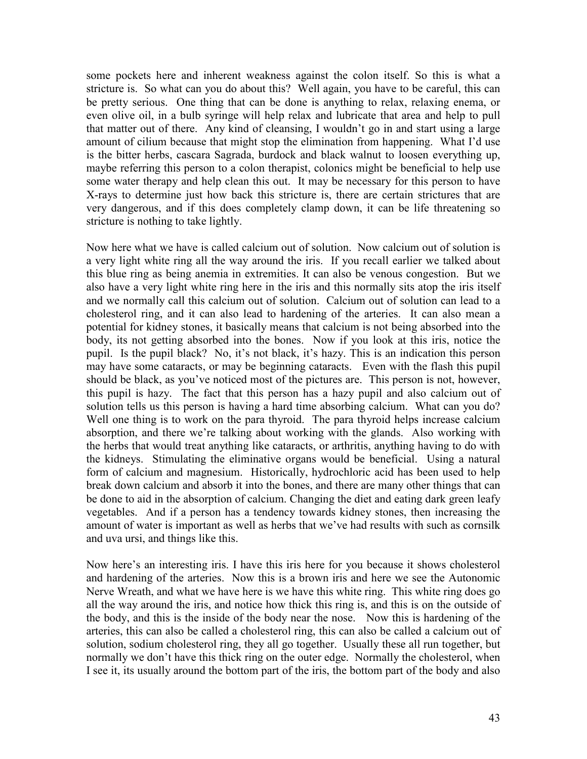some pockets here and inherent weakness against the colon itself. So this is what a stricture is. So what can you do about this? Well again, you have to be careful, this can be pretty serious. One thing that can be done is anything to relax, relaxing enema, or even olive oil, in a bulb syringe will help relax and lubricate that area and help to pull that matter out of there. Any kind of cleansing, I wouldn't go in and start using a large amount of cilium because that might stop the elimination from happening. What I'd use is the bitter herbs, cascara Sagrada, burdock and black walnut to loosen everything up, maybe referring this person to a colon therapist, colonics might be beneficial to help use some water therapy and help clean this out. It may be necessary for this person to have X-rays to determine just how back this stricture is, there are certain strictures that are very dangerous, and if this does completely clamp down, it can be life threatening so stricture is nothing to take lightly.

Now here what we have is called calcium out of solution. Now calcium out of solution is a very light white ring all the way around the iris. If you recall earlier we talked about this blue ring as being anemia in extremities. It can also be venous congestion. But we also have a very light white ring here in the iris and this normally sits atop the iris itself and we normally call this calcium out of solution. Calcium out of solution can lead to a cholesterol ring, and it can also lead to hardening of the arteries. It can also mean a potential for kidney stones, it basically means that calcium is not being absorbed into the body, its not getting absorbed into the bones. Now if you look at this iris, notice the pupil. Is the pupil black? No, it's not black, it's hazy. This is an indication this person may have some cataracts, or may be beginning cataracts. Even with the flash this pupil should be black, as you've noticed most of the pictures are. This person is not, however, this pupil is hazy. The fact that this person has a hazy pupil and also calcium out of solution tells us this person is having a hard time absorbing calcium. What can you do? Well one thing is to work on the para thyroid. The para thyroid helps increase calcium absorption, and there we're talking about working with the glands. Also working with the herbs that would treat anything like cataracts, or arthritis, anything having to do with the kidneys. Stimulating the eliminative organs would be beneficial. Using a natural form of calcium and magnesium. Historically, hydrochloric acid has been used to help break down calcium and absorb it into the bones, and there are many other things that can be done to aid in the absorption of calcium. Changing the diet and eating dark green leafy vegetables. And if a person has a tendency towards kidney stones, then increasing the amount of water is important as well as herbs that we've had results with such as cornsilk and uva ursi, and things like this.

Now here's an interesting iris. I have this iris here for you because it shows cholesterol and hardening of the arteries. Now this is a brown iris and here we see the Autonomic Nerve Wreath, and what we have here is we have this white ring. This white ring does go all the way around the iris, and notice how thick this ring is, and this is on the outside of the body, and this is the inside of the body near the nose. Now this is hardening of the arteries, this can also be called a cholesterol ring, this can also be called a calcium out of solution, sodium cholesterol ring, they all go together. Usually these all run together, but normally we don't have this thick ring on the outer edge. Normally the cholesterol, when I see it, its usually around the bottom part of the iris, the bottom part of the body and also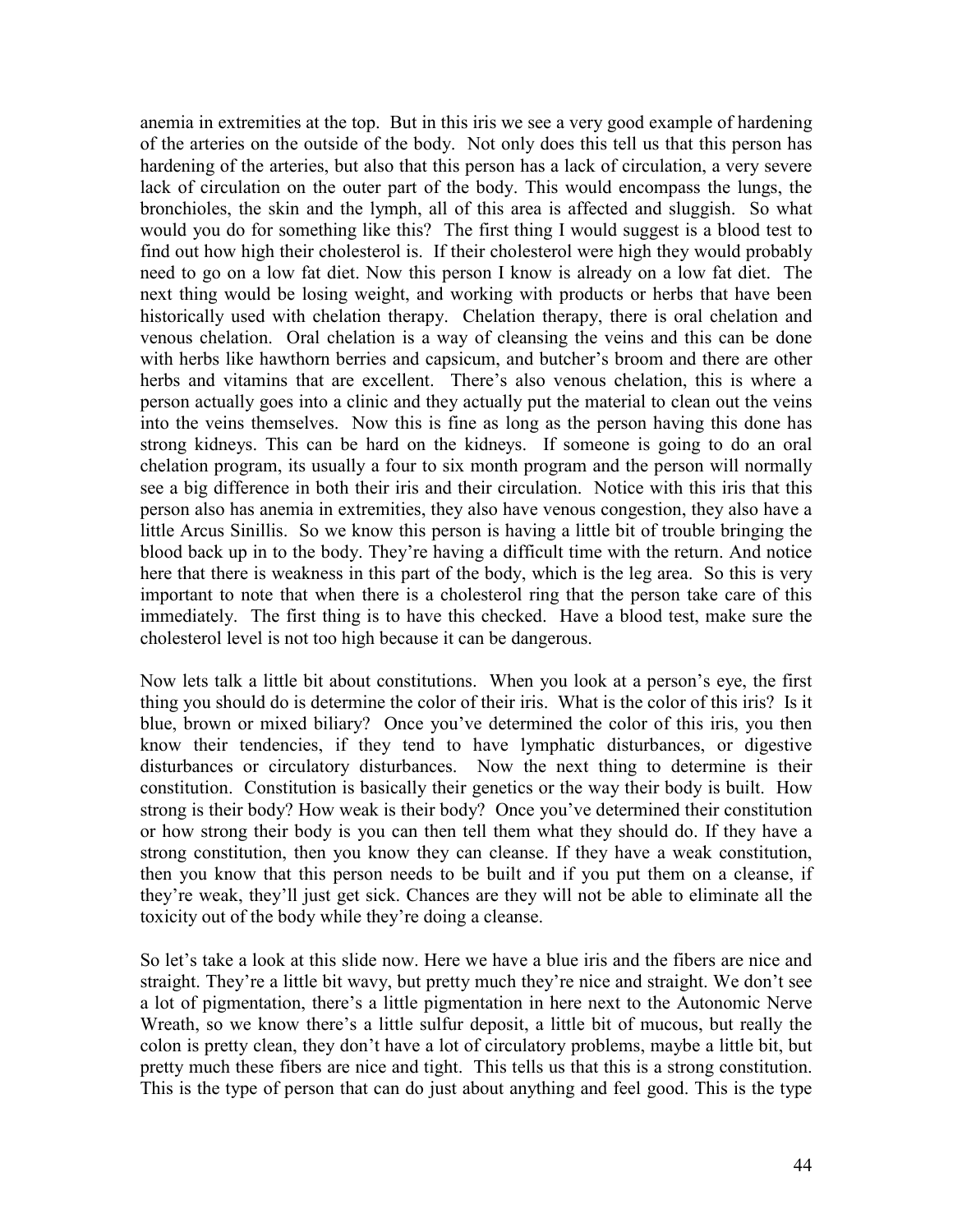anemia in extremities at the top. But in this iris we see a very good example of hardening of the arteries on the outside of the body. Not only does this tell us that this person has hardening of the arteries, but also that this person has a lack of circulation, a very severe lack of circulation on the outer part of the body. This would encompass the lungs, the bronchioles, the skin and the lymph, all of this area is affected and sluggish. So what would you do for something like this? The first thing I would suggest is a blood test to find out how high their cholesterol is. If their cholesterol were high they would probably need to go on a low fat diet. Now this person I know is already on a low fat diet. The next thing would be losing weight, and working with products or herbs that have been historically used with chelation therapy. Chelation therapy, there is oral chelation and venous chelation. Oral chelation is a way of cleansing the veins and this can be done with herbs like hawthorn berries and capsicum, and butcher's broom and there are other herbs and vitamins that are excellent. There's also venous chelation, this is where a person actually goes into a clinic and they actually put the material to clean out the veins into the veins themselves. Now this is fine as long as the person having this done has strong kidneys. This can be hard on the kidneys. If someone is going to do an oral chelation program, its usually a four to six month program and the person will normally see a big difference in both their iris and their circulation. Notice with this iris that this person also has anemia in extremities, they also have venous congestion, they also have a little Arcus Sinillis. So we know this person is having a little bit of trouble bringing the blood back up in to the body. They're having a difficult time with the return. And notice here that there is weakness in this part of the body, which is the leg area. So this is very important to note that when there is a cholesterol ring that the person take care of this immediately. The first thing is to have this checked. Have a blood test, make sure the cholesterol level is not too high because it can be dangerous.

Now lets talk a little bit about constitutions. When you look at a person's eye, the first thing you should do is determine the color of their iris. What is the color of this iris? Is it blue, brown or mixed biliary? Once you've determined the color of this iris, you then know their tendencies, if they tend to have lymphatic disturbances, or digestive disturbances or circulatory disturbances. Now the next thing to determine is their constitution. Constitution is basically their genetics or the way their body is built. How strong is their body? How weak is their body? Once you've determined their constitution or how strong their body is you can then tell them what they should do. If they have a strong constitution, then you know they can cleanse. If they have a weak constitution, then you know that this person needs to be built and if you put them on a cleanse, if they're weak, they'll just get sick. Chances are they will not be able to eliminate all the toxicity out of the body while they're doing a cleanse.

So let's take a look at this slide now. Here we have a blue iris and the fibers are nice and straight. They're a little bit wavy, but pretty much they're nice and straight. We don't see a lot of pigmentation, there's a little pigmentation in here next to the Autonomic Nerve Wreath, so we know there's a little sulfur deposit, a little bit of mucous, but really the colon is pretty clean, they don't have a lot of circulatory problems, maybe a little bit, but pretty much these fibers are nice and tight. This tells us that this is a strong constitution. This is the type of person that can do just about anything and feel good. This is the type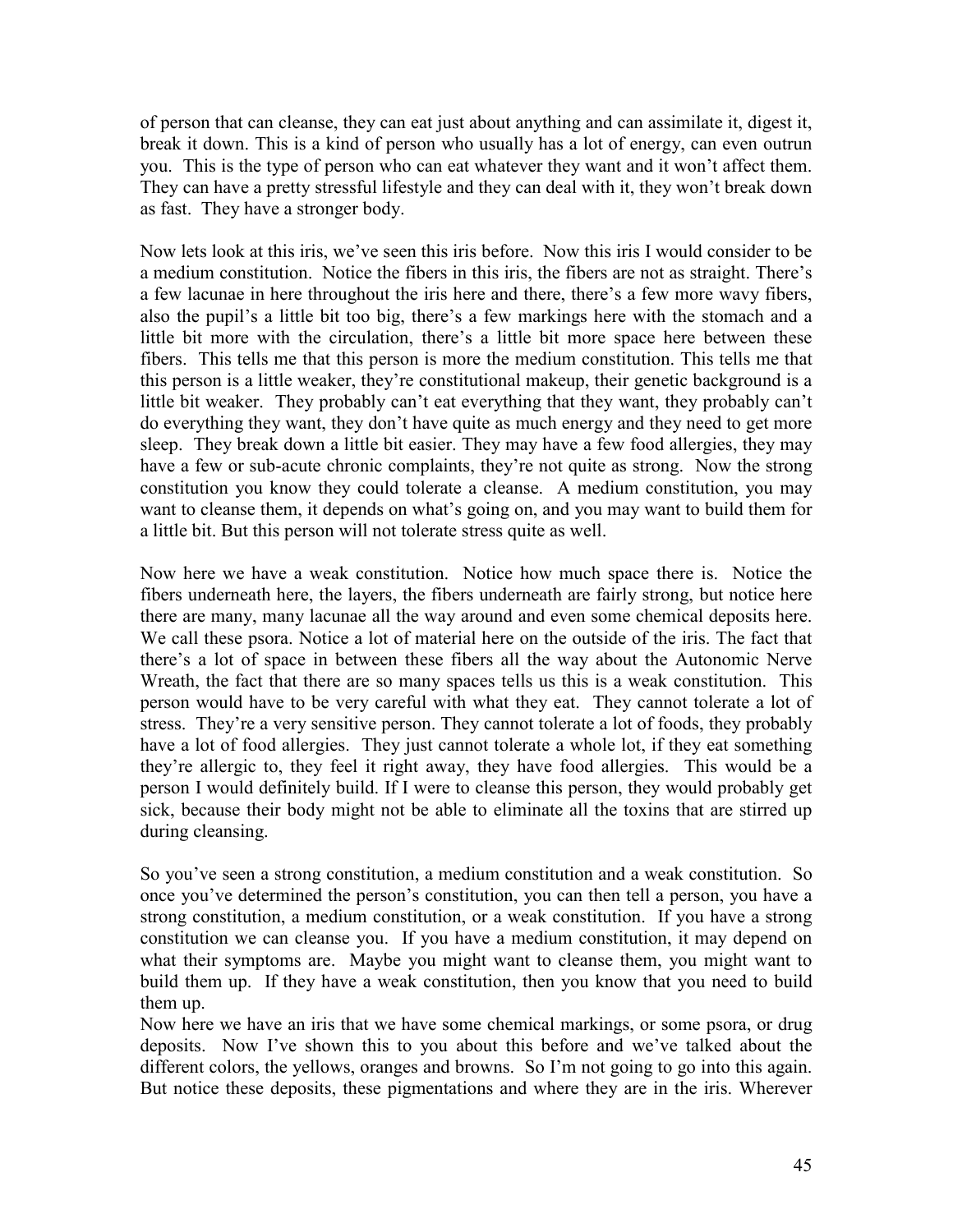of person that can cleanse, they can eat just about anything and can assimilate it, digest it, break it down. This is a kind of person who usually has a lot of energy, can even outrun you. This is the type of person who can eat whatever they want and it won't affect them. They can have a pretty stressful lifestyle and they can deal with it, they won't break down as fast. They have a stronger body.

Now lets look at this iris, we've seen this iris before. Now this iris I would consider to be a medium constitution. Notice the fibers in this iris, the fibers are not as straight. There's a few lacunae in here throughout the iris here and there, there's a few more wavy fibers, also the pupil's a little bit too big, there's a few markings here with the stomach and a little bit more with the circulation, there's a little bit more space here between these fibers. This tells me that this person is more the medium constitution. This tells me that this person is a little weaker, they're constitutional makeup, their genetic background is a little bit weaker. They probably can't eat everything that they want, they probably can't do everything they want, they don't have quite as much energy and they need to get more sleep. They break down a little bit easier. They may have a few food allergies, they may have a few or sub-acute chronic complaints, they're not quite as strong. Now the strong constitution you know they could tolerate a cleanse. A medium constitution, you may want to cleanse them, it depends on what's going on, and you may want to build them for a little bit. But this person will not tolerate stress quite as well.

Now here we have a weak constitution. Notice how much space there is. Notice the fibers underneath here, the layers, the fibers underneath are fairly strong, but notice here there are many, many lacunae all the way around and even some chemical deposits here. We call these psora. Notice a lot of material here on the outside of the iris. The fact that there's a lot of space in between these fibers all the way about the Autonomic Nerve Wreath, the fact that there are so many spaces tells us this is a weak constitution. This person would have to be very careful with what they eat. They cannot tolerate a lot of stress. They're a very sensitive person. They cannot tolerate a lot of foods, they probably have a lot of food allergies. They just cannot tolerate a whole lot, if they eat something they're allergic to, they feel it right away, they have food allergies. This would be a person I would definitely build. If I were to cleanse this person, they would probably get sick, because their body might not be able to eliminate all the toxins that are stirred up during cleansing.

So you've seen a strong constitution, a medium constitution and a weak constitution. So once you've determined the person's constitution, you can then tell a person, you have a strong constitution, a medium constitution, or a weak constitution. If you have a strong constitution we can cleanse you. If you have a medium constitution, it may depend on what their symptoms are. Maybe you might want to cleanse them, you might want to build them up. If they have a weak constitution, then you know that you need to build them up.

Now here we have an iris that we have some chemical markings, or some psora, or drug deposits. Now I've shown this to you about this before and we've talked about the different colors, the yellows, oranges and browns. So I'm not going to go into this again. But notice these deposits, these pigmentations and where they are in the iris. Wherever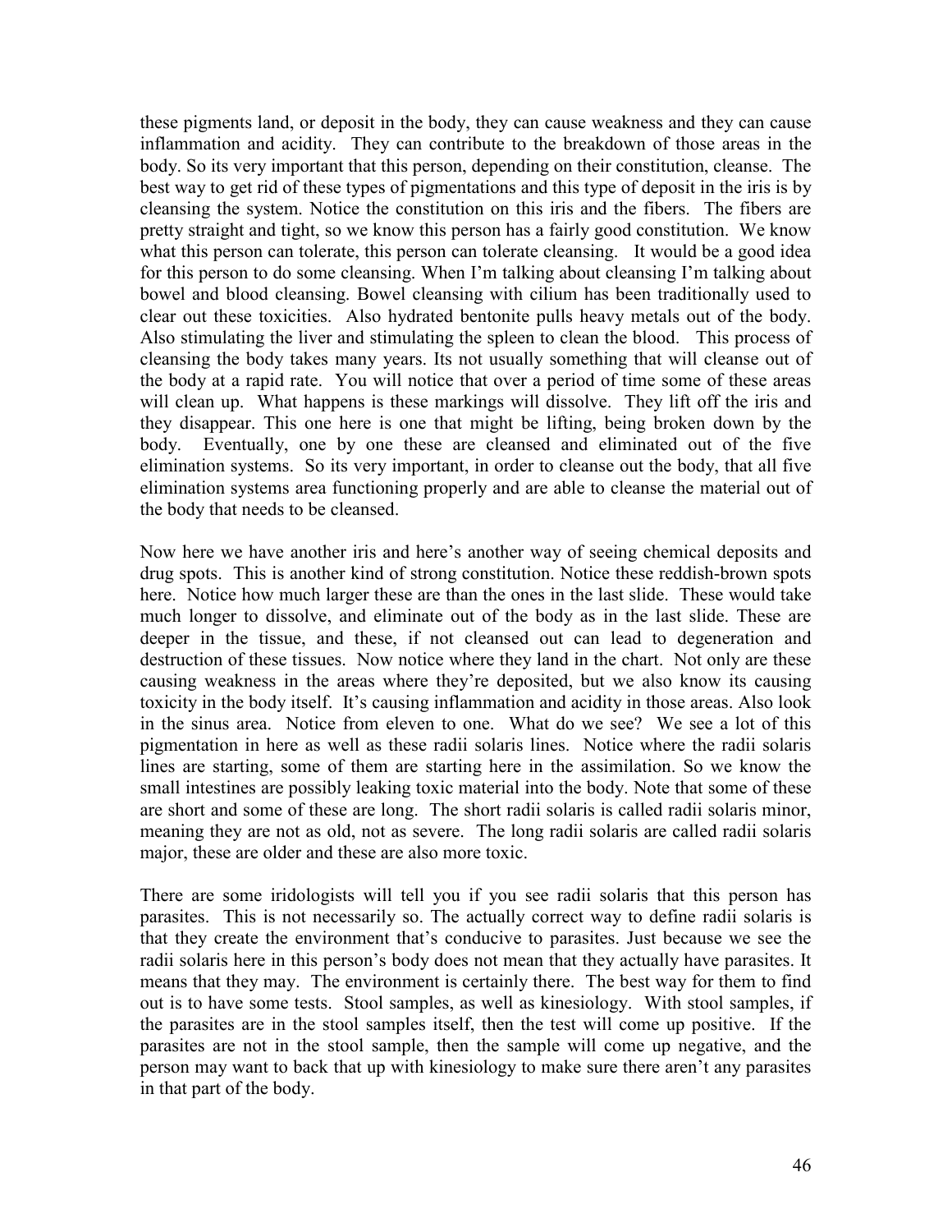these pigments land, or deposit in the body, they can cause weakness and they can cause inflammation and acidity. They can contribute to the breakdown of those areas in the body. So its very important that this person, depending on their constitution, cleanse. The best way to get rid of these types of pigmentations and this type of deposit in the iris is by cleansing the system. Notice the constitution on this iris and the fibers. The fibers are pretty straight and tight, so we know this person has a fairly good constitution. We know what this person can tolerate, this person can tolerate cleansing. It would be a good idea for this person to do some cleansing. When I'm talking about cleansing I'm talking about bowel and blood cleansing. Bowel cleansing with cilium has been traditionally used to clear out these toxicities. Also hydrated bentonite pulls heavy metals out of the body. Also stimulating the liver and stimulating the spleen to clean the blood. This process of cleansing the body takes many years. Its not usually something that will cleanse out of the body at a rapid rate. You will notice that over a period of time some of these areas will clean up. What happens is these markings will dissolve. They lift off the iris and they disappear. This one here is one that might be lifting, being broken down by the body. Eventually, one by one these are cleansed and eliminated out of the five elimination systems. So its very important, in order to cleanse out the body, that all five elimination systems area functioning properly and are able to cleanse the material out of the body that needs to be cleansed.

Now here we have another iris and here's another way of seeing chemical deposits and drug spots. This is another kind of strong constitution. Notice these reddish-brown spots here. Notice how much larger these are than the ones in the last slide. These would take much longer to dissolve, and eliminate out of the body as in the last slide. These are deeper in the tissue, and these, if not cleansed out can lead to degeneration and destruction of these tissues. Now notice where they land in the chart. Not only are these causing weakness in the areas where they're deposited, but we also know its causing toxicity in the body itself. It's causing inflammation and acidity in those areas. Also look in the sinus area. Notice from eleven to one. What do we see? We see a lot of this pigmentation in here as well as these radii solaris lines. Notice where the radii solaris lines are starting, some of them are starting here in the assimilation. So we know the small intestines are possibly leaking toxic material into the body. Note that some of these are short and some of these are long. The short radii solaris is called radii solaris minor, meaning they are not as old, not as severe. The long radii solaris are called radii solaris major, these are older and these are also more toxic.

There are some iridologists will tell you if you see radii solaris that this person has parasites. This is not necessarily so. The actually correct way to define radii solaris is that they create the environment that's conducive to parasites. Just because we see the radii solaris here in this person's body does not mean that they actually have parasites. It means that they may. The environment is certainly there. The best way for them to find out is to have some tests. Stool samples, as well as kinesiology. With stool samples, if the parasites are in the stool samples itself, then the test will come up positive. If the parasites are not in the stool sample, then the sample will come up negative, and the person may want to back that up with kinesiology to make sure there aren't any parasites in that part of the body.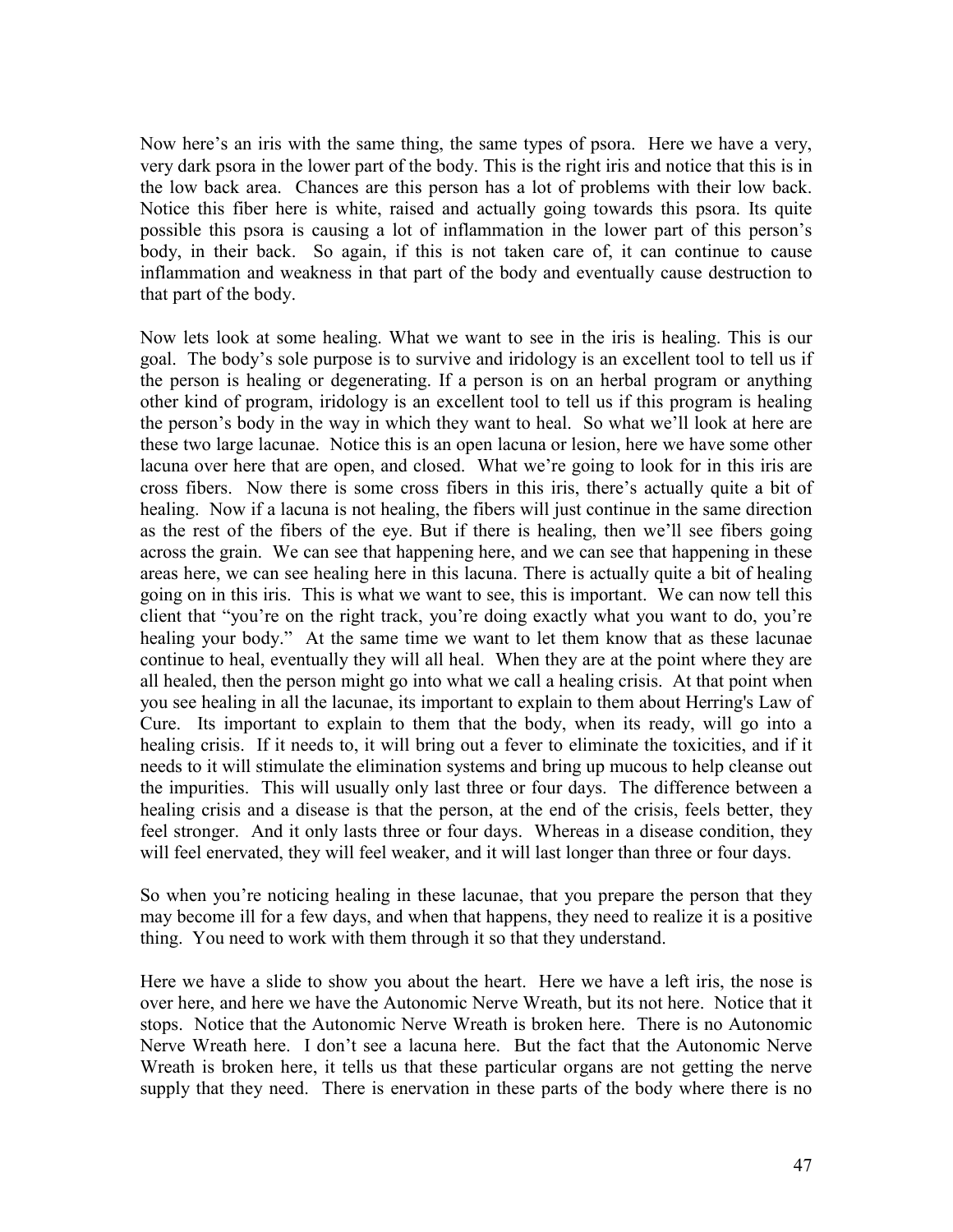Now here's an iris with the same thing, the same types of psora. Here we have a very, very dark psora in the lower part of the body. This is the right iris and notice that this is in the low back area. Chances are this person has a lot of problems with their low back. Notice this fiber here is white, raised and actually going towards this psora. Its quite possible this psora is causing a lot of inflammation in the lower part of this person's body, in their back. So again, if this is not taken care of, it can continue to cause inflammation and weakness in that part of the body and eventually cause destruction to that part of the body.

Now lets look at some healing. What we want to see in the iris is healing. This is our goal. The body's sole purpose is to survive and iridology is an excellent tool to tell us if the person is healing or degenerating. If a person is on an herbal program or anything other kind of program, iridology is an excellent tool to tell us if this program is healing the person's body in the way in which they want to heal. So what we'll look at here are these two large lacunae. Notice this is an open lacuna or lesion, here we have some other lacuna over here that are open, and closed. What we're going to look for in this iris are cross fibers. Now there is some cross fibers in this iris, there's actually quite a bit of healing. Now if a lacuna is not healing, the fibers will just continue in the same direction as the rest of the fibers of the eye. But if there is healing, then we'll see fibers going across the grain. We can see that happening here, and we can see that happening in these areas here, we can see healing here in this lacuna. There is actually quite a bit of healing going on in this iris. This is what we want to see, this is important. We can now tell this client that "you're on the right track, you're doing exactly what you want to do, you're healing your body." At the same time we want to let them know that as these lacunae continue to heal, eventually they will all heal. When they are at the point where they are all healed, then the person might go into what we call a healing crisis. At that point when you see healing in all the lacunae, its important to explain to them about Herring's Law of Cure. Its important to explain to them that the body, when its ready, will go into a healing crisis. If it needs to, it will bring out a fever to eliminate the toxicities, and if it needs to it will stimulate the elimination systems and bring up mucous to help cleanse out the impurities. This will usually only last three or four days. The difference between a healing crisis and a disease is that the person, at the end of the crisis, feels better, they feel stronger. And it only lasts three or four days. Whereas in a disease condition, they will feel enervated, they will feel weaker, and it will last longer than three or four days.

So when you're noticing healing in these lacunae, that you prepare the person that they may become ill for a few days, and when that happens, they need to realize it is a positive thing. You need to work with them through it so that they understand.

Here we have a slide to show you about the heart. Here we have a left iris, the nose is over here, and here we have the Autonomic Nerve Wreath, but its not here. Notice that it stops. Notice that the Autonomic Nerve Wreath is broken here. There is no Autonomic Nerve Wreath here. I don't see a lacuna here. But the fact that the Autonomic Nerve Wreath is broken here, it tells us that these particular organs are not getting the nerve supply that they need. There is enervation in these parts of the body where there is no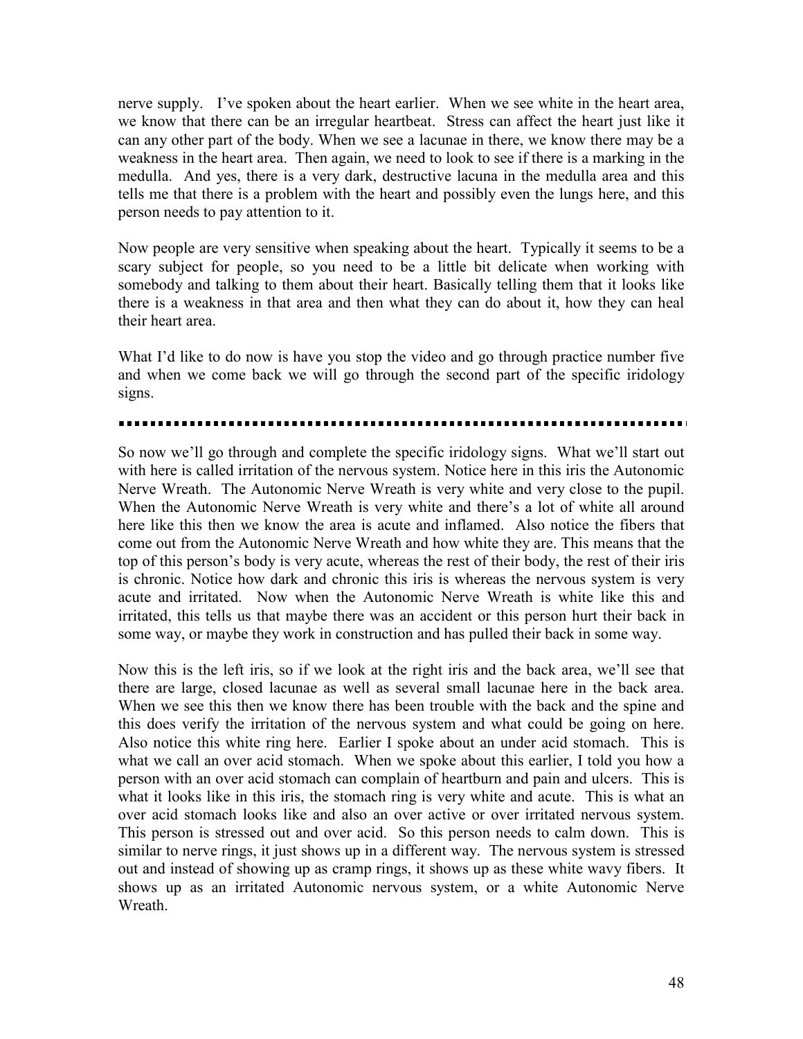nerve supply. I've spoken about the heart earlier. When we see white in the heart area, we know that there can be an irregular heartbeat. Stress can affect the heart just like it can any other part of the body. When we see a lacunae in there, we know there may be a weakness in the heart area. Then again, we need to look to see if there is a marking in the medulla. And yes, there is a very dark, destructive lacuna in the medulla area and this tells me that there is a problem with the heart and possibly even the lungs here, and this person needs to pay attention to it.

Now people are very sensitive when speaking about the heart. Typically it seems to be a scary subject for people, so you need to be a little bit delicate when working with somebody and talking to them about their heart. Basically telling them that it looks like there is a weakness in that area and then what they can do about it, how they can heal their heart area.

What I'd like to do now is have you stop the video and go through practice number five and when we come back we will go through the second part of the specific iridology signs.

---

So now we'll go through and complete the specific iridology signs. What we'll start out with here is called irritation of the nervous system. Notice here in this iris the Autonomic Nerve Wreath. The Autonomic Nerve Wreath is very white and very close to the pupil. When the Autonomic Nerve Wreath is very white and there's a lot of white all around here like this then we know the area is acute and inflamed. Also notice the fibers that come out from the Autonomic Nerve Wreath and how white they are. This means that the top of this person's body is very acute, whereas the rest of their body, the rest of their iris is chronic. Notice how dark and chronic this iris is whereas the nervous system is very acute and irritated. Now when the Autonomic Nerve Wreath is white like this and irritated, this tells us that maybe there was an accident or this person hurt their back in some way, or maybe they work in construction and has pulled their back in some way.

Now this is the left iris, so if we look at the right iris and the back area, we'll see that there are large, closed lacunae as well as several small lacunae here in the back area. When we see this then we know there has been trouble with the back and the spine and this does verify the irritation of the nervous system and what could be going on here. Also notice this white ring here. Earlier I spoke about an under acid stomach. This is what we call an over acid stomach. When we spoke about this earlier, I told you how a person with an over acid stomach can complain of heartburn and pain and ulcers. This is what it looks like in this iris, the stomach ring is very white and acute. This is what an over acid stomach looks like and also an over active or over irritated nervous system. This person is stressed out and over acid. So this person needs to calm down. This is similar to nerve rings, it just shows up in a different way. The nervous system is stressed out and instead of showing up as cramp rings, it shows up as these white wavy fibers. It shows up as an irritated Autonomic nervous system, or a white Autonomic Nerve Wreath.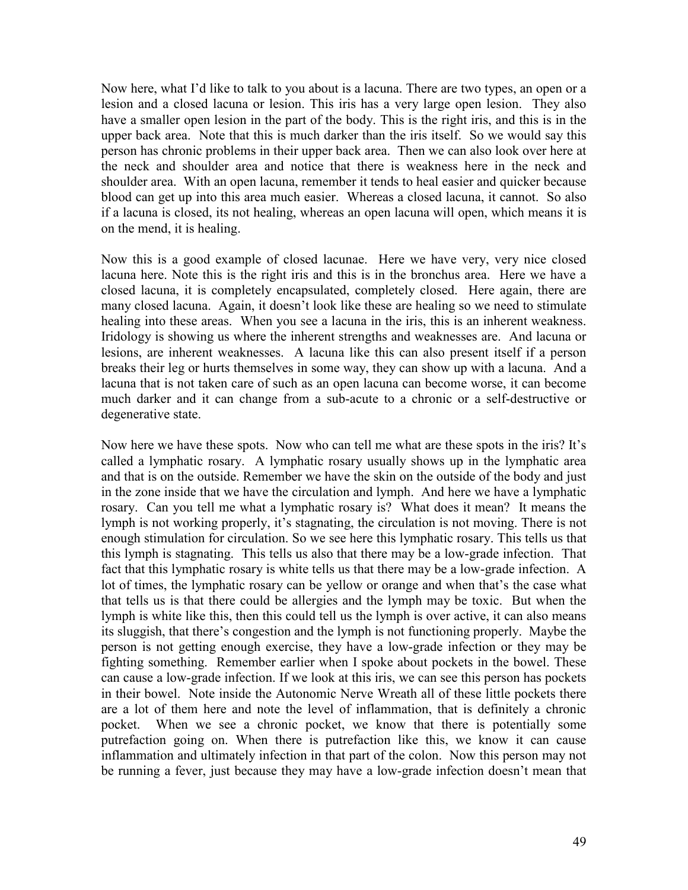Now here, what I'd like to talk to you about is a lacuna. There are two types, an open or a lesion and a closed lacuna or lesion. This iris has a very large open lesion. They also have a smaller open lesion in the part of the body. This is the right iris, and this is in the upper back area. Note that this is much darker than the iris itself. So we would say this person has chronic problems in their upper back area. Then we can also look over here at the neck and shoulder area and notice that there is weakness here in the neck and shoulder area. With an open lacuna, remember it tends to heal easier and quicker because blood can get up into this area much easier. Whereas a closed lacuna, it cannot. So also if a lacuna is closed, its not healing, whereas an open lacuna will open, which means it is on the mend, it is healing.

Now this is a good example of closed lacunae. Here we have very, very nice closed lacuna here. Note this is the right iris and this is in the bronchus area. Here we have a closed lacuna, it is completely encapsulated, completely closed. Here again, there are many closed lacuna. Again, it doesn't look like these are healing so we need to stimulate healing into these areas. When you see a lacuna in the iris, this is an inherent weakness. Iridology is showing us where the inherent strengths and weaknesses are. And lacuna or lesions, are inherent weaknesses. A lacuna like this can also present itself if a person breaks their leg or hurts themselves in some way, they can show up with a lacuna. And a lacuna that is not taken care of such as an open lacuna can become worse, it can become much darker and it can change from a sub-acute to a chronic or a self-destructive or degenerative state.

Now here we have these spots. Now who can tell me what are these spots in the iris? It's called a lymphatic rosary. A lymphatic rosary usually shows up in the lymphatic area and that is on the outside. Remember we have the skin on the outside of the body and just in the zone inside that we have the circulation and lymph. And here we have a lymphatic rosary. Can you tell me what a lymphatic rosary is? What does it mean? It means the lymph is not working properly, it's stagnating, the circulation is not moving. There is not enough stimulation for circulation. So we see here this lymphatic rosary. This tells us that this lymph is stagnating. This tells us also that there may be a low-grade infection. That fact that this lymphatic rosary is white tells us that there may be a low-grade infection. A lot of times, the lymphatic rosary can be yellow or orange and when that's the case what that tells us is that there could be allergies and the lymph may be toxic. But when the lymph is white like this, then this could tell us the lymph is over active, it can also means its sluggish, that there's congestion and the lymph is not functioning properly. Maybe the person is not getting enough exercise, they have a low-grade infection or they may be fighting something. Remember earlier when I spoke about pockets in the bowel. These can cause a low-grade infection. If we look at this iris, we can see this person has pockets in their bowel. Note inside the Autonomic Nerve Wreath all of these little pockets there are a lot of them here and note the level of inflammation, that is definitely a chronic pocket. When we see a chronic pocket, we know that there is potentially some putrefaction going on. When there is putrefaction like this, we know it can cause inflammation and ultimately infection in that part of the colon. Now this person may not be running a fever, just because they may have a low-grade infection doesn't mean that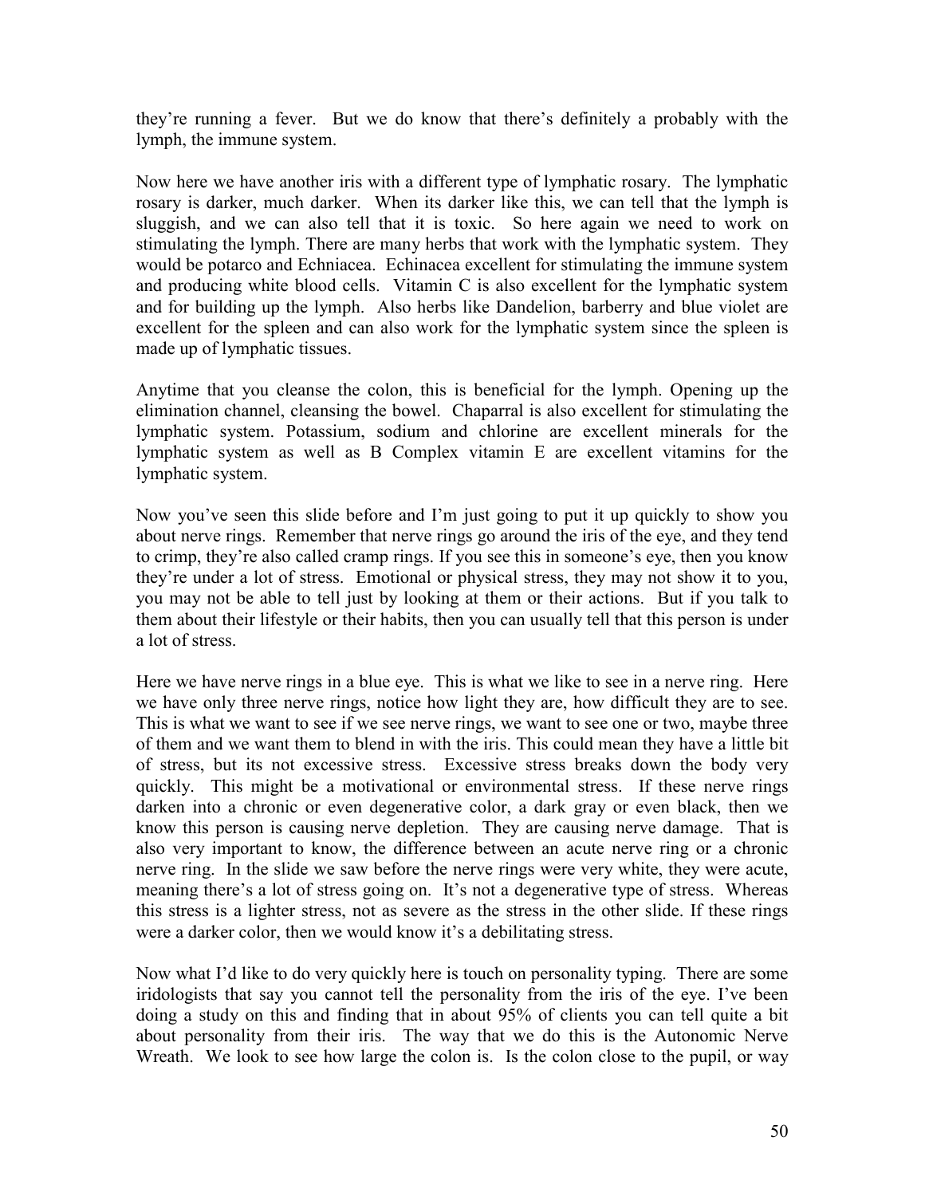they're running a fever. But we do know that there's definitely a probably with the lymph, the immune system.

Now here we have another iris with a different type of lymphatic rosary. The lymphatic rosary is darker, much darker. When its darker like this, we can tell that the lymph is sluggish, and we can also tell that it is toxic. So here again we need to work on stimulating the lymph. There are many herbs that work with the lymphatic system. They would be potarco and Echniacea. Echinacea excellent for stimulating the immune system and producing white blood cells. Vitamin C is also excellent for the lymphatic system and for building up the lymph. Also herbs like Dandelion, barberry and blue violet are excellent for the spleen and can also work for the lymphatic system since the spleen is made up of lymphatic tissues.

Anytime that you cleanse the colon, this is beneficial for the lymph. Opening up the elimination channel, cleansing the bowel. Chaparral is also excellent for stimulating the lymphatic system. Potassium, sodium and chlorine are excellent minerals for the lymphatic system as well as B Complex vitamin E are excellent vitamins for the lymphatic system.

Now you've seen this slide before and I'm just going to put it up quickly to show you about nerve rings. Remember that nerve rings go around the iris of the eye, and they tend to crimp, they're also called cramp rings. If you see this in someone's eye, then you know they're under a lot of stress. Emotional or physical stress, they may not show it to you, you may not be able to tell just by looking at them or their actions. But if you talk to them about their lifestyle or their habits, then you can usually tell that this person is under a lot of stress.

Here we have nerve rings in a blue eye. This is what we like to see in a nerve ring. Here we have only three nerve rings, notice how light they are, how difficult they are to see. This is what we want to see if we see nerve rings, we want to see one or two, maybe three of them and we want them to blend in with the iris. This could mean they have a little bit of stress, but its not excessive stress. Excessive stress breaks down the body very quickly. This might be a motivational or environmental stress. If these nerve rings darken into a chronic or even degenerative color, a dark gray or even black, then we know this person is causing nerve depletion. They are causing nerve damage. That is also very important to know, the difference between an acute nerve ring or a chronic nerve ring. In the slide we saw before the nerve rings were very white, they were acute, meaning there's a lot of stress going on. It's not a degenerative type of stress. Whereas this stress is a lighter stress, not as severe as the stress in the other slide. If these rings were a darker color, then we would know it's a debilitating stress.

Now what I'd like to do very quickly here is touch on personality typing. There are some iridologists that say you cannot tell the personality from the iris of the eye. I've been doing a study on this and finding that in about 95% of clients you can tell quite a bit about personality from their iris. The way that we do this is the Autonomic Nerve Wreath. We look to see how large the colon is. Is the colon close to the pupil, or way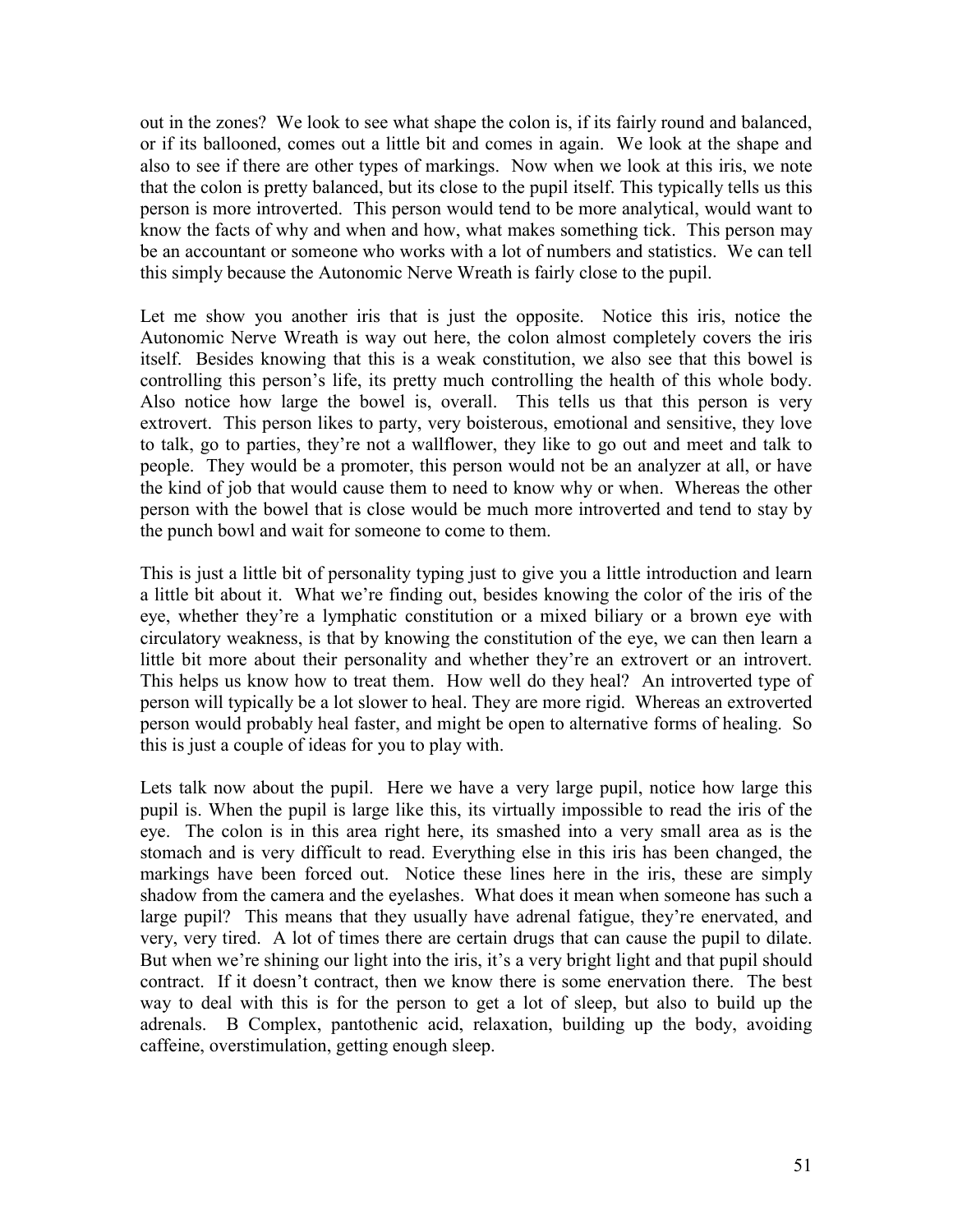out in the zones? We look to see what shape the colon is, if its fairly round and balanced, or if its ballooned, comes out a little bit and comes in again. We look at the shape and also to see if there are other types of markings. Now when we look at this iris, we note that the colon is pretty balanced, but its close to the pupil itself. This typically tells us this person is more introverted. This person would tend to be more analytical, would want to know the facts of why and when and how, what makes something tick. This person may be an accountant or someone who works with a lot of numbers and statistics. We can tell this simply because the Autonomic Nerve Wreath is fairly close to the pupil.

Let me show you another iris that is just the opposite. Notice this iris, notice the Autonomic Nerve Wreath is way out here, the colon almost completely covers the iris itself. Besides knowing that this is a weak constitution, we also see that this bowel is controlling this person's life, its pretty much controlling the health of this whole body. Also notice how large the bowel is, overall. This tells us that this person is very extrovert. This person likes to party, very boisterous, emotional and sensitive, they love to talk, go to parties, they're not a wallflower, they like to go out and meet and talk to people. They would be a promoter, this person would not be an analyzer at all, or have the kind of job that would cause them to need to know why or when. Whereas the other person with the bowel that is close would be much more introverted and tend to stay by the punch bowl and wait for someone to come to them.

This is just a little bit of personality typing just to give you a little introduction and learn a little bit about it. What we're finding out, besides knowing the color of the iris of the eye, whether they're a lymphatic constitution or a mixed biliary or a brown eye with circulatory weakness, is that by knowing the constitution of the eye, we can then learn a little bit more about their personality and whether they're an extrovert or an introvert. This helps us know how to treat them. How well do they heal? An introverted type of person will typically be a lot slower to heal. They are more rigid. Whereas an extroverted person would probably heal faster, and might be open to alternative forms of healing. So this is just a couple of ideas for you to play with.

Lets talk now about the pupil. Here we have a very large pupil, notice how large this pupil is. When the pupil is large like this, its virtually impossible to read the iris of the eye. The colon is in this area right here, its smashed into a very small area as is the stomach and is very difficult to read. Everything else in this iris has been changed, the markings have been forced out. Notice these lines here in the iris, these are simply shadow from the camera and the eyelashes. What does it mean when someone has such a large pupil? This means that they usually have adrenal fatigue, they're enervated, and very, very tired. A lot of times there are certain drugs that can cause the pupil to dilate. But when we're shining our light into the iris, it's a very bright light and that pupil should contract. If it doesn't contract, then we know there is some enervation there. The best way to deal with this is for the person to get a lot of sleep, but also to build up the adrenals. B Complex, pantothenic acid, relaxation, building up the body, avoiding caffeine, overstimulation, getting enough sleep.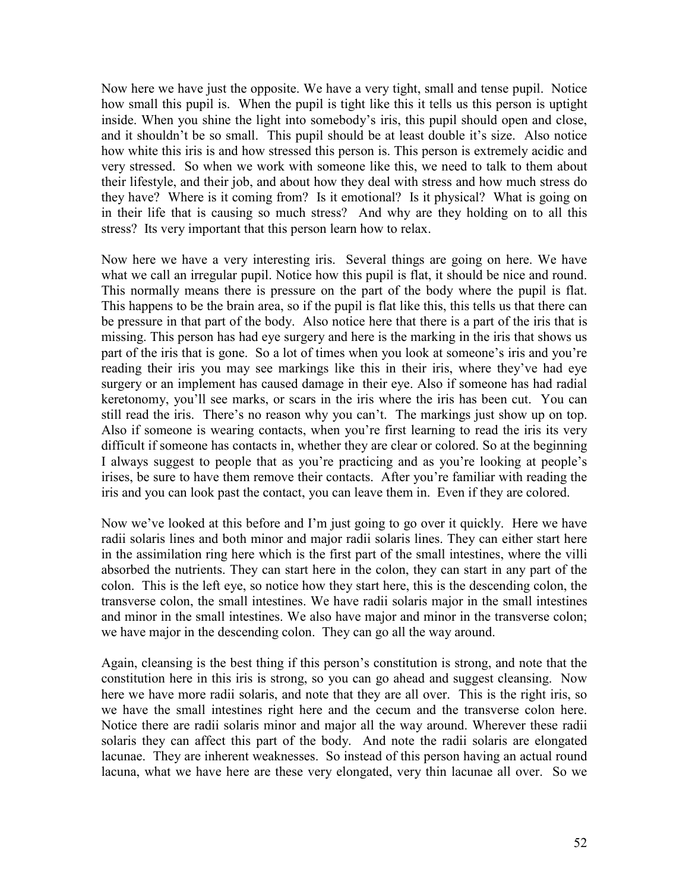Now here we have just the opposite. We have a very tight, small and tense pupil. Notice how small this pupil is. When the pupil is tight like this it tells us this person is uptight inside. When you shine the light into somebody's iris, this pupil should open and close, and it shouldn't be so small. This pupil should be at least double it's size. Also notice how white this iris is and how stressed this person is. This person is extremely acidic and very stressed. So when we work with someone like this, we need to talk to them about their lifestyle, and their job, and about how they deal with stress and how much stress do they have? Where is it coming from? Is it emotional? Is it physical? What is going on in their life that is causing so much stress? And why are they holding on to all this stress? Its very important that this person learn how to relax.

Now here we have a very interesting iris. Several things are going on here. We have what we call an irregular pupil. Notice how this pupil is flat, it should be nice and round. This normally means there is pressure on the part of the body where the pupil is flat. This happens to be the brain area, so if the pupil is flat like this, this tells us that there can be pressure in that part of the body. Also notice here that there is a part of the iris that is missing. This person has had eye surgery and here is the marking in the iris that shows us part of the iris that is gone. So a lot of times when you look at someone's iris and you're reading their iris you may see markings like this in their iris, where they've had eye surgery or an implement has caused damage in their eye. Also if someone has had radial keretonomy, you'll see marks, or scars in the iris where the iris has been cut. You can still read the iris. There's no reason why you can't. The markings just show up on top. Also if someone is wearing contacts, when you're first learning to read the iris its very difficult if someone has contacts in, whether they are clear or colored. So at the beginning I always suggest to people that as you're practicing and as you're looking at people's irises, be sure to have them remove their contacts. After you're familiar with reading the iris and you can look past the contact, you can leave them in. Even if they are colored.

Now we've looked at this before and I'm just going to go over it quickly. Here we have radii solaris lines and both minor and major radii solaris lines. They can either start here in the assimilation ring here which is the first part of the small intestines, where the villi absorbed the nutrients. They can start here in the colon, they can start in any part of the colon. This is the left eye, so notice how they start here, this is the descending colon, the transverse colon, the small intestines. We have radii solaris major in the small intestines and minor in the small intestines. We also have major and minor in the transverse colon; we have major in the descending colon. They can go all the way around.

Again, cleansing is the best thing if this person's constitution is strong, and note that the constitution here in this iris is strong, so you can go ahead and suggest cleansing. Now here we have more radii solaris, and note that they are all over. This is the right iris, so we have the small intestines right here and the cecum and the transverse colon here. Notice there are radii solaris minor and major all the way around. Wherever these radii solaris they can affect this part of the body. And note the radii solaris are elongated lacunae. They are inherent weaknesses. So instead of this person having an actual round lacuna, what we have here are these very elongated, very thin lacunae all over. So we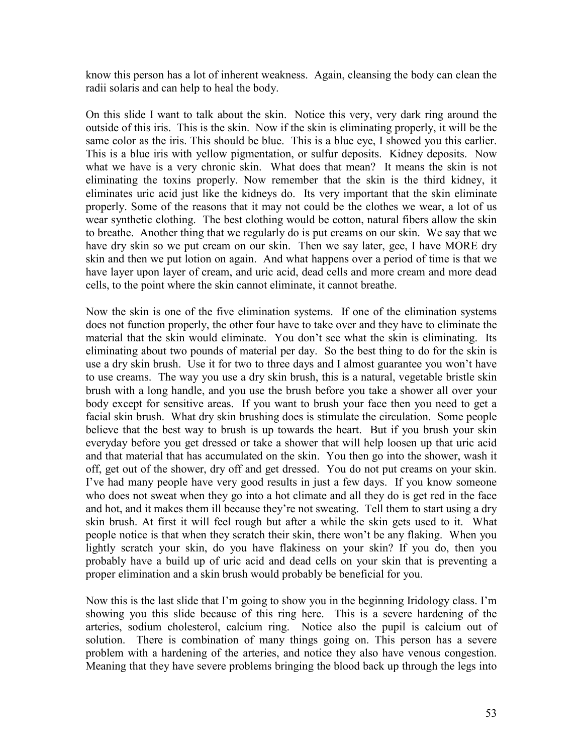know this person has a lot of inherent weakness. Again, cleansing the body can clean the radii solaris and can help to heal the body.

On this slide I want to talk about the skin. Notice this very, very dark ring around the outside of this iris. This is the skin. Now if the skin is eliminating properly, it will be the same color as the iris. This should be blue. This is a blue eye, I showed you this earlier. This is a blue iris with yellow pigmentation, or sulfur deposits. Kidney deposits. Now what we have is a very chronic skin. What does that mean? It means the skin is not eliminating the toxins properly. Now remember that the skin is the third kidney, it eliminates uric acid just like the kidneys do. Its very important that the skin eliminate properly. Some of the reasons that it may not could be the clothes we wear, a lot of us wear synthetic clothing. The best clothing would be cotton, natural fibers allow the skin to breathe. Another thing that we regularly do is put creams on our skin. We say that we have dry skin so we put cream on our skin. Then we say later, gee, I have MORE dry skin and then we put lotion on again. And what happens over a period of time is that we have layer upon layer of cream, and uric acid, dead cells and more cream and more dead cells, to the point where the skin cannot eliminate, it cannot breathe.

Now the skin is one of the five elimination systems. If one of the elimination systems does not function properly, the other four have to take over and they have to eliminate the material that the skin would eliminate. You don't see what the skin is eliminating. Its eliminating about two pounds of material per day. So the best thing to do for the skin is use a dry skin brush. Use it for two to three days and I almost guarantee you won't have to use creams. The way you use a dry skin brush, this is a natural, vegetable bristle skin brush with a long handle, and you use the brush before you take a shower all over your body except for sensitive areas. If you want to brush your face then you need to get a facial skin brush. What dry skin brushing does is stimulate the circulation. Some people believe that the best way to brush is up towards the heart. But if you brush your skin everyday before you get dressed or take a shower that will help loosen up that uric acid and that material that has accumulated on the skin. You then go into the shower, wash it off, get out of the shower, dry off and get dressed. You do not put creams on your skin. I've had many people have very good results in just a few days. If you know someone who does not sweat when they go into a hot climate and all they do is get red in the face and hot, and it makes them ill because they're not sweating. Tell them to start using a dry skin brush. At first it will feel rough but after a while the skin gets used to it. What people notice is that when they scratch their skin, there won't be any flaking. When you lightly scratch your skin, do you have flakiness on your skin? If you do, then you probably have a build up of uric acid and dead cells on your skin that is preventing a proper elimination and a skin brush would probably be beneficial for you.

Now this is the last slide that I'm going to show you in the beginning Iridology class. I'm showing you this slide because of this ring here. This is a severe hardening of the arteries, sodium cholesterol, calcium ring. Notice also the pupil is calcium out of solution. There is combination of many things going on. This person has a severe problem with a hardening of the arteries, and notice they also have venous congestion. Meaning that they have severe problems bringing the blood back up through the legs into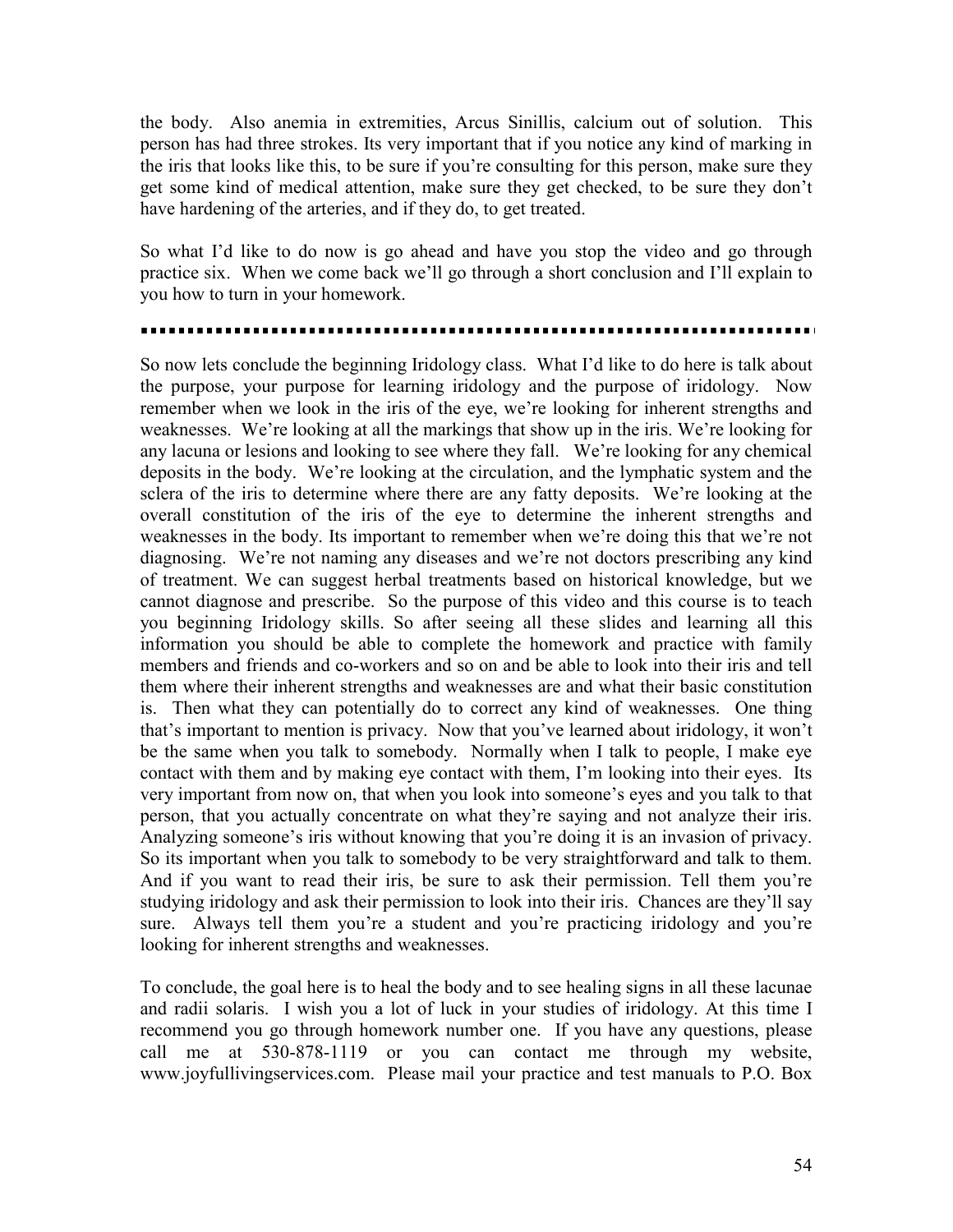the body. Also anemia in extremities, Arcus Sinillis, calcium out of solution. This person has had three strokes. Its very important that if you notice any kind of marking in the iris that looks like this, to be sure if you're consulting for this person, make sure they get some kind of medical attention, make sure they get checked, to be sure they don't have hardening of the arteries, and if they do, to get treated.

So what I'd like to do now is go ahead and have you stop the video and go through practice six. When we come back we'll go through a short conclusion and I'll explain to you how to turn in your homework.

---

So now lets conclude the beginning Iridology class. What I'd like to do here is talk about the purpose, your purpose for learning iridology and the purpose of iridology. Now remember when we look in the iris of the eye, we're looking for inherent strengths and weaknesses. We're looking at all the markings that show up in the iris. We're looking for any lacuna or lesions and looking to see where they fall. We're looking for any chemical deposits in the body. We're looking at the circulation, and the lymphatic system and the sclera of the iris to determine where there are any fatty deposits. We're looking at the overall constitution of the iris of the eye to determine the inherent strengths and weaknesses in the body. Its important to remember when we're doing this that we're not diagnosing. We're not naming any diseases and we're not doctors prescribing any kind of treatment. We can suggest herbal treatments based on historical knowledge, but we cannot diagnose and prescribe. So the purpose of this video and this course is to teach you beginning Iridology skills. So after seeing all these slides and learning all this information you should be able to complete the homework and practice with family members and friends and co-workers and so on and be able to look into their iris and tell them where their inherent strengths and weaknesses are and what their basic constitution is. Then what they can potentially do to correct any kind of weaknesses. One thing that's important to mention is privacy. Now that you've learned about iridology, it won't be the same when you talk to somebody. Normally when I talk to people, I make eye contact with them and by making eye contact with them, I'm looking into their eyes. Its very important from now on, that when you look into someone's eyes and you talk to that person, that you actually concentrate on what they're saying and not analyze their iris. Analyzing someone's iris without knowing that you're doing it is an invasion of privacy. So its important when you talk to somebody to be very straightforward and talk to them. And if you want to read their iris, be sure to ask their permission. Tell them you're studying iridology and ask their permission to look into their iris. Chances are they'll say sure. Always tell them you're a student and you're practicing iridology and you're looking for inherent strengths and weaknesses.

To conclude, the goal here is to heal the body and to see healing signs in all these lacunae and radii solaris. I wish you a lot of luck in your studies of iridology. At this time I recommend you go through homework number one. If you have any questions, please call me at 530-878-1119 or you can contact me through my website, www.joyfullivingservices.com. Please mail your practice and test manuals to P.O. Box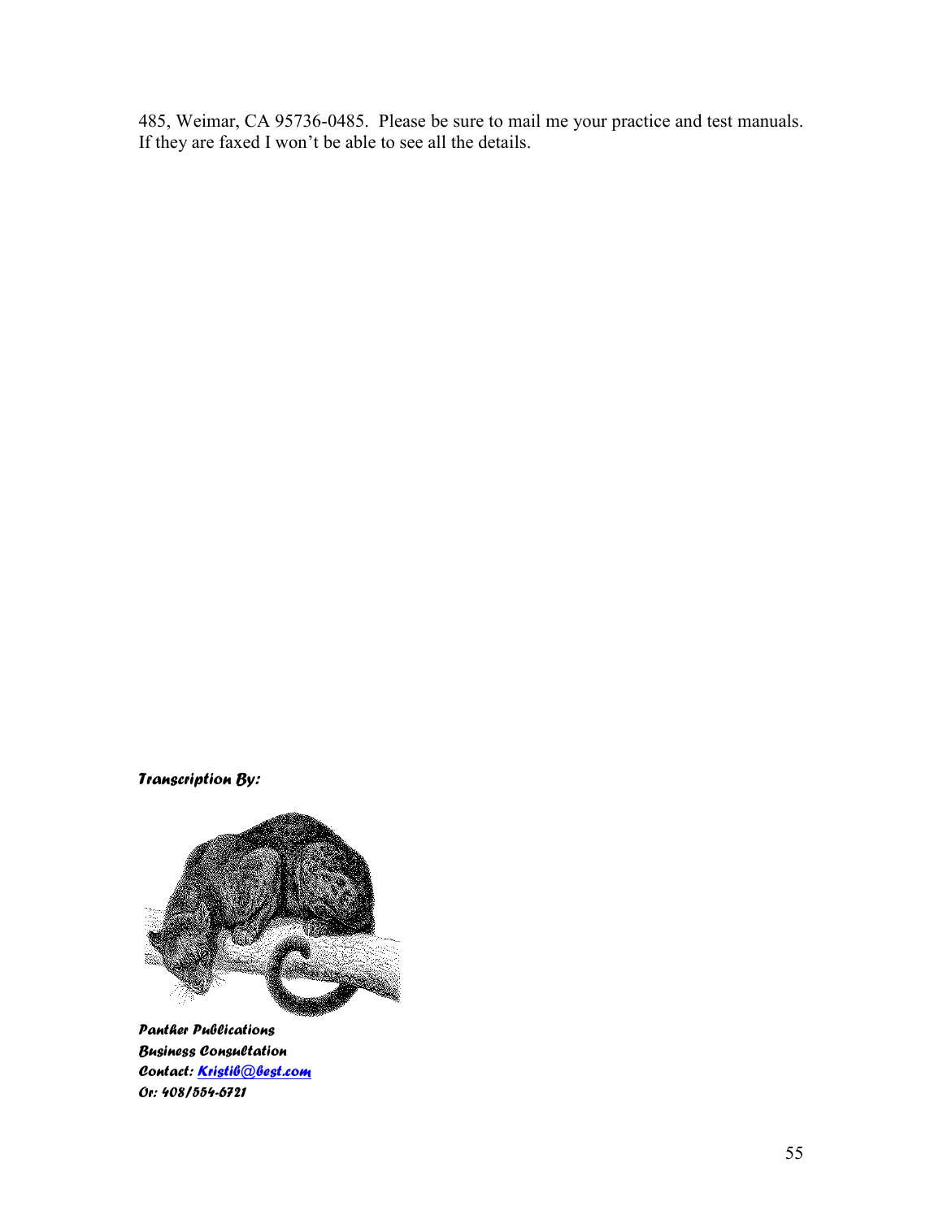485, Weimar, CA 95736-0485. Please be sure to mail me your practice and test manuals. If they are faxed I won't be able to see all the details.

***Transcription By:***

***Panther Publications***
***Business Consultation***
***Contact: Kristib@best.com***
***Or: 408/554-6721***